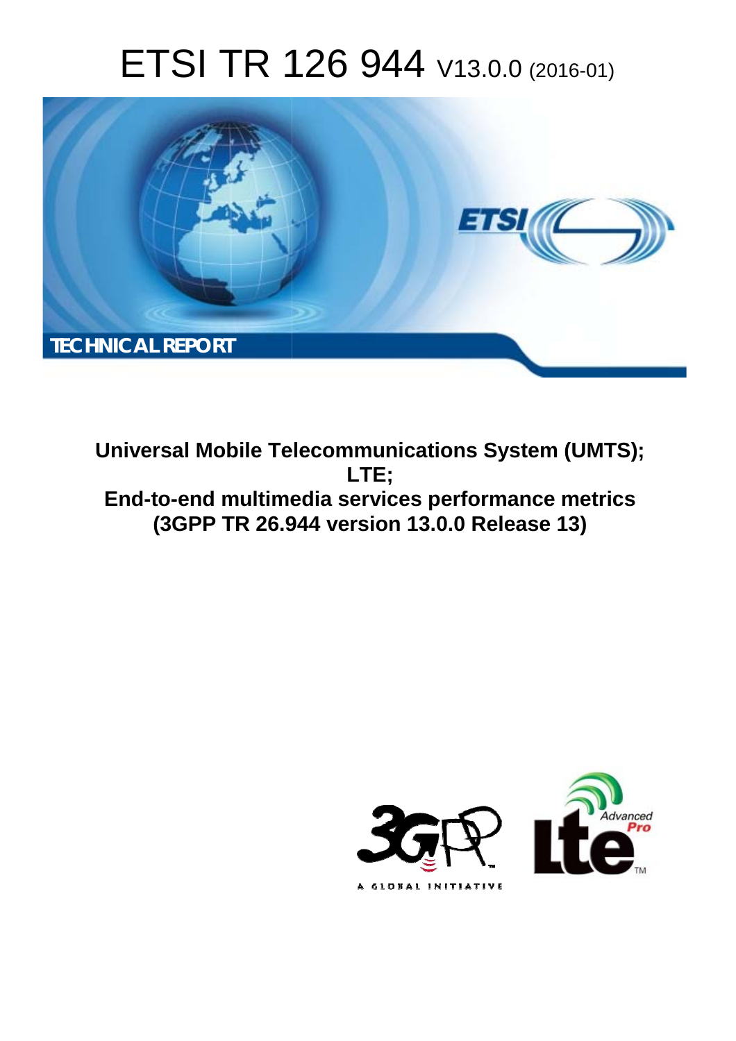# ETSI TR 126 944 V13.0.0 (2016-01)

TECHNICAL REPORT

**Universal Mobile Telecommunications System (UMTS); LTE; End-to-end multimedia services performance metrics (3GPP TR 26.944 version 13.0.0 Release 13)**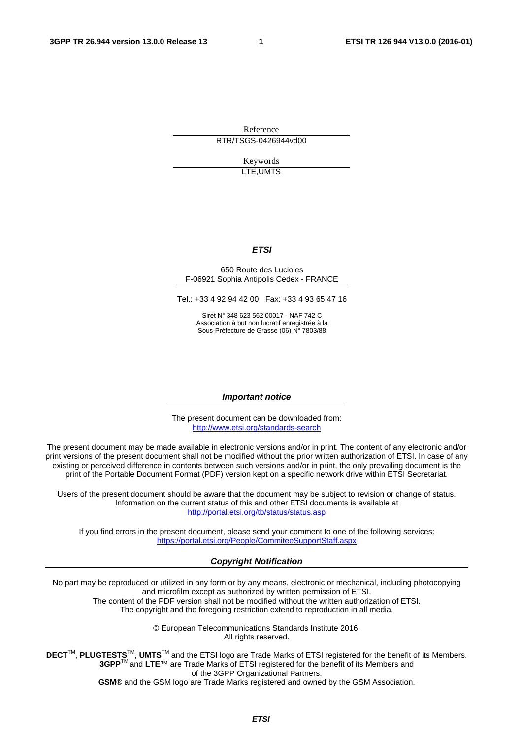Reference

RTR/TSGS-0426944vd00

Keywords

LTE,UMTS

***ETSI***

650 Route des Lucioles
F-06921 Sophia Antipolis Cedex - FRANCE

Tel.: +33 4 92 94 42 00 Fax: +33 4 93 65 47 16

Siret N° 348 623 562 00017 - NAF 742 C
Association à but non lucratif enregistrée à la
Sous-Préfecture de Grasse (06) N° 7803/88

***Important notice***

The present document can be downloaded from:
http://www.etsi.org/standards-search

The present document may be made available in electronic versions and/or in print. The content of any electronic and/or print versions of the present document shall not be modified without the prior written authorization of ETSI. In case of any existing or perceived difference in contents between such versions and/or in print, the only prevailing document is the print of the Portable Document Format (PDF) version kept on a specific network drive within ETSI Secretariat.

Users of the present document should be aware that the document may be subject to revision or change of status. Information on the current status of this and other ETSI documents is available at
http://portal.etsi.org/tb/status/status.asp

If you find errors in the present document, please send your comment to one of the following services:
https://portal.etsi.org/People/CommiteeSupportStaff.aspx

***Copyright Notification***

No part may be reproduced or utilized in any form or by any means, electronic or mechanical, including photocopying and microfilm except as authorized by written permission of ETSI.
The content of the PDF version shall not be modified without the written authorization of ETSI.
The copyright and the foregoing restriction extend to reproduction in all media.

© European Telecommunications Standards Institute 2016.
All rights reserved.

**DECT**™, **PLUGTESTS**™, **UMTS**™ and the ETSI logo are Trade Marks of ETSI registered for the benefit of its Members.
**3GPP**™ and **LTE**™ are Trade Marks of ETSI registered for the benefit of its Members and of the 3GPP Organizational Partners.
**GSM**® and the GSM logo are Trade Marks registered and owned by the GSM Association.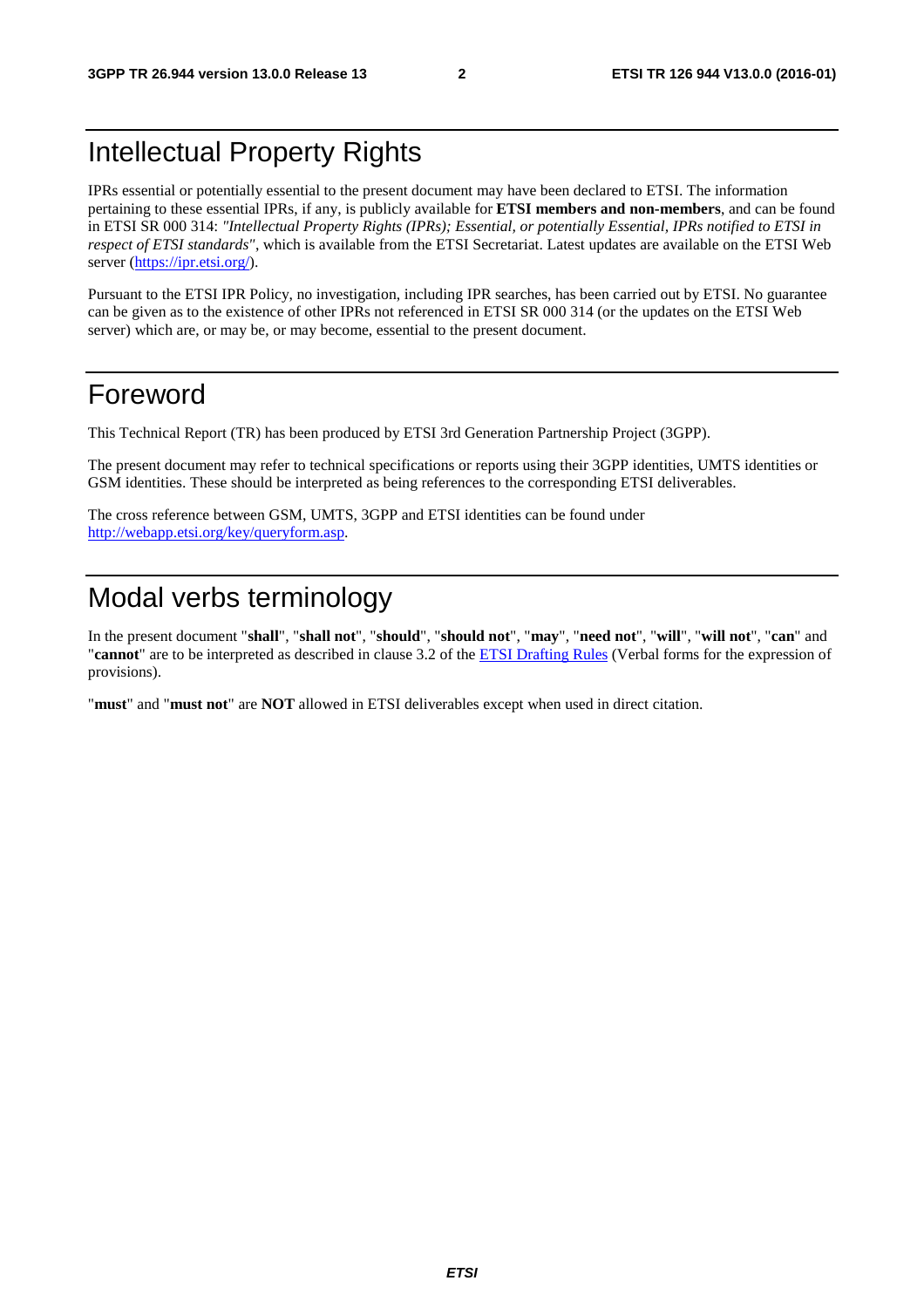# Intellectual Property Rights

IPRs essential or potentially essential to the present document may have been declared to ETSI. The information pertaining to these essential IPRs, if any, is publicly available for **ETSI members and non-members**, and can be found in ETSI SR 000 314: *"Intellectual Property Rights (IPRs); Essential, or potentially Essential, IPRs notified to ETSI in respect of ETSI standards"*, which is available from the ETSI Secretariat. Latest updates are available on the ETSI Web server (https://ipr.etsi.org/).

Pursuant to the ETSI IPR Policy, no investigation, including IPR searches, has been carried out by ETSI. No guarantee can be given as to the existence of other IPRs not referenced in ETSI SR 000 314 (or the updates on the ETSI Web server) which are, or may be, or may become, essential to the present document.

# Foreword

This Technical Report (TR) has been produced by ETSI 3rd Generation Partnership Project (3GPP).

The present document may refer to technical specifications or reports using their 3GPP identities, UMTS identities or GSM identities. These should be interpreted as being references to the corresponding ETSI deliverables.

The cross reference between GSM, UMTS, 3GPP and ETSI identities can be found under http://webapp.etsi.org/key/queryform.asp.

# Modal verbs terminology

In the present document "**shall**", "**shall not**", "**should**", "**should not**", "**may**", "**need not**", "**will**", "**will not**", "**can**" and "**cannot**" are to be interpreted as described in clause 3.2 of the ETSI Drafting Rules (Verbal forms for the expression of provisions).

"**must**" and "**must not**" are **NOT** allowed in ETSI deliverables except when used in direct citation.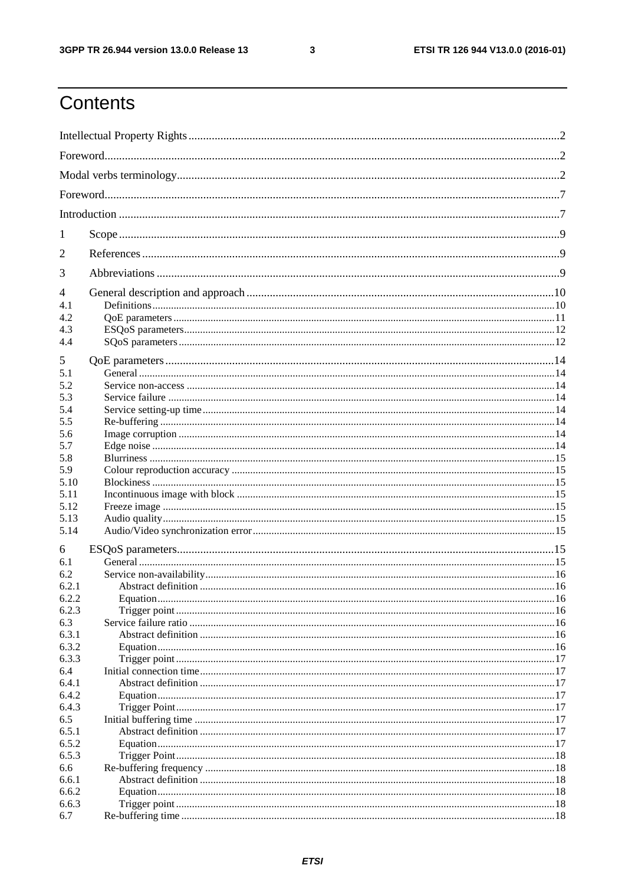# Contents

Intellectual Property Rights ..... 2

Foreword ..... 2

Modal verbs terminology ..... 2

Foreword ..... 7

Introduction ..... 7

1 Scope ..... 9

2 References ..... 9

3 Abbreviations ..... 9

4 General description and approach ..... 10

4.1 Definitions ..... 10

4.2 QoE parameters ..... 11

4.3 ESQoS parameters ..... 12

4.4 SQoS parameters ..... 12

5 QoE parameters ..... 14

5.1 General ..... 14

5.2 Service non-access ..... 14

5.3 Service failure ..... 14

5.4 Service setting-up time ..... 14

5.5 Re-buffering ..... 14

5.6 Image corruption ..... 14

5.7 Edge noise ..... 14

5.8 Blurriness ..... 15

5.9 Colour reproduction accuracy ..... 15

5.10 Blockiness ..... 15

5.11 Incontinuous image with block ..... 15

5.12 Freeze image ..... 15

5.13 Audio quality ..... 15

5.14 Audio/Video synchronization error ..... 15

6 ESQoS parameters ..... 15

6.1 General ..... 15

6.2 Service non-availability ..... 16

6.2.1 Abstract definition ..... 16

6.2.2 Equation ..... 16

6.2.3 Trigger point ..... 16

6.3 Service failure ratio ..... 16

6.3.1 Abstract definition ..... 16

6.3.2 Equation ..... 16

6.3.3 Trigger point ..... 17

6.4 Initial connection time ..... 17

6.4.1 Abstract definition ..... 17

6.4.2 Equation ..... 17

6.4.3 Trigger Point ..... 17

6.5 Initial buffering time ..... 17

6.5.1 Abstract definition ..... 17

6.5.2 Equation ..... 17

6.5.3 Trigger Point ..... 18

6.6 Re-buffering frequency ..... 18

6.6.1 Abstract definition ..... 18

6.6.2 Equation ..... 18

6.6.3 Trigger point ..... 18

6.7 Re-buffering time ..... 18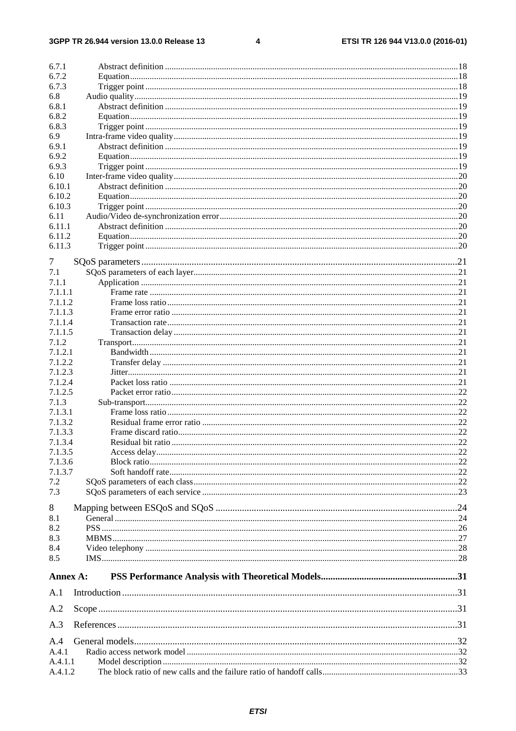6.7.1 Abstract definition ....................................................................................................................................18
6.7.2 Equation ...................................................................................................................................................18
6.7.3 Trigger point ............................................................................................................................................18
6.8 Audio quality ..................................................................................................................................................19
6.8.1 Abstract definition ....................................................................................................................................19
6.8.2 Equation ...................................................................................................................................................19
6.8.3 Trigger point ............................................................................................................................................19
6.9 Intra-frame video quality ................................................................................................................................19
6.9.1 Abstract definition ....................................................................................................................................19
6.9.2 Equation ...................................................................................................................................................19
6.9.3 Trigger point ............................................................................................................................................19
6.10 Inter-frame video quality ................................................................................................................................20
6.10.1 Abstract definition ....................................................................................................................................20
6.10.2 Equation ...................................................................................................................................................20
6.10.3 Trigger point ............................................................................................................................................20
6.11 Audio/Video de-synchronization error ...........................................................................................................20
6.11.1 Abstract definition ....................................................................................................................................20
6.11.2 Equation ...................................................................................................................................................20
6.11.3 Trigger point ............................................................................................................................................20

7 SQoS parameters ..................................................................................................................................21
7.1 SQoS parameters of each layer .......................................................................................................................21
7.1.1 Application ...............................................................................................................................................21
7.1.1.1 Frame rate ...........................................................................................................................................21
7.1.1.2 Frame loss ratio ...................................................................................................................................21
7.1.1.3 Frame error ratio ..................................................................................................................................21
7.1.1.4 Transaction rate ...................................................................................................................................21
7.1.1.5 Transaction delay .................................................................................................................................21
7.1.2 Transport ...................................................................................................................................................21
7.1.2.1 Bandwidth ...........................................................................................................................................21
7.1.2.2 Transfer delay ......................................................................................................................................21
7.1.2.3 Jitter .....................................................................................................................................................21
7.1.2.4 Packet loss ratio ...................................................................................................................................21
7.1.2.5 Packet error ratio ..................................................................................................................................22
7.1.3 Sub-transport .............................................................................................................................................22
7.1.3.1 Frame loss ratio ...................................................................................................................................22
7.1.3.2 Residual frame error ratio ...................................................................................................................22
7.1.3.3 Frame discard ratio ..............................................................................................................................22
7.1.3.4 Residual bit ratio .................................................................................................................................22
7.1.3.5 Access delay ........................................................................................................................................22
7.1.3.6 Block ratio ...........................................................................................................................................22
7.1.3.7 Soft handoff rate ..................................................................................................................................22
7.2 SQoS parameters of each class .......................................................................................................................22
7.3 SQoS parameters of each service ...................................................................................................................23

8 Mapping between ESQoS and SQoS ....................................................................................................24
8.1 General ...........................................................................................................................................................24
8.2 PSS .................................................................................................................................................................26
8.3 MBMS ............................................................................................................................................................27
8.4 Video telephony .............................................................................................................................................28
8.5 IMS .................................................................................................................................................................28

**Annex A: PSS Performance Analysis with Theoretical Models ........................................................31**

A.1 Introduction ..........................................................................................................................................31

A.2 Scope ....................................................................................................................................................31

A.3 References ............................................................................................................................................31

A.4 General models .....................................................................................................................................32
A.4.1 Radio access network model ..........................................................................................................................32
A.4.1.1 Model description .....................................................................................................................................32
A.4.1.2 The block ratio of new calls and the failure ratio of handoff calls .............................................................33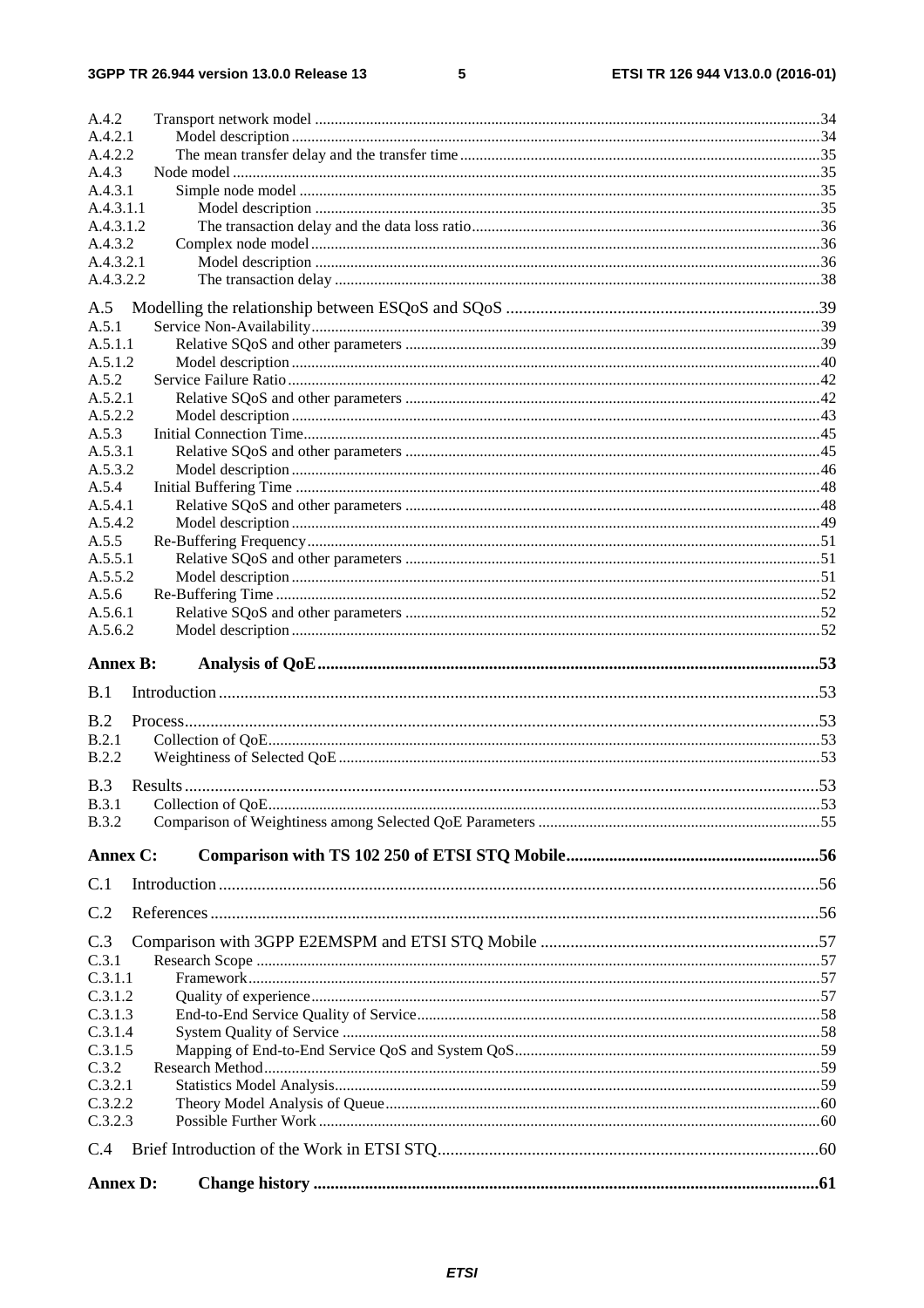A.4.2 Transport network model ...34
A.4.2.1 Model description ...34
A.4.2.2 The mean transfer delay and the transfer time ...35
A.4.3 Node model ...35
A.4.3.1 Simple node model ...35
A.4.3.1.1 Model description ...35
A.4.3.1.2 The transaction delay and the data loss ratio ...36
A.4.3.2 Complex node model ...36
A.4.3.2.1 Model description ...36
A.4.3.2.2 The transaction delay ...38

A.5 Modelling the relationship between ESQoS and SQoS ...39
A.5.1 Service Non-Availability ...39
A.5.1.1 Relative SQoS and other parameters ...39
A.5.1.2 Model description ...40
A.5.2 Service Failure Ratio ...42
A.5.2.1 Relative SQoS and other parameters ...42
A.5.2.2 Model description ...43
A.5.3 Initial Connection Time ...45
A.5.3.1 Relative SQoS and other parameters ...45
A.5.3.2 Model description ...46
A.5.4 Initial Buffering Time ...48
A.5.4.1 Relative SQoS and other parameters ...48
A.5.4.2 Model description ...49
A.5.5 Re-Buffering Frequency ...51
A.5.5.1 Relative SQoS and other parameters ...51
A.5.5.2 Model description ...51
A.5.6 Re-Buffering Time ...52
A.5.6.1 Relative SQoS and other parameters ...52
A.5.6.2 Model description ...52

**Annex B: Analysis of QoE ...53**

B.1 Introduction ...53

B.2 Process ...53
B.2.1 Collection of QoE ...53
B.2.2 Weightiness of Selected QoE ...53

B.3 Results ...53
B.3.1 Collection of QoE ...53
B.3.2 Comparison of Weightiness among Selected QoE Parameters ...55

**Annex C: Comparison with TS 102 250 of ETSI STQ Mobile ...56**

C.1 Introduction ...56

C.2 References ...56

C.3 Comparison with 3GPP E2EMSPM and ETSI STQ Mobile ...57
C.3.1 Research Scope ...57
C.3.1.1 Framework ...57
C.3.1.2 Quality of experience ...57
C.3.1.3 End-to-End Service Quality of Service ...58
C.3.1.4 System Quality of Service ...58
C.3.1.5 Mapping of End-to-End Service QoS and System QoS ...59
C.3.2 Research Method ...59
C.3.2.1 Statistics Model Analysis ...59
C.3.2.2 Theory Model Analysis of Queue ...60
C.3.2.3 Possible Further Work ...60

C.4 Brief Introduction of the Work in ETSI STQ ...60

**Annex D: Change history ...61**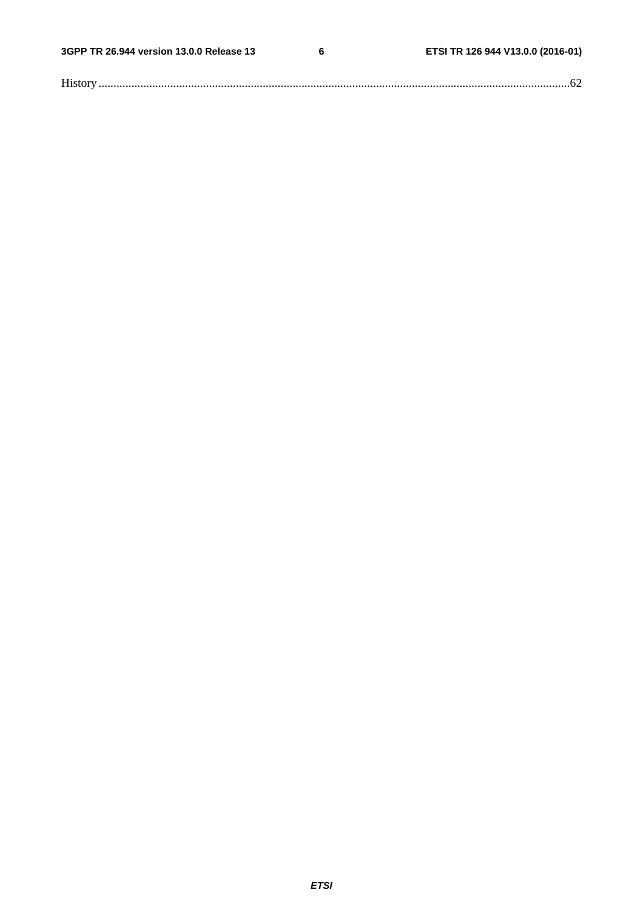History ..........................................................................................................................................................62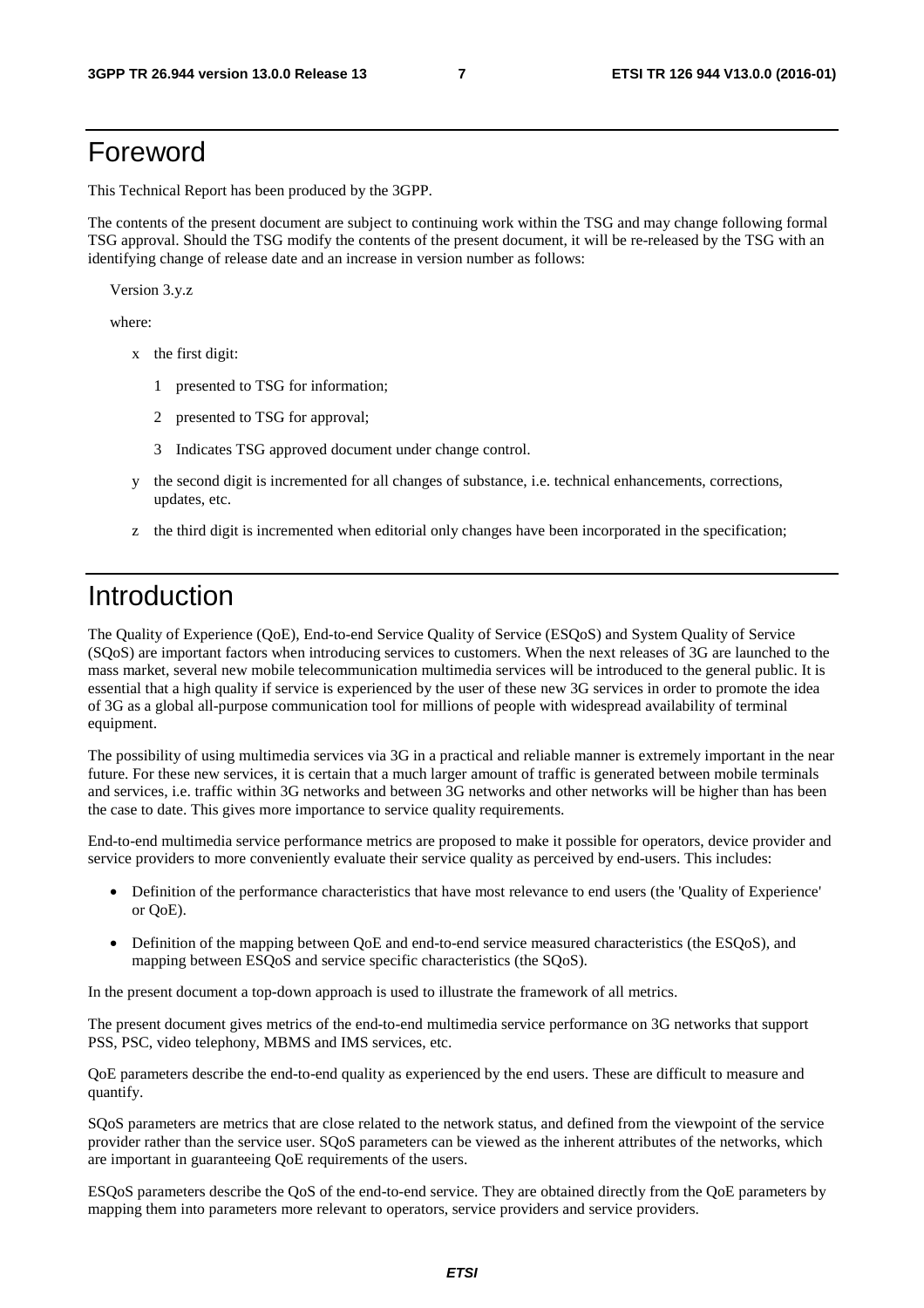# Foreword

This Technical Report has been produced by the 3GPP.

The contents of the present document are subject to continuing work within the TSG and may change following formal TSG approval. Should the TSG modify the contents of the present document, it will be re-released by the TSG with an identifying change of release date and an increase in version number as follows:

Version 3.y.z

where:

- x the first digit:
  - 1 presented to TSG for information;
  - 2 presented to TSG for approval;
  - 3 Indicates TSG approved document under change control.
- y the second digit is incremented for all changes of substance, i.e. technical enhancements, corrections, updates, etc.
- z the third digit is incremented when editorial only changes have been incorporated in the specification;

# Introduction

The Quality of Experience (QoE), End-to-end Service Quality of Service (ESQoS) and System Quality of Service (SQoS) are important factors when introducing services to customers. When the next releases of 3G are launched to the mass market, several new mobile telecommunication multimedia services will be introduced to the general public. It is essential that a high quality if service is experienced by the user of these new 3G services in order to promote the idea of 3G as a global all-purpose communication tool for millions of people with widespread availability of terminal equipment.

The possibility of using multimedia services via 3G in a practical and reliable manner is extremely important in the near future. For these new services, it is certain that a much larger amount of traffic is generated between mobile terminals and services, i.e. traffic within 3G networks and between 3G networks and other networks will be higher than has been the case to date. This gives more importance to service quality requirements.

End-to-end multimedia service performance metrics are proposed to make it possible for operators, device provider and service providers to more conveniently evaluate their service quality as perceived by end-users. This includes:

- Definition of the performance characteristics that have most relevance to end users (the 'Quality of Experience' or QoE).
- Definition of the mapping between QoE and end-to-end service measured characteristics (the ESQoS), and mapping between ESQoS and service specific characteristics (the SQoS).

In the present document a top-down approach is used to illustrate the framework of all metrics.

The present document gives metrics of the end-to-end multimedia service performance on 3G networks that support PSS, PSC, video telephony, MBMS and IMS services, etc.

QoE parameters describe the end-to-end quality as experienced by the end users. These are difficult to measure and quantify.

SQoS parameters are metrics that are close related to the network status, and defined from the viewpoint of the service provider rather than the service user. SQoS parameters can be viewed as the inherent attributes of the networks, which are important in guaranteeing QoE requirements of the users.

ESQoS parameters describe the QoS of the end-to-end service. They are obtained directly from the QoE parameters by mapping them into parameters more relevant to operators, service providers and service providers.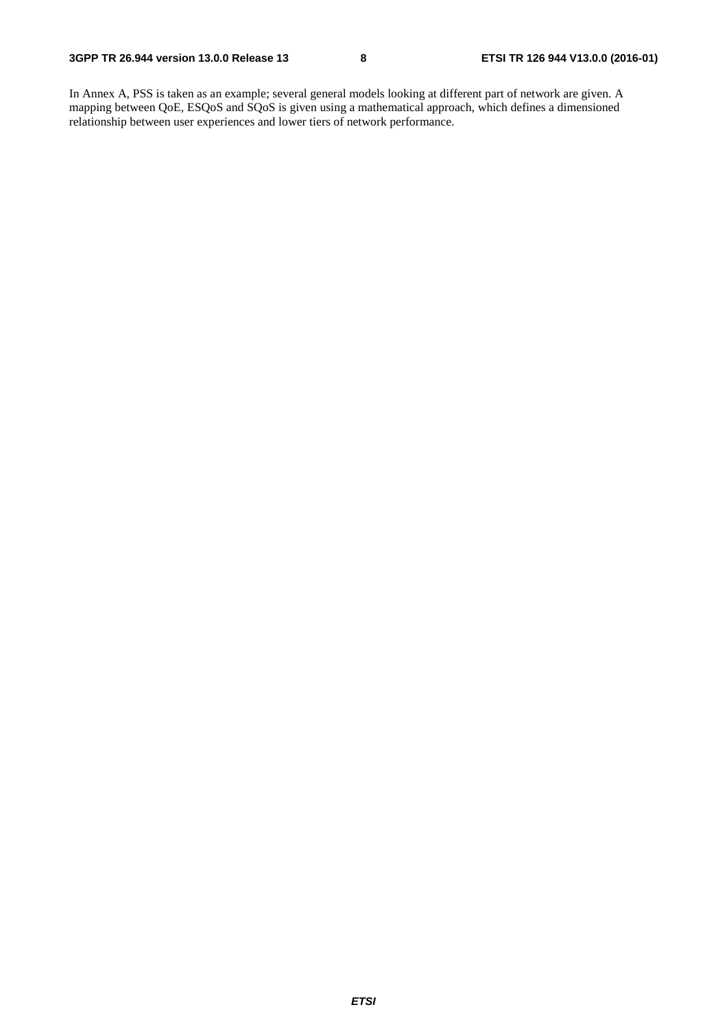In Annex A, PSS is taken as an example; several general models looking at different part of network are given. A mapping between QoE, ESQoS and SQoS is given using a mathematical approach, which defines a dimensioned relationship between user experiences and lower tiers of network performance.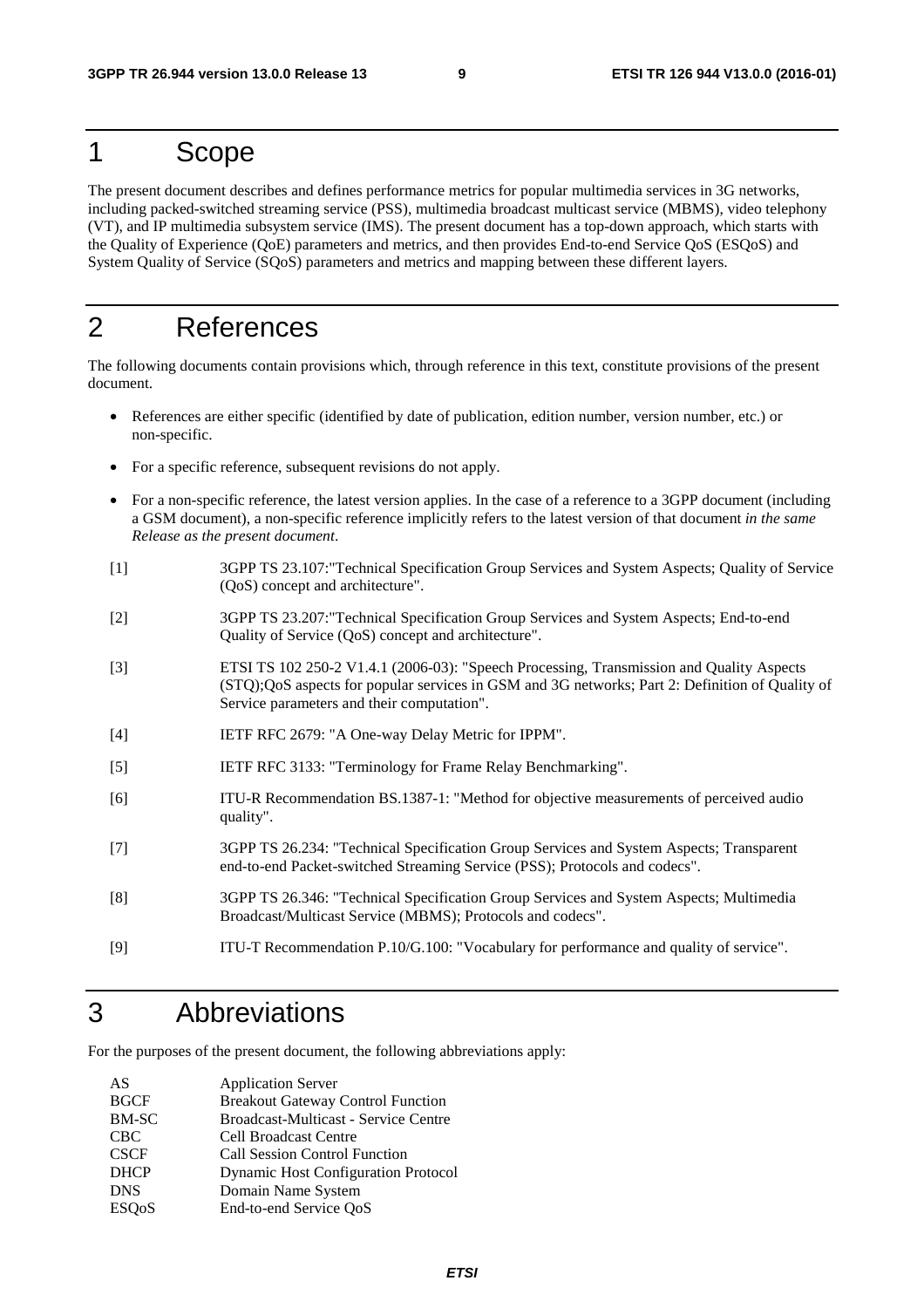# 1 Scope

The present document describes and defines performance metrics for popular multimedia services in 3G networks, including packed-switched streaming service (PSS), multimedia broadcast multicast service (MBMS), video telephony (VT), and IP multimedia subsystem service (IMS). The present document has a top-down approach, which starts with the Quality of Experience (QoE) parameters and metrics, and then provides End-to-end Service QoS (ESQoS) and System Quality of Service (SQoS) parameters and metrics and mapping between these different layers.

# 2 References

The following documents contain provisions which, through reference in this text, constitute provisions of the present document.

- References are either specific (identified by date of publication, edition number, version number, etc.) or non-specific.
- For a specific reference, subsequent revisions do not apply.
- For a non-specific reference, the latest version applies. In the case of a reference to a 3GPP document (including a GSM document), a non-specific reference implicitly refers to the latest version of that document *in the same Release as the present document*.

[1] 3GPP TS 23.107:"Technical Specification Group Services and System Aspects; Quality of Service (QoS) concept and architecture".

[2] 3GPP TS 23.207:"Technical Specification Group Services and System Aspects; End-to-end Quality of Service (QoS) concept and architecture".

[3] ETSI TS 102 250-2 V1.4.1 (2006-03): "Speech Processing, Transmission and Quality Aspects (STQ);QoS aspects for popular services in GSM and 3G networks; Part 2: Definition of Quality of Service parameters and their computation".

[4] IETF RFC 2679: "A One-way Delay Metric for IPPM".

[5] IETF RFC 3133: "Terminology for Frame Relay Benchmarking".

[6] ITU-R Recommendation BS.1387-1: "Method for objective measurements of perceived audio quality".

[7] 3GPP TS 26.234: "Technical Specification Group Services and System Aspects; Transparent end-to-end Packet-switched Streaming Service (PSS); Protocols and codecs".

[8] 3GPP TS 26.346: "Technical Specification Group Services and System Aspects; Multimedia Broadcast/Multicast Service (MBMS); Protocols and codecs".

[9] ITU-T Recommendation P.10/G.100: "Vocabulary for performance and quality of service".

# 3 Abbreviations

For the purposes of the present document, the following abbreviations apply:

| | |
|---|---|
| AS | Application Server |
| BGCF | Breakout Gateway Control Function |
| BM-SC | Broadcast-Multicast - Service Centre |
| CBC | Cell Broadcast Centre |
| CSCF | Call Session Control Function |
| DHCP | Dynamic Host Configuration Protocol |
| DNS | Domain Name System |
| ESQoS | End-to-end Service QoS |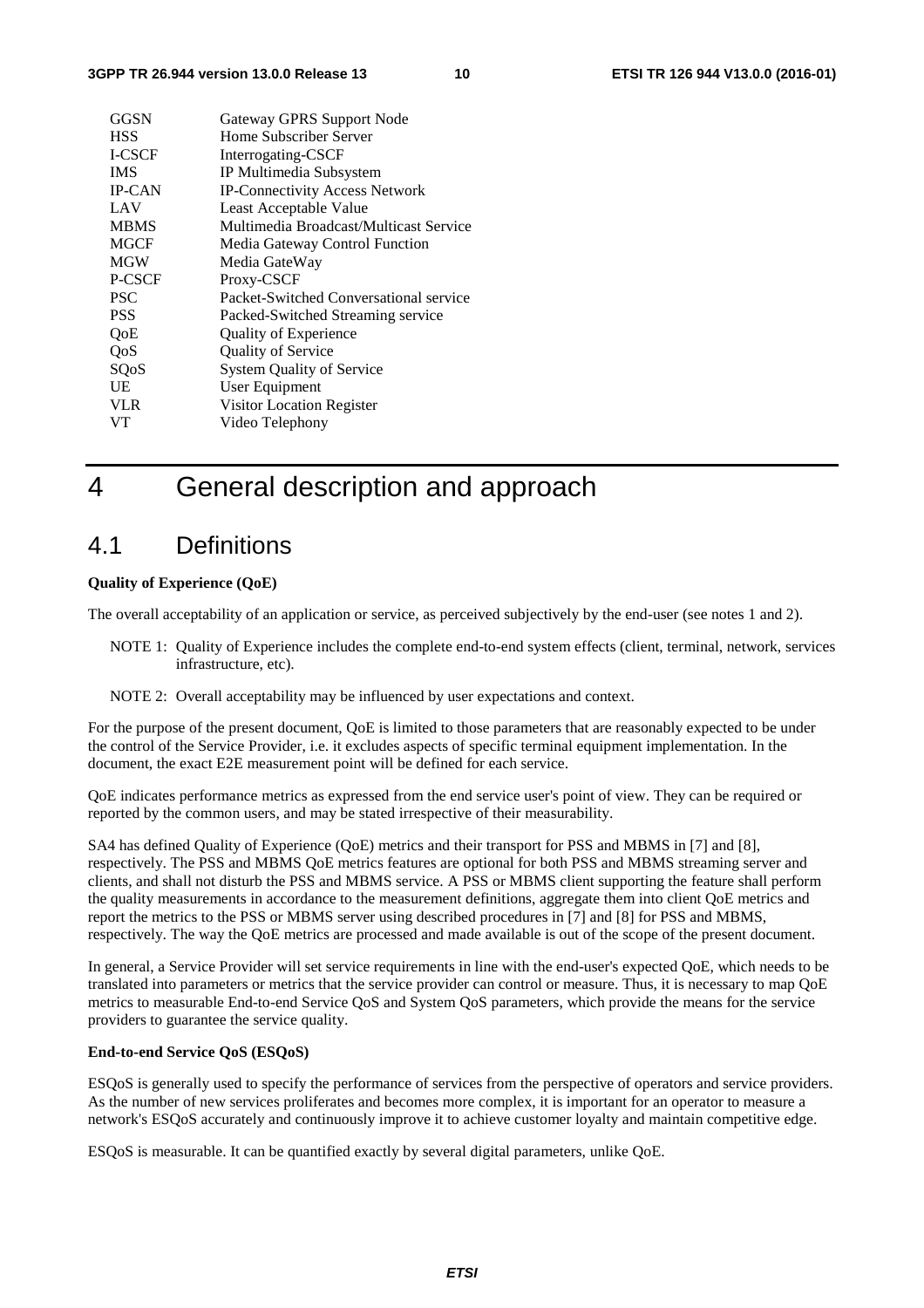| | |
|---|---|
| GGSN | Gateway GPRS Support Node |
| HSS | Home Subscriber Server |
| I-CSCF | Interrogating-CSCF |
| IMS | IP Multimedia Subsystem |
| IP-CAN | IP-Connectivity Access Network |
| LAV | Least Acceptable Value |
| MBMS | Multimedia Broadcast/Multicast Service |
| MGCF | Media Gateway Control Function |
| MGW | Media GateWay |
| P-CSCF | Proxy-CSCF |
| PSC | Packet-Switched Conversational service |
| PSS | Packed-Switched Streaming service |
| QoE | Quality of Experience |
| QoS | Quality of Service |
| SQoS | System Quality of Service |
| UE | User Equipment |
| VLR | Visitor Location Register |
| VT | Video Telephony |

# 4 General description and approach

## 4.1 Definitions

**Quality of Experience (QoE)**

The overall acceptability of an application or service, as perceived subjectively by the end-user (see notes 1 and 2).

NOTE 1: Quality of Experience includes the complete end-to-end system effects (client, terminal, network, services infrastructure, etc).

NOTE 2: Overall acceptability may be influenced by user expectations and context.

For the purpose of the present document, QoE is limited to those parameters that are reasonably expected to be under the control of the Service Provider, i.e. it excludes aspects of specific terminal equipment implementation. In the document, the exact E2E measurement point will be defined for each service.

QoE indicates performance metrics as expressed from the end service user's point of view. They can be required or reported by the common users, and may be stated irrespective of their measurability.

SA4 has defined Quality of Experience (QoE) metrics and their transport for PSS and MBMS in [7] and [8], respectively. The PSS and MBMS QoE metrics features are optional for both PSS and MBMS streaming server and clients, and shall not disturb the PSS and MBMS service. A PSS or MBMS client supporting the feature shall perform the quality measurements in accordance to the measurement definitions, aggregate them into client QoE metrics and report the metrics to the PSS or MBMS server using described procedures in [7] and [8] for PSS and MBMS, respectively. The way the QoE metrics are processed and made available is out of the scope of the present document.

In general, a Service Provider will set service requirements in line with the end-user's expected QoE, which needs to be translated into parameters or metrics that the service provider can control or measure. Thus, it is necessary to map QoE metrics to measurable End-to-end Service QoS and System QoS parameters, which provide the means for the service providers to guarantee the service quality.

**End-to-end Service QoS (ESQoS)**

ESQoS is generally used to specify the performance of services from the perspective of operators and service providers. As the number of new services proliferates and becomes more complex, it is important for an operator to measure a network's ESQoS accurately and continuously improve it to achieve customer loyalty and maintain competitive edge.

ESQoS is measurable. It can be quantified exactly by several digital parameters, unlike QoE.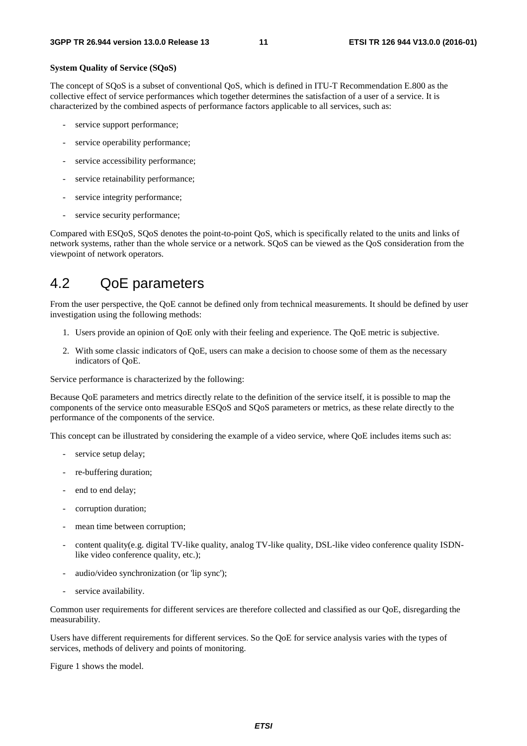**System Quality of Service (SQoS)**

The concept of SQoS is a subset of conventional QoS, which is defined in ITU-T Recommendation E.800 as the collective effect of service performances which together determines the satisfaction of a user of a service. It is characterized by the combined aspects of performance factors applicable to all services, such as:

- service support performance;
- service operability performance;
- service accessibility performance;
- service retainability performance;
- service integrity performance;
- service security performance;

Compared with ESQoS, SQoS denotes the point-to-point QoS, which is specifically related to the units and links of network systems, rather than the whole service or a network. SQoS can be viewed as the QoS consideration from the viewpoint of network operators.

## 4.2 QoE parameters

From the user perspective, the QoE cannot be defined only from technical measurements. It should be defined by user investigation using the following methods:

1. Users provide an opinion of QoE only with their feeling and experience. The QoE metric is subjective.
2. With some classic indicators of QoE, users can make a decision to choose some of them as the necessary indicators of QoE.

Service performance is characterized by the following:

Because QoE parameters and metrics directly relate to the definition of the service itself, it is possible to map the components of the service onto measurable ESQoS and SQoS parameters or metrics, as these relate directly to the performance of the components of the service.

This concept can be illustrated by considering the example of a video service, where QoE includes items such as:

- service setup delay;
- re-buffering duration;
- end to end delay;
- corruption duration;
- mean time between corruption;
- content quality(e.g. digital TV-like quality, analog TV-like quality, DSL-like video conference quality ISDN-like video conference quality, etc.);
- audio/video synchronization (or 'lip sync');
- service availability.

Common user requirements for different services are therefore collected and classified as our QoE, disregarding the measurability.

Users have different requirements for different services. So the QoE for service analysis varies with the types of services, methods of delivery and points of monitoring.

Figure 1 shows the model.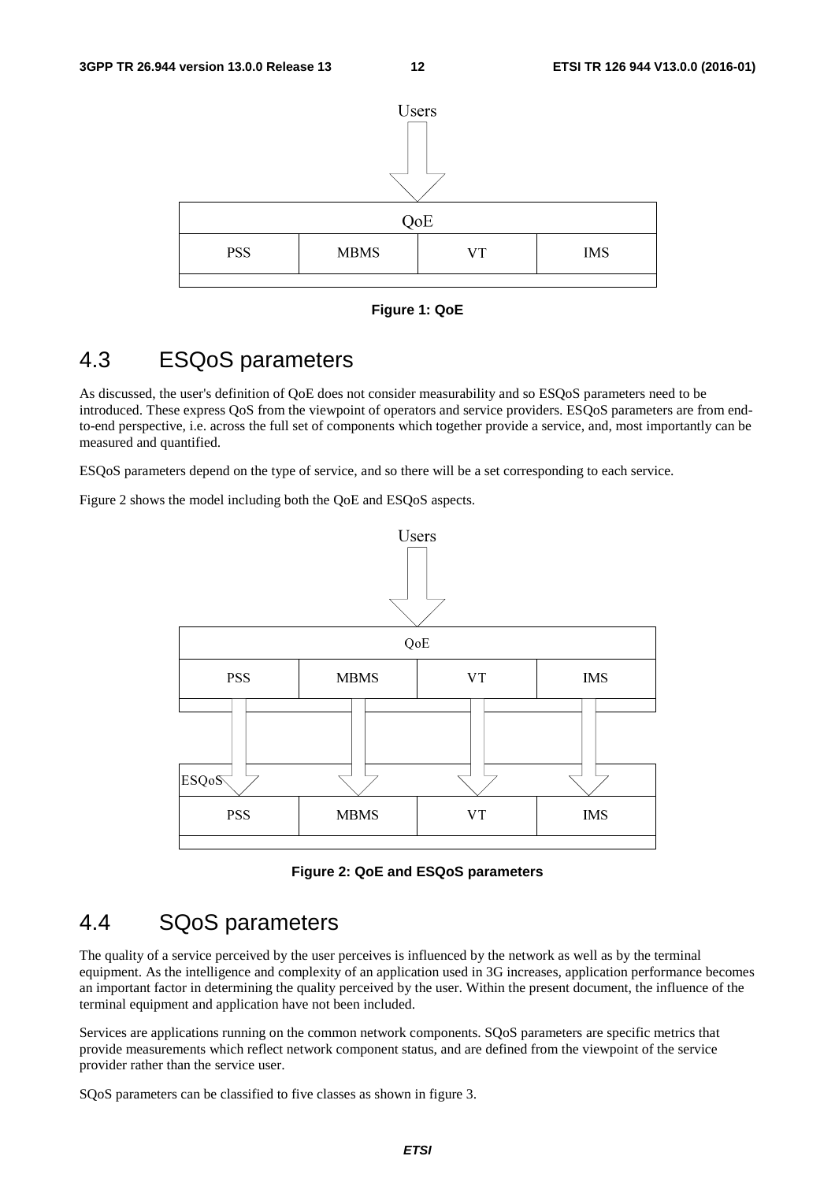**Figure 1: QoE**

## 4.3 ESQoS parameters

As discussed, the user's definition of QoE does not consider measurability and so ESQoS parameters need to be introduced. These express QoS from the viewpoint of operators and service providers. ESQoS parameters are from end-to-end perspective, i.e. across the full set of components which together provide a service, and, most importantly can be measured and quantified.

ESQoS parameters depend on the type of service, and so there will be a set corresponding to each service.

Figure 2 shows the model including both the QoE and ESQoS aspects.

**Figure 2: QoE and ESQoS parameters**

## 4.4 SQoS parameters

The quality of a service perceived by the user perceives is influenced by the network as well as by the terminal equipment. As the intelligence and complexity of an application used in 3G increases, application performance becomes an important factor in determining the quality perceived by the user. Within the present document, the influence of the terminal equipment and application have not been included.

Services are applications running on the common network components. SQoS parameters are specific metrics that provide measurements which reflect network component status, and are defined from the viewpoint of the service provider rather than the service user.

SQoS parameters can be classified to five classes as shown in figure 3.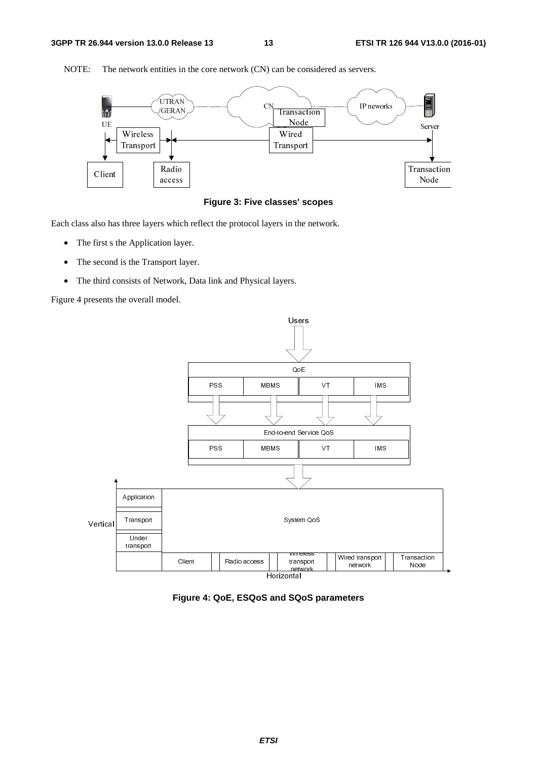NOTE: The network entities in the core network (CN) can be considered as servers.

UE
UTRAN /GERAN
CN
Transaction Node
IP neworks
Server
Wireless Transport
Wired Transport
Client
Radio access
Transaction Node

**Figure 3: Five classes' scopes**

Each class also has three layers which reflect the protocol layers in the network.

- The first s the Application layer.
- The second is the Transport layer.
- The third consists of Network, Data link and Physical layers.

Figure 4 presents the overall model.

Users
QoE
PSS
MBMS
VT
IMS
End-to-end Service QoS
PSS
MBMS
VT
IMS
Vertical
Application
Transport
Under transport
System QoS
Client
Radio access
Wireless transport network
Wired transport network
Transaction Node
Horizontal

**Figure 4: QoE, ESQoS and SQoS parameters**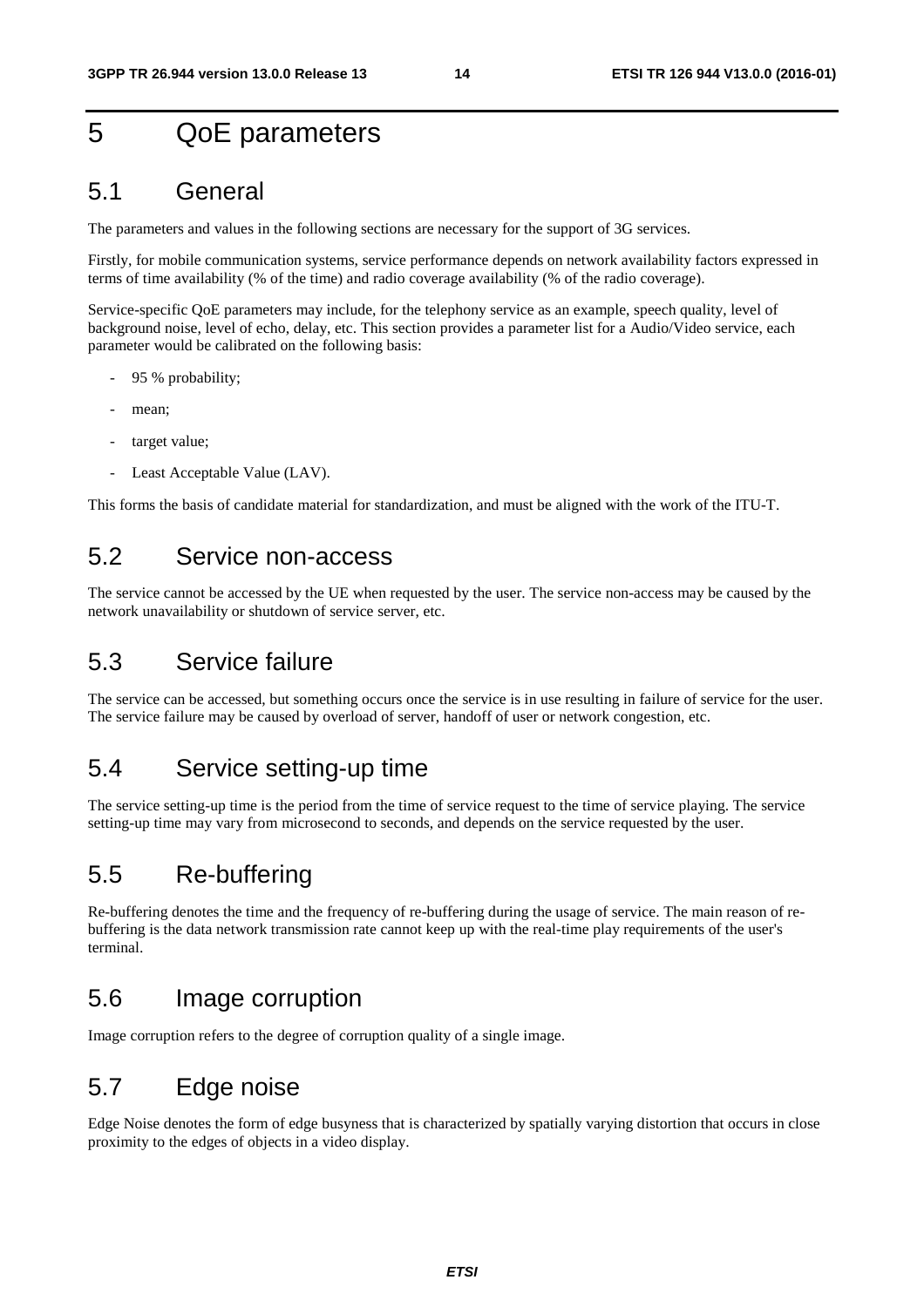# 5 QoE parameters

## 5.1 General

The parameters and values in the following sections are necessary for the support of 3G services.

Firstly, for mobile communication systems, service performance depends on network availability factors expressed in terms of time availability (% of the time) and radio coverage availability (% of the radio coverage).

Service-specific QoE parameters may include, for the telephony service as an example, speech quality, level of background noise, level of echo, delay, etc. This section provides a parameter list for a Audio/Video service, each parameter would be calibrated on the following basis:

- 95 % probability;
- mean;
- target value;
- Least Acceptable Value (LAV).

This forms the basis of candidate material for standardization, and must be aligned with the work of the ITU-T.

## 5.2 Service non-access

The service cannot be accessed by the UE when requested by the user. The service non-access may be caused by the network unavailability or shutdown of service server, etc.

## 5.3 Service failure

The service can be accessed, but something occurs once the service is in use resulting in failure of service for the user. The service failure may be caused by overload of server, handoff of user or network congestion, etc.

## 5.4 Service setting-up time

The service setting-up time is the period from the time of service request to the time of service playing. The service setting-up time may vary from microsecond to seconds, and depends on the service requested by the user.

## 5.5 Re-buffering

Re-buffering denotes the time and the frequency of re-buffering during the usage of service. The main reason of re-buffering is the data network transmission rate cannot keep up with the real-time play requirements of the user's terminal.

## 5.6 Image corruption

Image corruption refers to the degree of corruption quality of a single image.

## 5.7 Edge noise

Edge Noise denotes the form of edge busyness that is characterized by spatially varying distortion that occurs in close proximity to the edges of objects in a video display.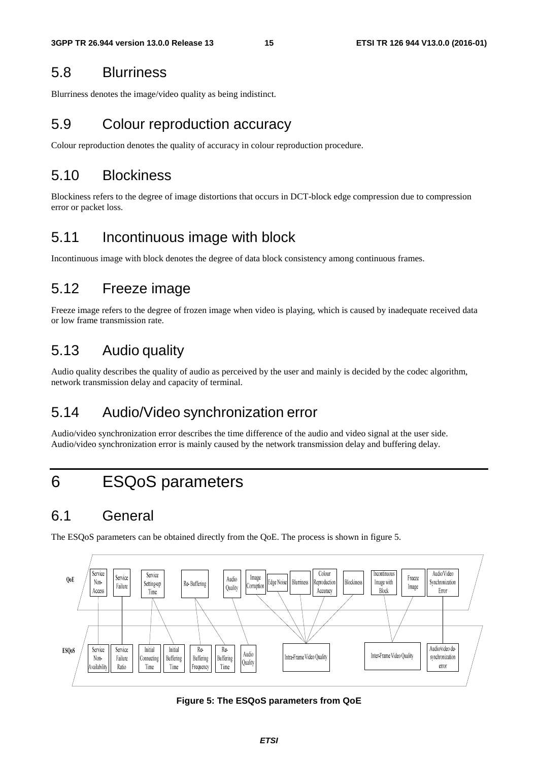## 5.8 Blurriness

Blurriness denotes the image/video quality as being indistinct.

## 5.9 Colour reproduction accuracy

Colour reproduction denotes the quality of accuracy in colour reproduction procedure.

## 5.10 Blockiness

Blockiness refers to the degree of image distortions that occurs in DCT-block edge compression due to compression error or packet loss.

## 5.11 Incontinuous image with block

Incontinuous image with block denotes the degree of data block consistency among continuous frames.

## 5.12 Freeze image

Freeze image refers to the degree of frozen image when video is playing, which is caused by inadequate received data or low frame transmission rate.

## 5.13 Audio quality

Audio quality describes the quality of audio as perceived by the user and mainly is decided by the codec algorithm, network transmission delay and capacity of terminal.

## 5.14 Audio/Video synchronization error

Audio/video synchronization error describes the time difference of the audio and video signal at the user side. Audio/video synchronization error is mainly caused by the network transmission delay and buffering delay.

# 6 ESQoS parameters

## 6.1 General

The ESQoS parameters can be obtained directly from the QoE. The process is shown in figure 5.

QoE

Service Non-Access | Service Failure | Service Setting-up Time | Re-Buffering | Audio Quality | Image Corruption | Edge Noise | Blurriness | Colour Reproduction Accuracy | Blockiness | Incontinuous Image with Block | Freeze Image | Audio/Video Synchronization Error

ESQoS

Service Non-Availability | Service Failure Ratio | Initial Connecting Time | Initial Buffering Time | Re-Buffering Frequency | Re-Buffering Time | Audio Quality | Intra-Frame Video Quality | Inter-Frame Video Quality | Audio/video de-synchronization error

**Figure 5: The ESQoS parameters from QoE**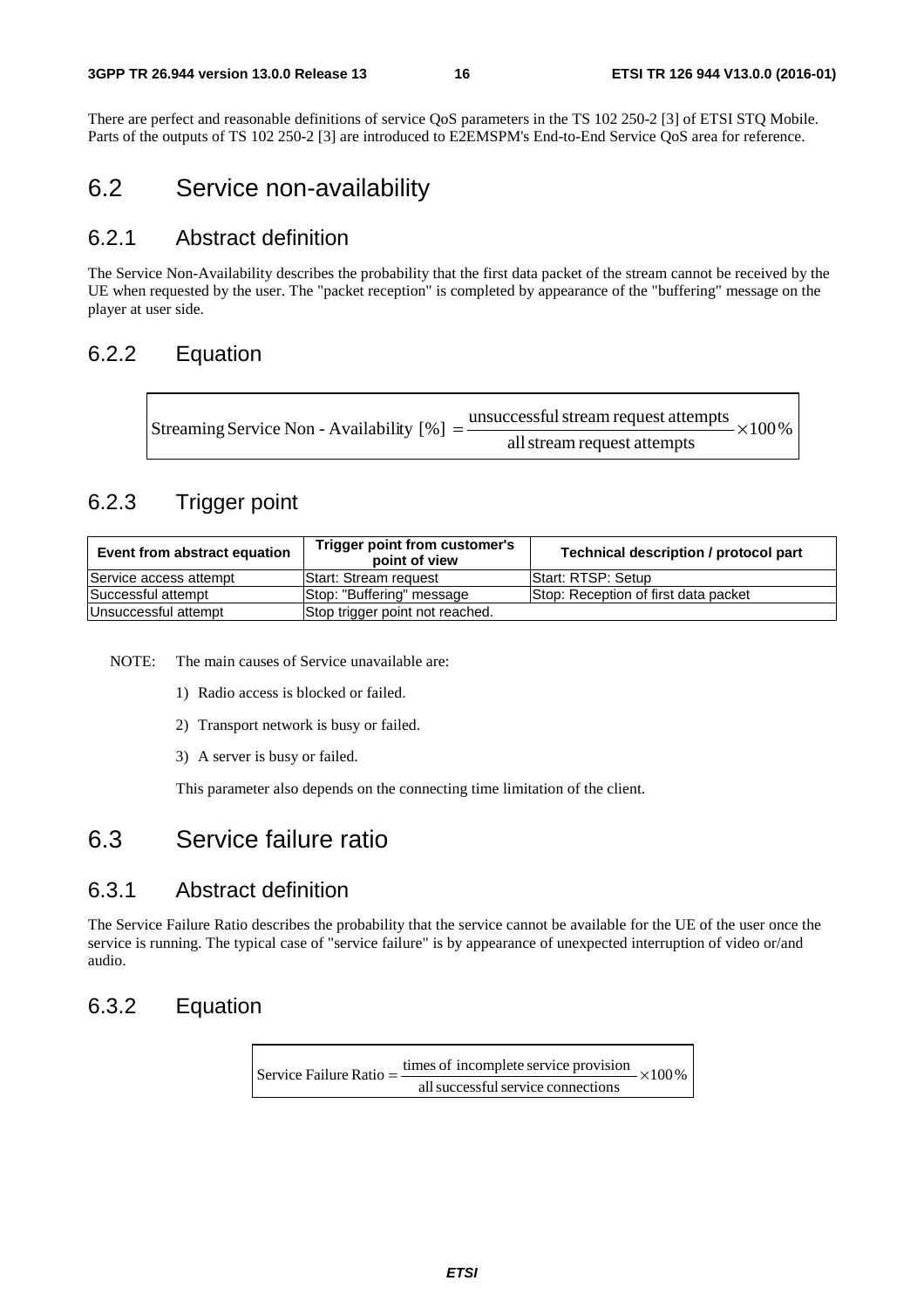There are perfect and reasonable definitions of service QoS parameters in the TS 102 250-2 [3] of ETSI STQ Mobile. Parts of the outputs of TS 102 250-2 [3] are introduced to E2EMSPM's End-to-End Service QoS area for reference.

# 6.2 Service non-availability

## 6.2.1 Abstract definition

The Service Non-Availability describes the probability that the first data packet of the stream cannot be received by the UE when requested by the user. The "packet reception" is completed by appearance of the "buffering" message on the player at user side.

## 6.2.2 Equation

$$\text{Streaming Service Non - Availability } [\%] = \frac{\text{unsuccessful stream request attempts}}{\text{all stream request attempts}} \times 100\%$$

## 6.2.3 Trigger point

| Event from abstract equation | Trigger point from customer's point of view | Technical description / protocol part |
|---|---|---|
| Service access attempt | Start: Stream request | Start: RTSP: Setup |
| Successful attempt | Stop: "Buffering" message | Stop: Reception of first data packet |
| Unsuccessful attempt | Stop trigger point not reached. | |

NOTE: The main causes of Service unavailable are:

1) Radio access is blocked or failed.
2) Transport network is busy or failed.
3) A server is busy or failed.

This parameter also depends on the connecting time limitation of the client.

# 6.3 Service failure ratio

## 6.3.1 Abstract definition

The Service Failure Ratio describes the probability that the service cannot be available for the UE of the user once the service is running. The typical case of "service failure" is by appearance of unexpected interruption of video or/and audio.

## 6.3.2 Equation

$$\text{Service Failure Ratio} = \frac{\text{times of incomplete service provision}}{\text{all successful service connections}} \times 100\%$$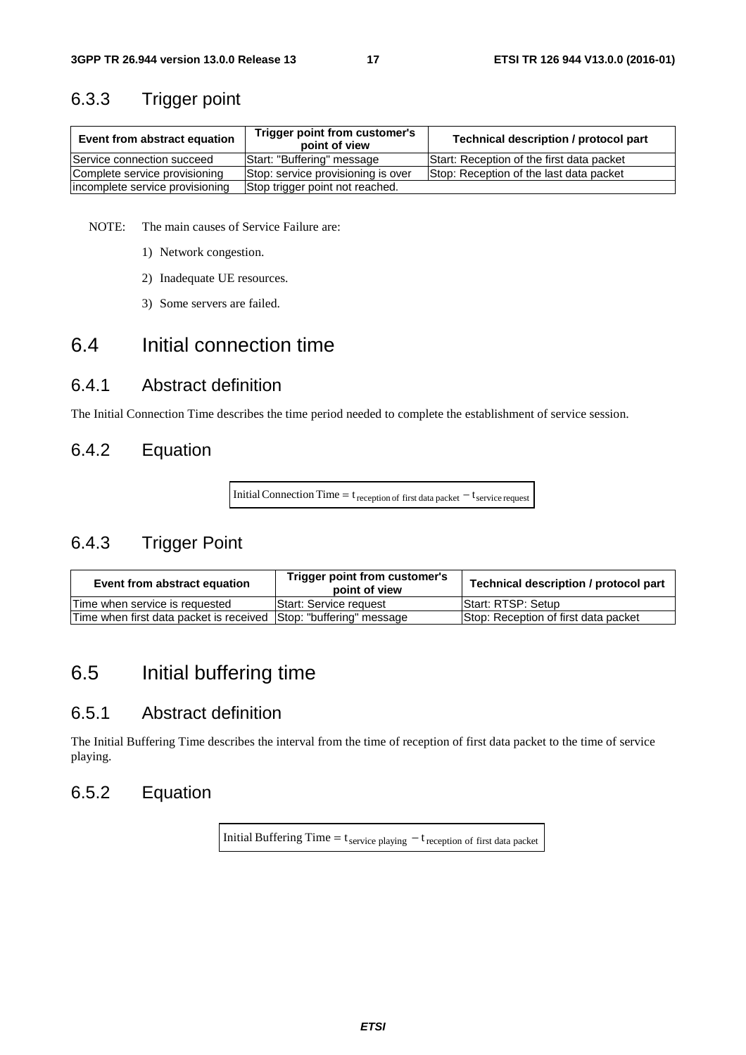### 6.3.3 Trigger point

| Event from abstract equation | Trigger point from customer's point of view | Technical description / protocol part |
| --- | --- | --- |
| Service connection succeed | Start: "Buffering" message | Start: Reception of the first data packet |
| Complete service provisioning | Stop: service provisioning is over | Stop: Reception of the last data packet |
| incomplete service provisioning | Stop trigger point not reached. | |

NOTE: The main causes of Service Failure are:

1) Network congestion.

2) Inadequate UE resources.

3) Some servers are failed.

## 6.4 Initial connection time

### 6.4.1 Abstract definition

The Initial Connection Time describes the time period needed to complete the establishment of service session.

### 6.4.2 Equation

$$\text{Initial Connection Time} = t_{\text{reception of first data packet}} - t_{\text{service request}}$$

### 6.4.3 Trigger Point

| Event from abstract equation | Trigger point from customer's point of view | Technical description / protocol part |
| --- | --- | --- |
| Time when service is requested | Start: Service request | Start: RTSP: Setup |
| Time when first data packet is received | Stop: "buffering" message | Stop: Reception of first data packet |

## 6.5 Initial buffering time

### 6.5.1 Abstract definition

The Initial Buffering Time describes the interval from the time of reception of first data packet to the time of service playing.

### 6.5.2 Equation

$$\text{Initial Buffering Time} = t_{\text{service playing}} - t_{\text{reception of first data packet}}$$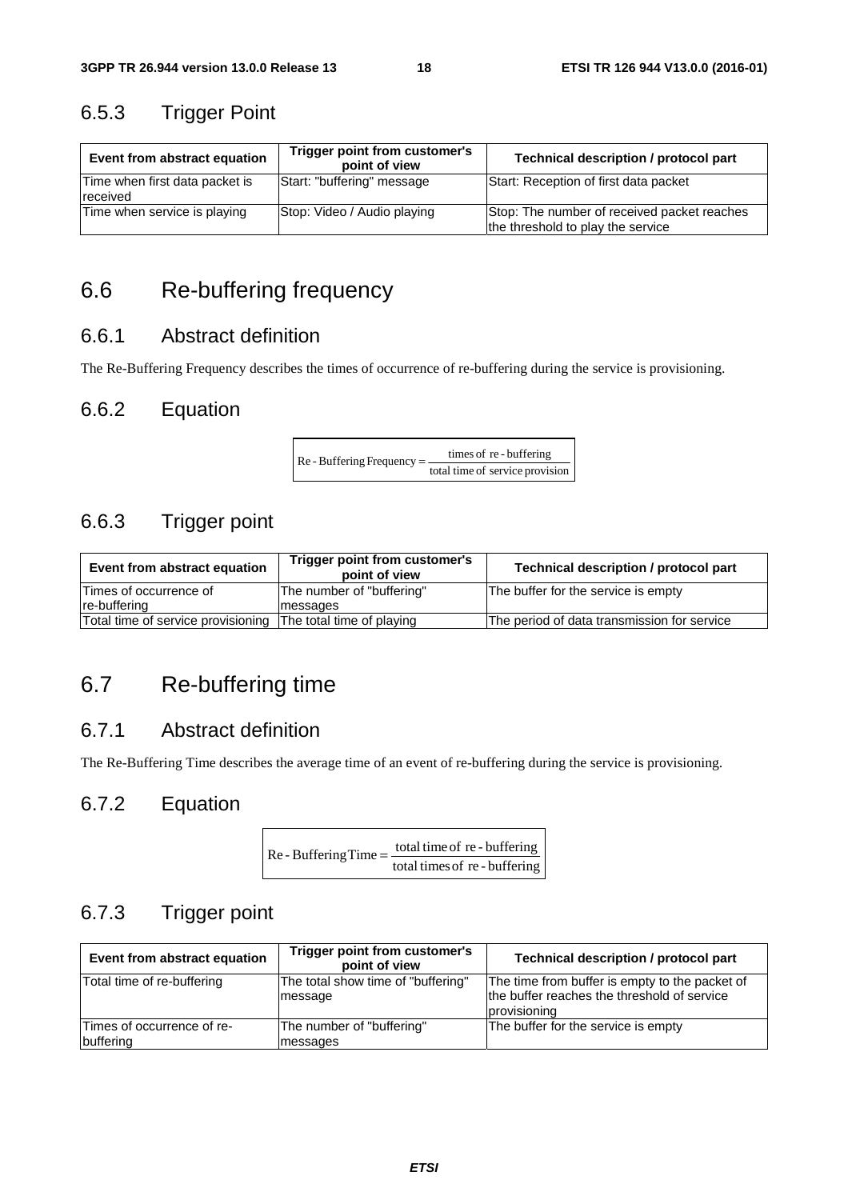### 6.5.3 Trigger Point

| Event from abstract equation | Trigger point from customer's point of view | Technical description / protocol part |
| --- | --- | --- |
| Time when first data packet is received | Start: "buffering" message | Start: Reception of first data packet |
| Time when service is playing | Stop: Video / Audio playing | Stop: The number of received packet reaches the threshold to play the service |

## 6.6 Re-buffering frequency

### 6.6.1 Abstract definition

The Re-Buffering Frequency describes the times of occurrence of re-buffering during the service is provisioning.

### 6.6.2 Equation

$$\text{Re-Buffering Frequency} = \frac{\text{times of re-buffering}}{\text{total time of service provision}}$$

### 6.6.3 Trigger point

| Event from abstract equation | Trigger point from customer's point of view | Technical description / protocol part |
| --- | --- | --- |
| Times of occurrence of re-buffering | The number of "buffering" messages | The buffer for the service is empty |
| Total time of service provisioning | The total time of playing | The period of data transmission for service |

## 6.7 Re-buffering time

### 6.7.1 Abstract definition

The Re-Buffering Time describes the average time of an event of re-buffering during the service is provisioning.

### 6.7.2 Equation

$$\text{Re-Buffering Time} = \frac{\text{total time of re-buffering}}{\text{total times of re-buffering}}$$

### 6.7.3 Trigger point

| Event from abstract equation | Trigger point from customer's point of view | Technical description / protocol part |
| --- | --- | --- |
| Total time of re-buffering | The total show time of "buffering" message | The time from buffer is empty to the packet of the buffer reaches the threshold of service provisioning |
| Times of occurrence of re-buffering | The number of "buffering" messages | The buffer for the service is empty |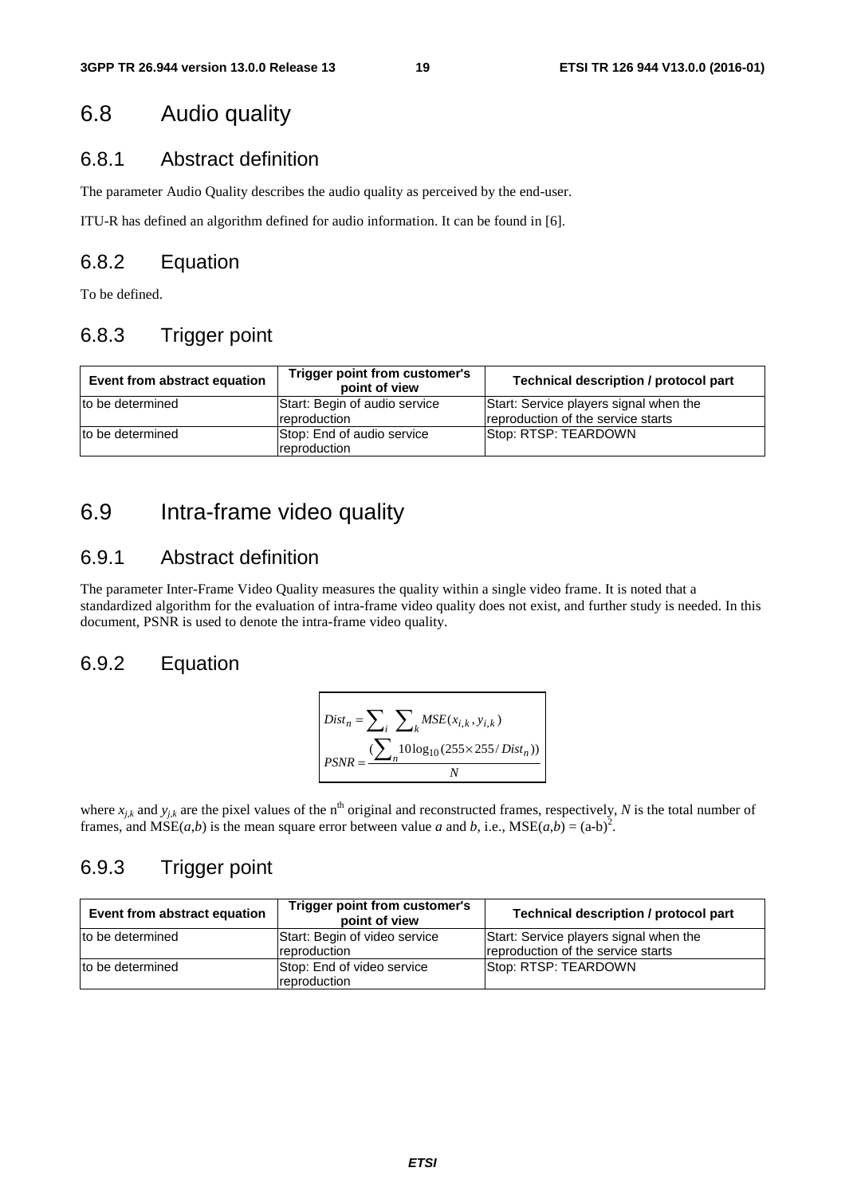## 6.8 Audio quality

### 6.8.1 Abstract definition

The parameter Audio Quality describes the audio quality as perceived by the end-user.

ITU-R has defined an algorithm defined for audio information. It can be found in [6].

### 6.8.2 Equation

To be defined.

### 6.8.3 Trigger point

| Event from abstract equation | Trigger point from customer's point of view | Technical description / protocol part |
| --- | --- | --- |
| to be determined | Start: Begin of audio service reproduction | Start: Service players signal when the reproduction of the service starts |
| to be determined | Stop: End of audio service reproduction | Stop: RTSP: TEARDOWN |

## 6.9 Intra-frame video quality

### 6.9.1 Abstract definition

The parameter Inter-Frame Video Quality measures the quality within a single video frame. It is noted that a standardized algorithm for the evaluation of intra-frame video quality does not exist, and further study is needed. In this document, PSNR is used to denote the intra-frame video quality.

### 6.9.2 Equation

$$Dist_n = \sum_i \sum_k MSE(x_{i,k}, y_{i,k})$$

$$PSNR = \frac{(\sum_n 10\log_{10}(255 \times 255 / Dist_n))}{N}$$

where $x_{j,k}$ and $y_{j,k}$ are the pixel values of the $n^{th}$ original and reconstructed frames, respectively, $N$ is the total number of frames, and $MSE(a,b)$ is the mean square error between value $a$ and $b$, i.e., $MSE(a,b) = (a-b)^2$.

### 6.9.3 Trigger point

| Event from abstract equation | Trigger point from customer's point of view | Technical description / protocol part |
| --- | --- | --- |
| to be determined | Start: Begin of video service reproduction | Start: Service players signal when the reproduction of the service starts |
| to be determined | Stop: End of video service reproduction | Stop: RTSP: TEARDOWN |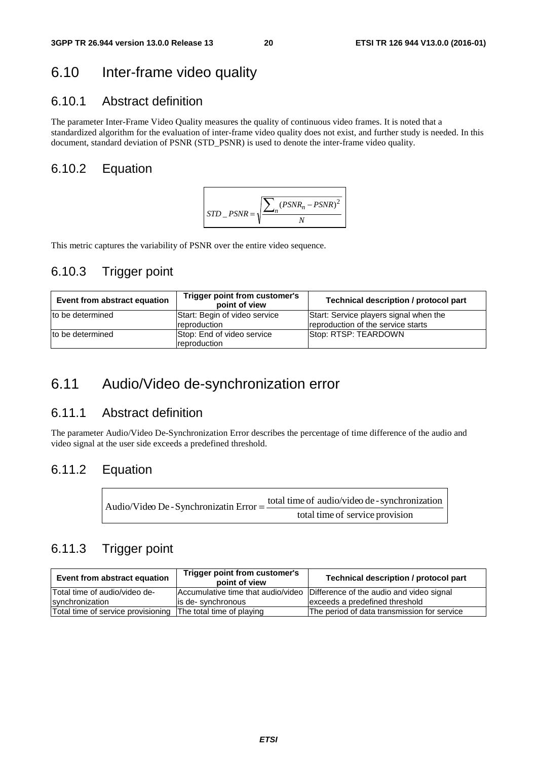## 6.10 Inter-frame video quality

### 6.10.1 Abstract definition

The parameter Inter-Frame Video Quality measures the quality of continuous video frames. It is noted that a standardized algorithm for the evaluation of inter-frame video quality does not exist, and further study is needed. In this document, standard deviation of PSNR (STD_PSNR) is used to denote the inter-frame video quality.

### 6.10.2 Equation

$$STD\_PSNR = \sqrt{\frac{\sum_n (PSNR_n - PSNR)^2}{N}}$$

This metric captures the variability of PSNR over the entire video sequence.

### 6.10.3 Trigger point

| Event from abstract equation | Trigger point from customer's point of view | Technical description / protocol part |
|---|---|---|
| to be determined | Start: Begin of video service reproduction | Start: Service players signal when the reproduction of the service starts |
| to be determined | Stop: End of video service reproduction | Stop: RTSP: TEARDOWN |

## 6.11 Audio/Video de-synchronization error

### 6.11.1 Abstract definition

The parameter Audio/Video De-Synchronization Error describes the percentage of time difference of the audio and video signal at the user side exceeds a predefined threshold.

### 6.11.2 Equation

$$\text{Audio/Video De-Synchronizatin Error} = \frac{\text{total time of audio/video de-synchronization}}{\text{total time of service provision}}$$

### 6.11.3 Trigger point

| Event from abstract equation | Trigger point from customer's point of view | Technical description / protocol part |
|---|---|---|
| Total time of audio/video de-synchronization | Accumulative time that audio/video is de- synchronous | Difference of the audio and video signal exceeds a predefined threshold |
| Total time of service provisioning | The total time of playing | The period of data transmission for service |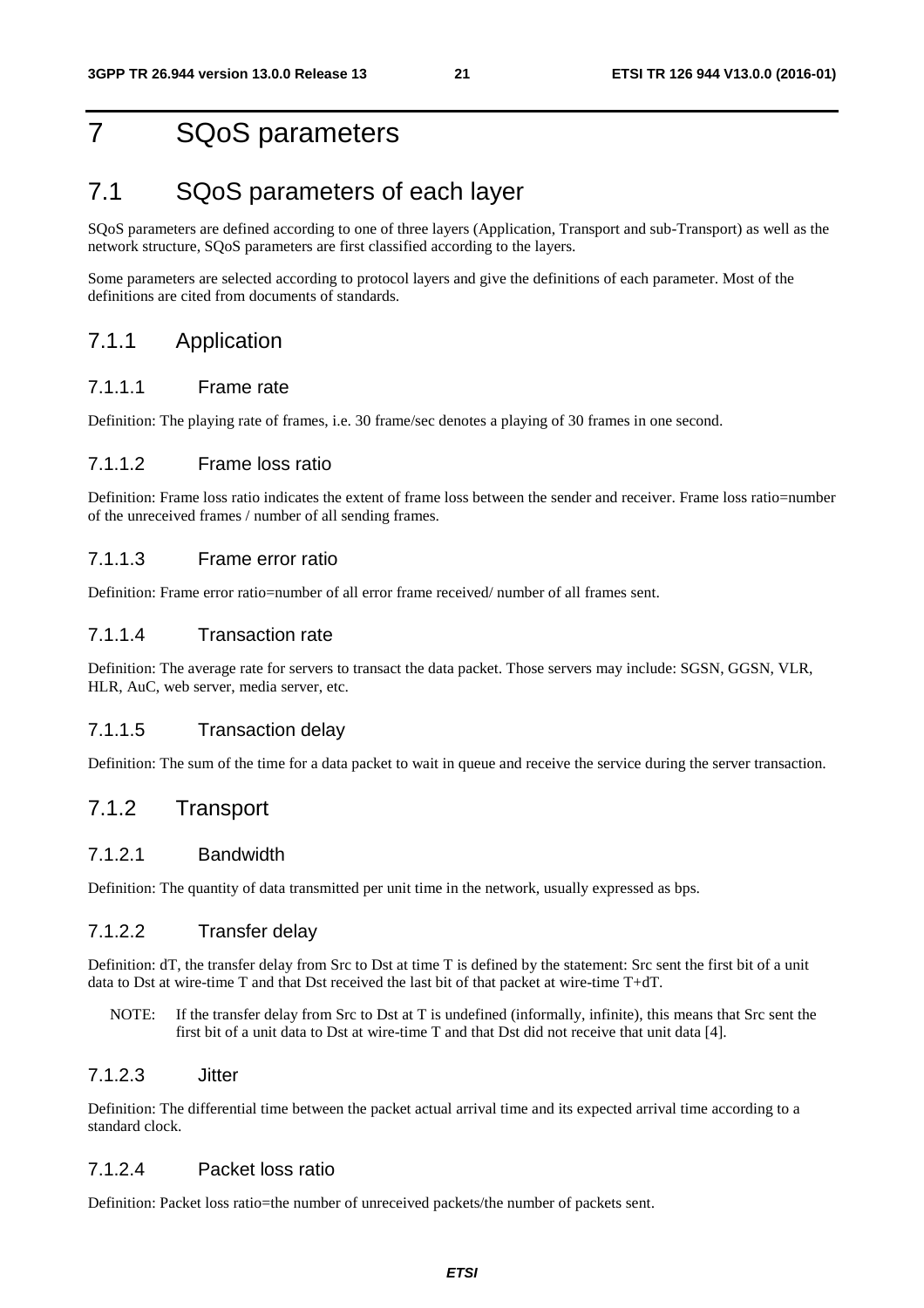# 7 SQoS parameters

## 7.1 SQoS parameters of each layer

SQoS parameters are defined according to one of three layers (Application, Transport and sub-Transport) as well as the network structure, SQoS parameters are first classified according to the layers.

Some parameters are selected according to protocol layers and give the definitions of each parameter. Most of the definitions are cited from documents of standards.

### 7.1.1 Application

#### 7.1.1.1 Frame rate

Definition: The playing rate of frames, i.e. 30 frame/sec denotes a playing of 30 frames in one second.

#### 7.1.1.2 Frame loss ratio

Definition: Frame loss ratio indicates the extent of frame loss between the sender and receiver. Frame loss ratio=number of the unreceived frames / number of all sending frames.

#### 7.1.1.3 Frame error ratio

Definition: Frame error ratio=number of all error frame received/ number of all frames sent.

#### 7.1.1.4 Transaction rate

Definition: The average rate for servers to transact the data packet. Those servers may include: SGSN, GGSN, VLR, HLR, AuC, web server, media server, etc.

#### 7.1.1.5 Transaction delay

Definition: The sum of the time for a data packet to wait in queue and receive the service during the server transaction.

### 7.1.2 Transport

#### 7.1.2.1 Bandwidth

Definition: The quantity of data transmitted per unit time in the network, usually expressed as bps.

#### 7.1.2.2 Transfer delay

Definition: dT, the transfer delay from Src to Dst at time T is defined by the statement: Src sent the first bit of a unit data to Dst at wire-time T and that Dst received the last bit of that packet at wire-time T+dT.

NOTE: If the transfer delay from Src to Dst at T is undefined (informally, infinite), this means that Src sent the first bit of a unit data to Dst at wire-time T and that Dst did not receive that unit data [4].

#### 7.1.2.3 Jitter

Definition: The differential time between the packet actual arrival time and its expected arrival time according to a standard clock.

#### 7.1.2.4 Packet loss ratio

Definition: Packet loss ratio=the number of unreceived packets/the number of packets sent.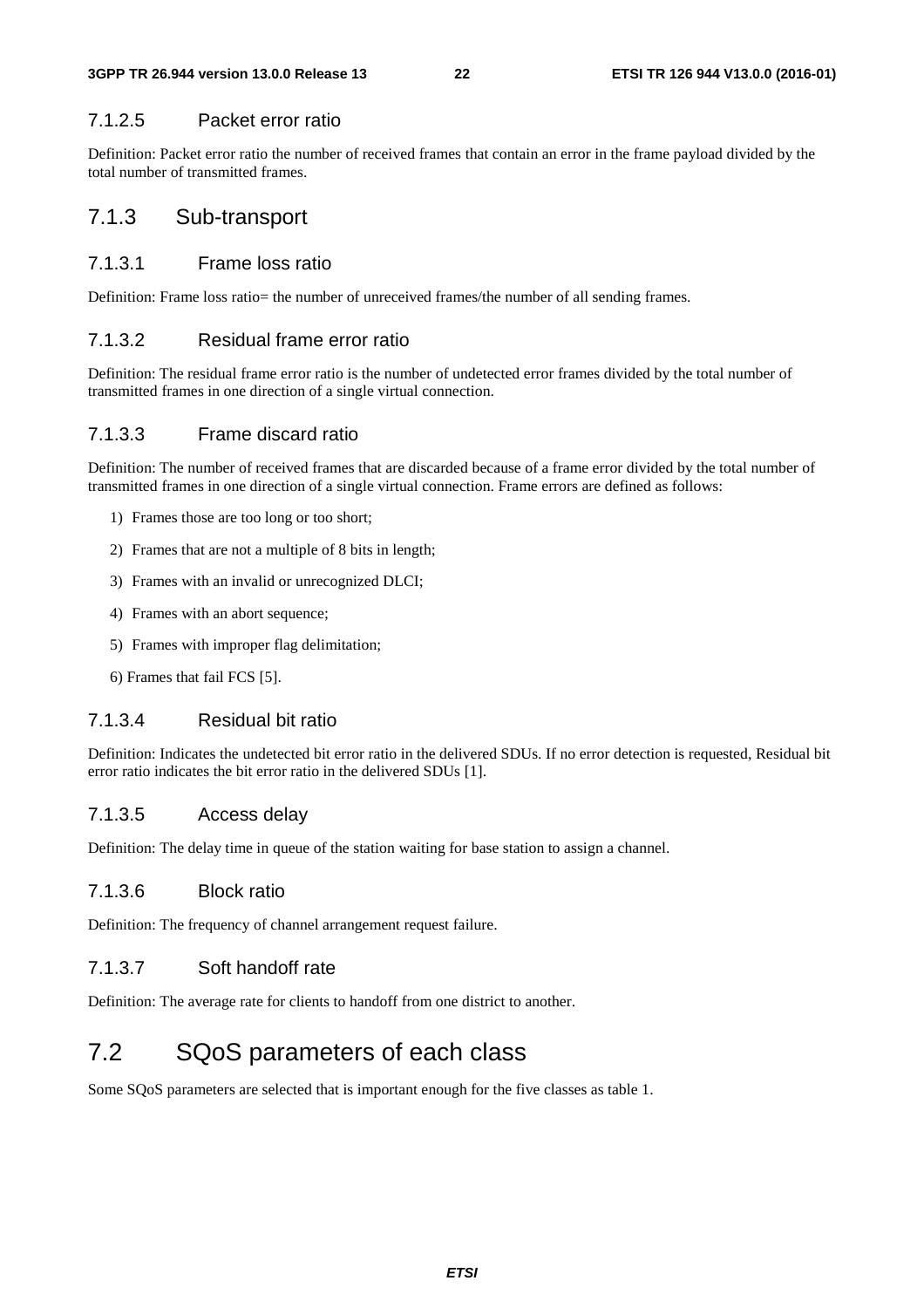#### 7.1.2.5 Packet error ratio

Definition: Packet error ratio the number of received frames that contain an error in the frame payload divided by the total number of transmitted frames.

### 7.1.3 Sub-transport

#### 7.1.3.1 Frame loss ratio

Definition: Frame loss ratio= the number of unreceived frames/the number of all sending frames.

#### 7.1.3.2 Residual frame error ratio

Definition: The residual frame error ratio is the number of undetected error frames divided by the total number of transmitted frames in one direction of a single virtual connection.

#### 7.1.3.3 Frame discard ratio

Definition: The number of received frames that are discarded because of a frame error divided by the total number of transmitted frames in one direction of a single virtual connection. Frame errors are defined as follows:

1) Frames those are too long or too short;
2) Frames that are not a multiple of 8 bits in length;
3) Frames with an invalid or unrecognized DLCI;
4) Frames with an abort sequence;
5) Frames with improper flag delimitation;
6) Frames that fail FCS [5].

#### 7.1.3.4 Residual bit ratio

Definition: Indicates the undetected bit error ratio in the delivered SDUs. If no error detection is requested, Residual bit error ratio indicates the bit error ratio in the delivered SDUs [1].

#### 7.1.3.5 Access delay

Definition: The delay time in queue of the station waiting for base station to assign a channel.

#### 7.1.3.6 Block ratio

Definition: The frequency of channel arrangement request failure.

#### 7.1.3.7 Soft handoff rate

Definition: The average rate for clients to handoff from one district to another.

## 7.2 SQoS parameters of each class

Some SQoS parameters are selected that is important enough for the five classes as table 1.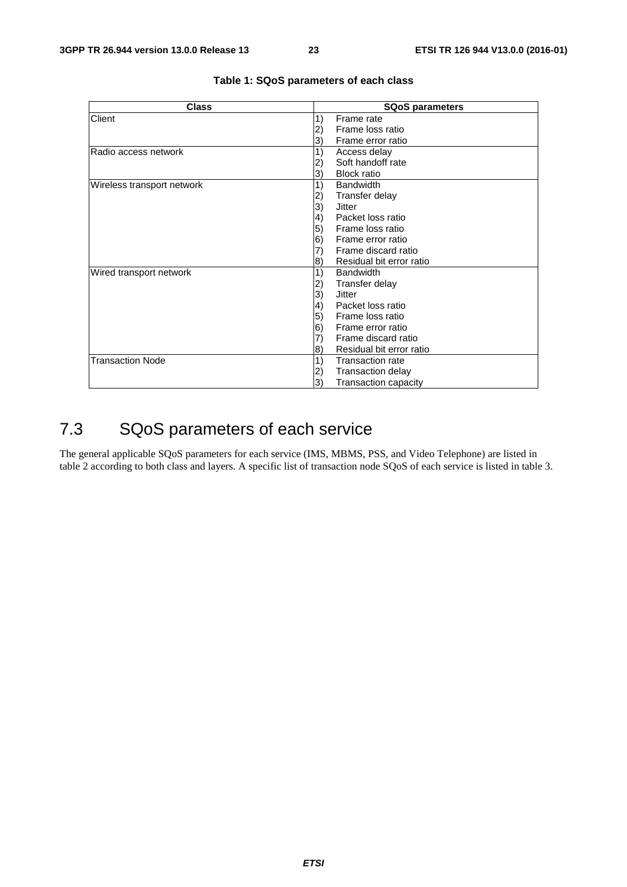**Table 1: SQoS parameters of each class**

| Class | SQoS parameters |
|---|---|
| Client | 1) Frame rate<br>2) Frame loss ratio<br>3) Frame error ratio |
| Radio access network | 1) Access delay<br>2) Soft handoff rate<br>3) Block ratio |
| Wireless transport network | 1) Bandwidth<br>2) Transfer delay<br>3) Jitter<br>4) Packet loss ratio<br>5) Frame loss ratio<br>6) Frame error ratio<br>7) Frame discard ratio<br>8) Residual bit error ratio |
| Wired transport network | 1) Bandwidth<br>2) Transfer delay<br>3) Jitter<br>4) Packet loss ratio<br>5) Frame loss ratio<br>6) Frame error ratio<br>7) Frame discard ratio<br>8) Residual bit error ratio |
| Transaction Node | 1) Transaction rate<br>2) Transaction delay<br>3) Transaction capacity |

## 7.3 SQoS parameters of each service

The general applicable SQoS parameters for each service (IMS, MBMS, PSS, and Video Telephone) are listed in table 2 according to both class and layers. A specific list of transaction node SQoS of each service is listed in table 3.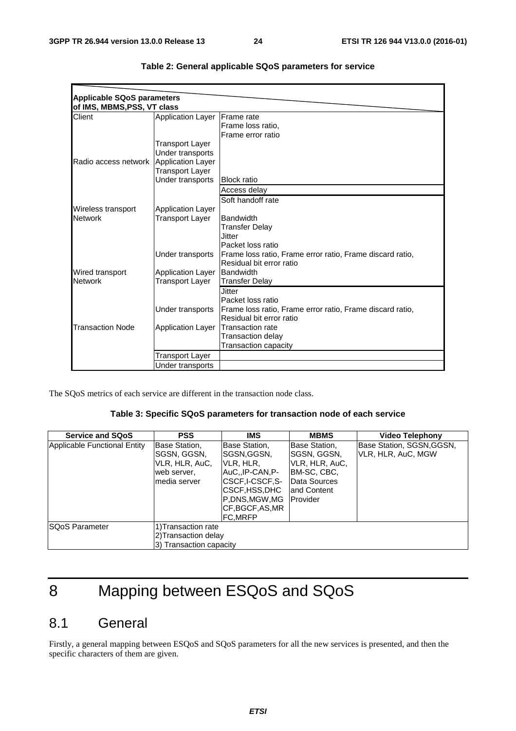**Table 2: General applicable SQoS parameters for service**

| Applicable SQoS parameters of IMS, MBMS,PSS, VT class | | |
|---|---|---|
| Client | Application Layer | Frame rate<br>Frame loss ratio,<br>Frame error ratio |
| | Transport Layer | |
| | Under transports | |
| Radio access network | Application Layer | |
| | Transport Layer | |
| | Under transports | Block ratio |
| | | Access delay |
| | | Soft handoff rate |
| Wireless transport Network | Application Layer | |
| | Transport Layer | Bandwidth<br>Transfer Delay<br>Jitter<br>Packet loss ratio |
| | Under transports | Frame loss ratio, Frame error ratio, Frame discard ratio,<br>Residual bit error ratio |
| Wired transport Network | Application Layer | Bandwidth |
| | Transport Layer | Transfer Delay |
| | | Jitter<br>Packet loss ratio |
| | Under transports | Frame loss ratio, Frame error ratio, Frame discard ratio,<br>Residual bit error ratio |
| Transaction Node | Application Layer | Transaction rate<br>Transaction delay<br>Transaction capacity |
| | Transport Layer | |
| | Under transports | |

The SQoS metrics of each service are different in the transaction node class.

**Table 3: Specific SQoS parameters for transaction node of each service**

| Service and SQoS | PSS | IMS | MBMS | Video Telephony |
|---|---|---|---|---|
| Applicable Functional Entity | Base Station, SGSN, GGSN, VLR, HLR, AuC, web server, media server | Base Station, SGSN,GGSN, VLR, HLR, AuC,,IP-CAN,P-CSCF,I-CSCF,S-CSCF,HSS,DHCP,DNS,MGW,MGCF,BGCF,AS,MRFC,MRFP | Base Station, SGSN, GGSN, VLR, HLR, AuC, BM-SC, CBC, Data Sources and Content Provider | Base Station, SGSN,GGSN, VLR, HLR, AuC, MGW |
| SQoS Parameter | 1)Transaction rate<br>2)Transaction delay<br>3) Transaction capacity | | | |

# 8 Mapping between ESQoS and SQoS

## 8.1 General

Firstly, a general mapping between ESQoS and SQoS parameters for all the new services is presented, and then the specific characters of them are given.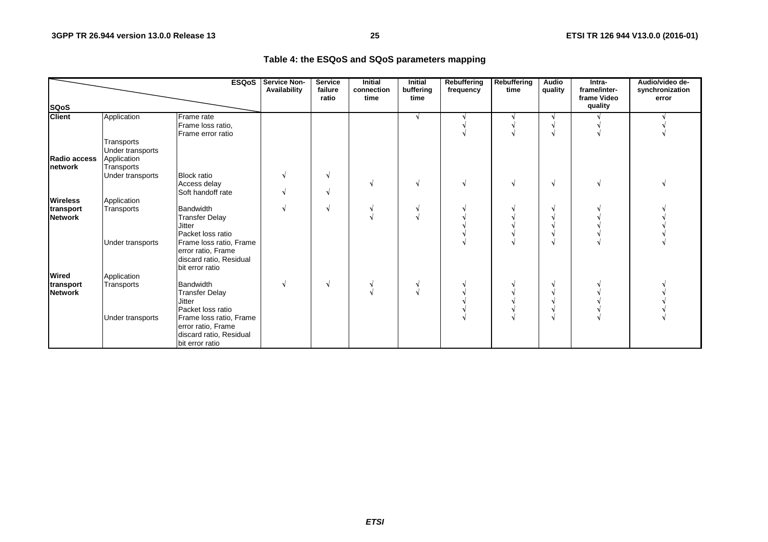**Table 4: the ESQoS and SQoS parameters mapping**

| SQoS \ ESQoS | | | Service Non-Availability | Service failure ratio | Initial connection time | Initial buffering time | Rebuffering frequency | Rebuffering time | Audio quality | Intra-frame/inter-frame Video quality | Audio/video de-synchronization error |
|---|---|---|---|---|---|---|---|---|---|---|---|
| **Client** | Application | Frame rate | | | | √ | √ | √ | √ | √ | √ |
| | | Frame loss ratio, | | | | | √ | √ | √ | √ | √ |
| | | Frame error ratio | | | | | √ | √ | √ | √ | √ |
| | Transports | | | | | | | | | | |
| | Under transports | | | | | | | | | | |
| **Radio access network** | Application | | | | | | | | | | |
| | Transports | | | | | | | | | | |
| | Under transports | Block ratio | √ | √ | | | | | | | |
| | | Access delay | | | √ | √ | √ | √ | √ | √ | √ |
| | | Soft handoff rate | √ | √ | | | | | | | |
| **Wireless transport Network** | Application | | | | | | | | | | |
| | Transports | Bandwidth | √ | √ | √ | √ | √ | √ | √ | √ | √ |
| | | Transfer Delay | | | √ | √ | √ | √ | √ | √ | √ |
| | | Jitter | | | | | √ | √ | √ | √ | √ |
| | | Packet loss ratio | | | | | √ | √ | √ | √ | √ |
| | Under transports | Frame loss ratio, Frame error ratio, Frame discard ratio, Residual bit error ratio | | | | | √ | √ | √ | √ | √ |
| **Wired transport Network** | Application | | | | | | | | | | |
| | Transports | Bandwidth | √ | √ | √ | √ | √ | √ | √ | √ | √ |
| | | Transfer Delay | | | √ | √ | √ | √ | √ | √ | √ |
| | | Jitter | | | | | √ | √ | √ | √ | √ |
| | | Packet loss ratio | | | | | √ | √ | √ | √ | √ |
| | Under transports | Frame loss ratio, Frame error ratio, Frame discard ratio, Residual bit error ratio | | | | | √ | √ | √ | √ | √ |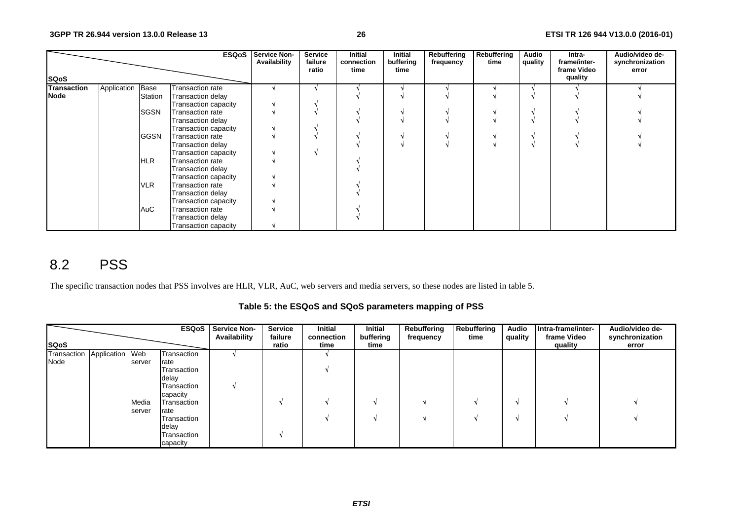| SQoS | | | ESQoS | Service Non-Availability | Service failure ratio | Initial connection time | Initial buffering time | Rebuffering frequency | Rebuffering time | Audio quality | Intra-frame/inter-frame Video quality | Audio/video de-synchronization error |
|---|---|---|---|---|---|---|---|---|---|---|---|---|
| **Transaction Node** | Application | Base Station | Transaction rate | √ | √ | √ | √ | √ | √ | √ | √ | √ |
| | | | Transaction delay | | | √ | √ | √ | √ | √ | √ | √ |
| | | | Transaction capacity | √ | √ | | | | | | | |
| | | SGSN | Transaction rate | √ | √ | √ | √ | √ | √ | √ | √ | √ |
| | | | Transaction delay | | | √ | √ | √ | √ | √ | √ | √ |
| | | | Transaction capacity | √ | √ | | | | | | | |
| | | GGSN | Transaction rate | √ | √ | √ | √ | √ | √ | √ | √ | √ |
| | | | Transaction delay | | | √ | √ | √ | √ | √ | √ | √ |
| | | | Transaction capacity | √ | √ | | | | | | | |
| | | HLR | Transaction rate | √ | | √ | | | | | | |
| | | | Transaction delay | | | √ | | | | | | |
| | | | Transaction capacity | √ | | | | | | | | |
| | | VLR | Transaction rate | √ | | √ | | | | | | |
| | | | Transaction delay | | | √ | | | | | | |
| | | | Transaction capacity | √ | | | | | | | | |
| | | AuC | Transaction rate | √ | | √ | | | | | | |
| | | | Transaction delay | | | √ | | | | | | |
| | | | Transaction capacity | √ | | | | | | | | |

## 8.2 PSS

The specific transaction nodes that PSS involves are HLR, VLR, AuC, web servers and media servers, so these nodes are listed in table 5.

**Table 5: the ESQoS and SQoS parameters mapping of PSS**

| SQoS | | | ESQoS | Service Non-Availability | Service failure ratio | Initial connection time | Initial buffering time | Rebuffering frequency | Rebuffering time | Audio quality | Intra-frame/inter-frame Video quality | Audio/video de-synchronization error |
|---|---|---|---|---|---|---|---|---|---|---|---|---|
| Transaction Node | Application | Web server | Transaction rate | √ | | √ | | | | | | |
| | | | Transaction delay | | | √ | | | | | | |
| | | | Transaction capacity | √ | | | | | | | | |
| | | Media server | Transaction rate | | √ | √ | √ | √ | √ | √ | √ | √ |
| | | | Transaction delay | | | √ | √ | √ | √ | √ | √ | √ |
| | | | Transaction capacity | | √ | | | | | | | |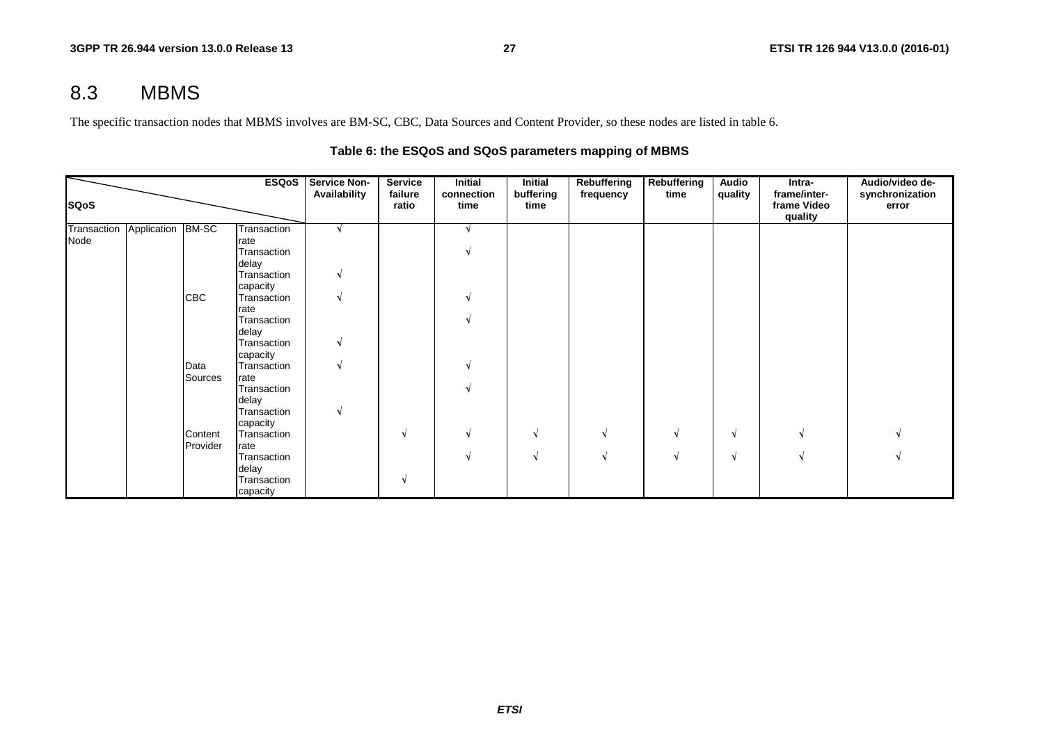# 8.3 MBMS

The specific transaction nodes that MBMS involves are BM-SC, CBC, Data Sources and Content Provider, so these nodes are listed in table 6.

**Table 6: the ESQoS and SQoS parameters mapping of MBMS**

| SQoS \ ESQoS | | | | Service Non-Availability | Service failure ratio | Initial connection time | Initial buffering time | Rebuffering frequency | Rebuffering time | Audio quality | Intra-frame/inter-frame Video quality | Audio/video de-synchronization error |
|---|---|---|---|---|---|---|---|---|---|---|---|---|
| Transaction Node | Application | BM-SC | Transaction rate | √ | | √ | | | | | | |
| | | | Transaction delay | | | √ | | | | | | |
| | | | Transaction capacity | √ | | | | | | | | |
| | | CBC | Transaction rate | √ | | √ | | | | | | |
| | | | Transaction delay | | | √ | | | | | | |
| | | | Transaction capacity | √ | | | | | | | | |
| | | Data Sources | Transaction rate | √ | | √ | | | | | | |
| | | | Transaction delay | | | √ | | | | | | |
| | | | Transaction capacity | √ | | | | | | | | |
| | | Content Provider | Transaction rate | | √ | √ | √ | √ | √ | √ | √ | √ |
| | | | Transaction delay | | | √ | √ | √ | √ | √ | √ | √ |
| | | | Transaction capacity | | √ | | | | | | | |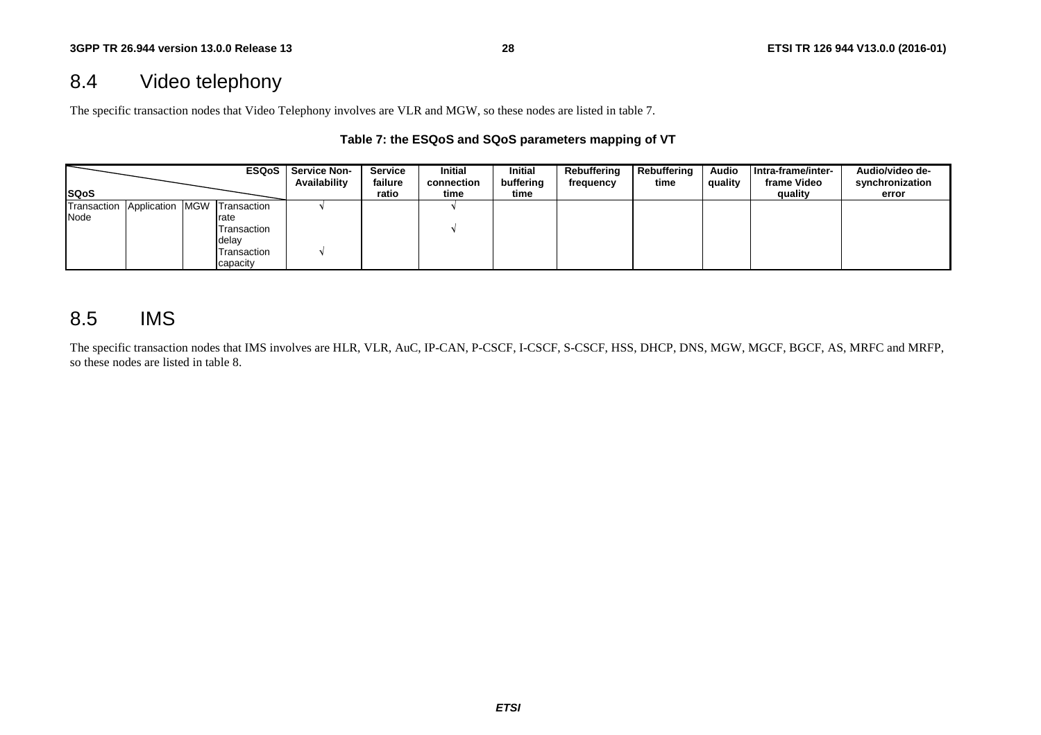## 8.4 Video telephony

The specific transaction nodes that Video Telephony involves are VLR and MGW, so these nodes are listed in table 7.

**Table 7: the ESQoS and SQoS parameters mapping of VT**

| SQoS \ ESQoS | | | | Service Non-Availability | Service failure ratio | Initial connection time | Initial buffering time | Rebuffering frequency | Rebuffering time | Audio quality | Intra-frame/inter-frame Video quality | Audio/video de-synchronization error |
|---|---|---|---|---|---|---|---|---|---|---|---|---|
| Transaction Node | Application | MGW | Transaction rate | √ | | √ | | | | | | |
| | | | Transaction delay | | | √ | | | | | | |
| | | | Transaction capacity | √ | | | | | | | | |

## 8.5 IMS

The specific transaction nodes that IMS involves are HLR, VLR, AuC, IP-CAN, P-CSCF, I-CSCF, S-CSCF, HSS, DHCP, DNS, MGW, MGCF, BGCF, AS, MRFC and MRFP, so these nodes are listed in table 8.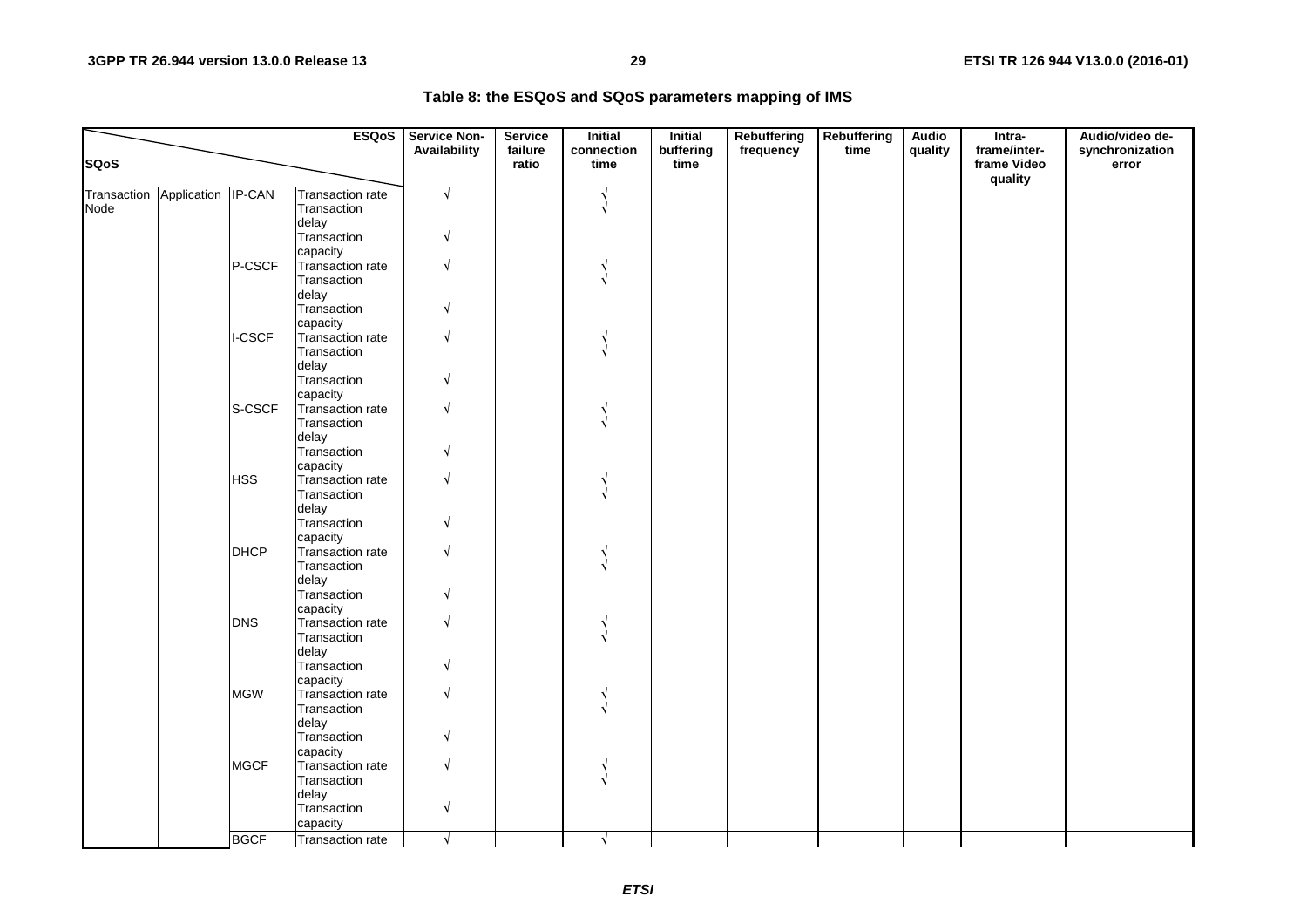**Table 8: the ESQoS and SQoS parameters mapping of IMS**

| SQoS | | | ESQoS | Service Non-Availability | Service failure ratio | Initial connection time | Initial buffering time | Rebuffering frequency | Rebuffering time | Audio quality | Intra-frame/inter-frame Video quality | Audio/video de-synchronization error |
|---|---|---|---|---|---|---|---|---|---|---|---|---|
| Transaction Node | Application | IP-CAN | Transaction rate | √ | | √ | | | | | | |
| | | | Transaction delay | | | √ | | | | | | |
| | | | Transaction capacity | √ | | | | | | | | |
| | | P-CSCF | Transaction rate | √ | | √ | | | | | | |
| | | | Transaction delay | | | √ | | | | | | |
| | | | Transaction capacity | √ | | | | | | | | |
| | | I-CSCF | Transaction rate | √ | | √ | | | | | | |
| | | | Transaction delay | | | √ | | | | | | |
| | | | Transaction capacity | √ | | | | | | | | |
| | | S-CSCF | Transaction rate | √ | | √ | | | | | | |
| | | | Transaction delay | | | √ | | | | | | |
| | | | Transaction capacity | √ | | | | | | | | |
| | | HSS | Transaction rate | √ | | √ | | | | | | |
| | | | Transaction delay | | | √ | | | | | | |
| | | | Transaction capacity | √ | | | | | | | | |
| | | DHCP | Transaction rate | √ | | √ | | | | | | |
| | | | Transaction delay | | | √ | | | | | | |
| | | | Transaction capacity | √ | | | | | | | | |
| | | DNS | Transaction rate | √ | | √ | | | | | | |
| | | | Transaction delay | | | √ | | | | | | |
| | | | Transaction capacity | √ | | | | | | | | |
| | | MGW | Transaction rate | √ | | √ | | | | | | |
| | | | Transaction delay | | | √ | | | | | | |
| | | | Transaction capacity | √ | | | | | | | | |
| | | MGCF | Transaction rate | √ | | √ | | | | | | |
| | | | Transaction delay | | | √ | | | | | | |
| | | | Transaction capacity | √ | | | | | | | | |
| | | BGCF | Transaction rate | √ | | √ | | | | | | |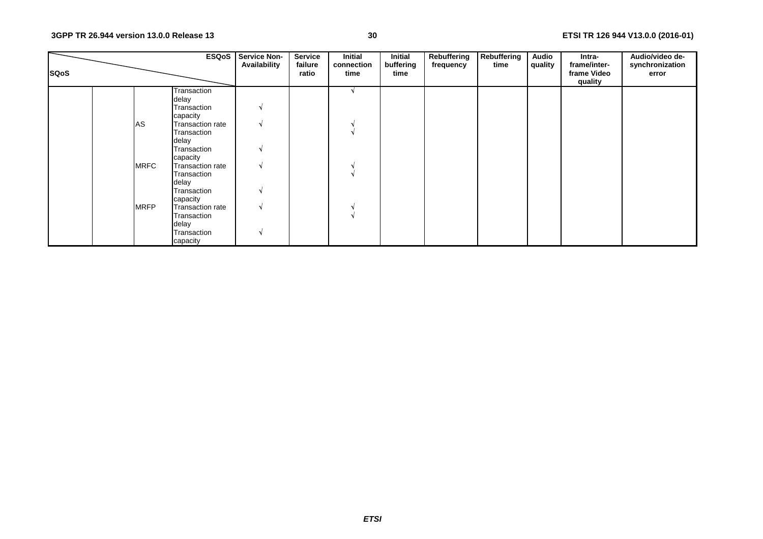| SQoS | | | ESQoS | Service Non-Availability | Service failure ratio | Initial connection time | Initial buffering time | Rebuffering frequency | Rebuffering time | Audio quality | Intra-frame/inter-frame Video quality | Audio/video de-synchronization error |
|---|---|---|---|---|---|---|---|---|---|---|---|---|
| | | | Transaction delay | | | √ | | | | | | |
| | | | Transaction capacity | √ | | | | | | | | |
| | | AS | Transaction rate | √ | | √ | | | | | | |
| | | | Transaction delay | | | √ | | | | | | |
| | | | Transaction capacity | √ | | | | | | | | |
| | | MRFC | Transaction rate | √ | | √ | | | | | | |
| | | | Transaction delay | | | √ | | | | | | |
| | | | Transaction capacity | √ | | | | | | | | |
| | | MRFP | Transaction rate | √ | | √ | | | | | | |
| | | | Transaction delay | | | √ | | | | | | |
| | | | Transaction capacity | √ | | | | | | | | |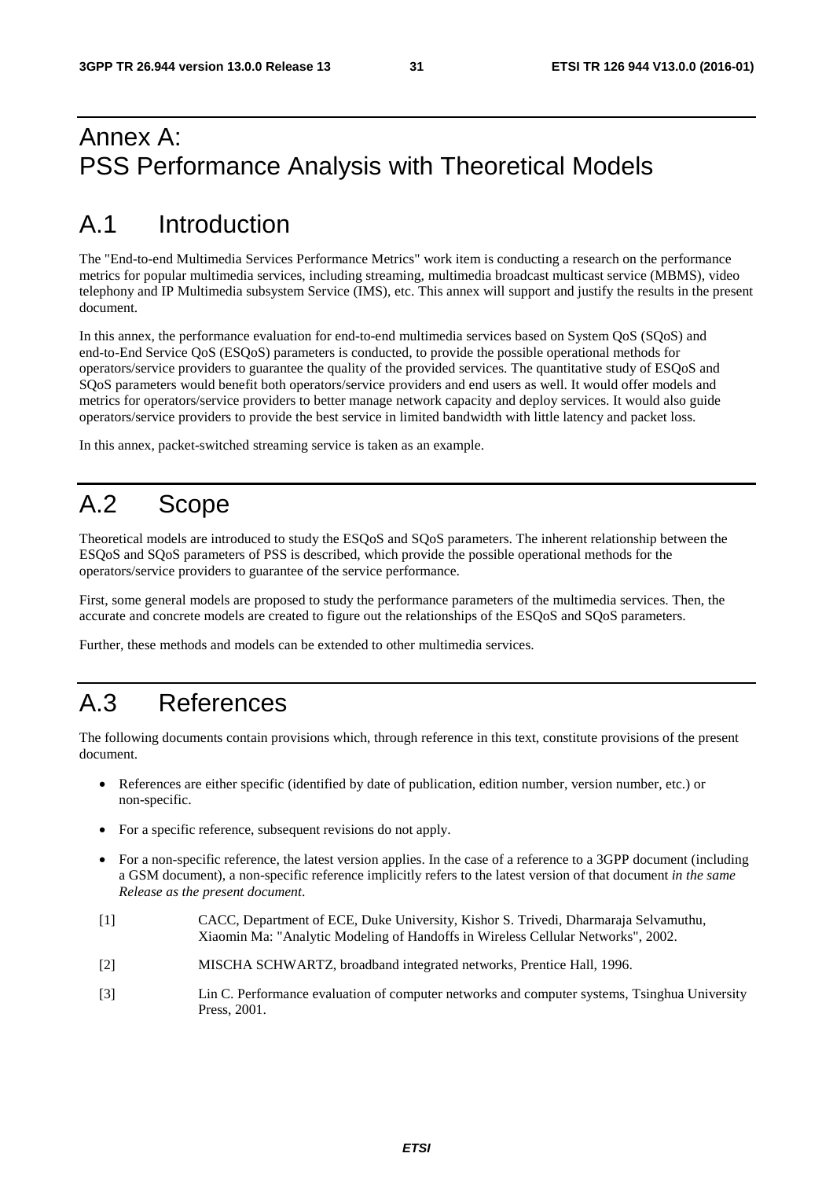# Annex A: PSS Performance Analysis with Theoretical Models

## A.1 Introduction

The "End-to-end Multimedia Services Performance Metrics" work item is conducting a research on the performance metrics for popular multimedia services, including streaming, multimedia broadcast multicast service (MBMS), video telephony and IP Multimedia subsystem Service (IMS), etc. This annex will support and justify the results in the present document.

In this annex, the performance evaluation for end-to-end multimedia services based on System QoS (SQoS) and end-to-End Service QoS (ESQoS) parameters is conducted, to provide the possible operational methods for operators/service providers to guarantee the quality of the provided services. The quantitative study of ESQoS and SQoS parameters would benefit both operators/service providers and end users as well. It would offer models and metrics for operators/service providers to better manage network capacity and deploy services. It would also guide operators/service providers to provide the best service in limited bandwidth with little latency and packet loss.

In this annex, packet-switched streaming service is taken as an example.

## A.2 Scope

Theoretical models are introduced to study the ESQoS and SQoS parameters. The inherent relationship between the ESQoS and SQoS parameters of PSS is described, which provide the possible operational methods for the operators/service providers to guarantee of the service performance.

First, some general models are proposed to study the performance parameters of the multimedia services. Then, the accurate and concrete models are created to figure out the relationships of the ESQoS and SQoS parameters.

Further, these methods and models can be extended to other multimedia services.

## A.3 References

The following documents contain provisions which, through reference in this text, constitute provisions of the present document.

- References are either specific (identified by date of publication, edition number, version number, etc.) or non-specific.
- For a specific reference, subsequent revisions do not apply.
- For a non-specific reference, the latest version applies. In the case of a reference to a 3GPP document (including a GSM document), a non-specific reference implicitly refers to the latest version of that document *in the same Release as the present document*.

[1] CACC, Department of ECE, Duke University, Kishor S. Trivedi, Dharmaraja Selvamuthu, Xiaomin Ma: "Analytic Modeling of Handoffs in Wireless Cellular Networks", 2002.

[2] MISCHA SCHWARTZ, broadband integrated networks, Prentice Hall, 1996.

[3] Lin C. Performance evaluation of computer networks and computer systems, Tsinghua University Press, 2001.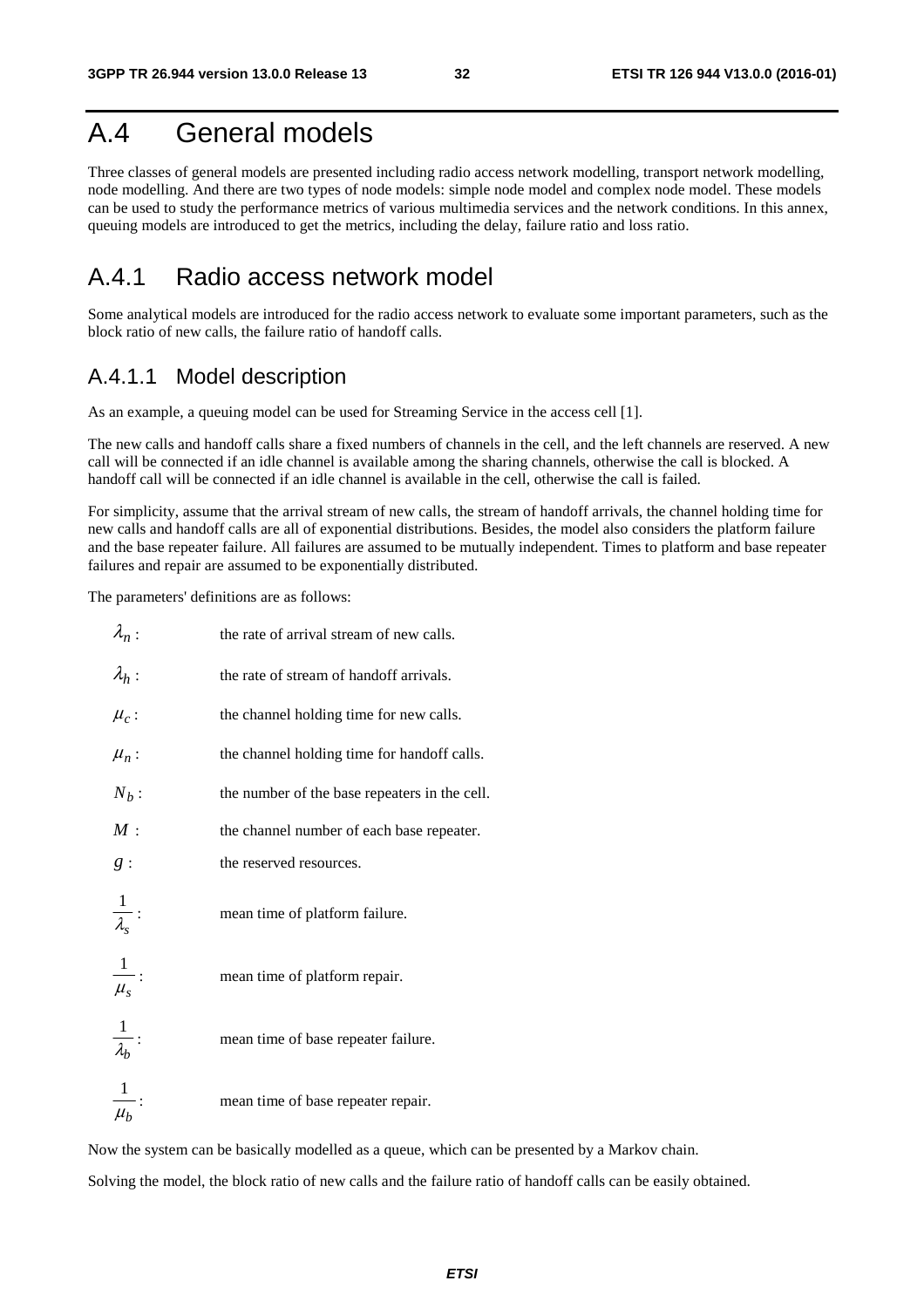# A.4 General models

Three classes of general models are presented including radio access network modelling, transport network modelling, node modelling. And there are two types of node models: simple node model and complex node model. These models can be used to study the performance metrics of various multimedia services and the network conditions. In this annex, queuing models are introduced to get the metrics, including the delay, failure ratio and loss ratio.

## A.4.1 Radio access network model

Some analytical models are introduced for the radio access network to evaluate some important parameters, such as the block ratio of new calls, the failure ratio of handoff calls.

### A.4.1.1 Model description

As an example, a queuing model can be used for Streaming Service in the access cell [1].

The new calls and handoff calls share a fixed numbers of channels in the cell, and the left channels are reserved. A new call will be connected if an idle channel is available among the sharing channels, otherwise the call is blocked. A handoff call will be connected if an idle channel is available in the cell, otherwise the call is failed.

For simplicity, assume that the arrival stream of new calls, the stream of handoff arrivals, the channel holding time for new calls and handoff calls are all of exponential distributions. Besides, the model also considers the platform failure and the base repeater failure. All failures are assumed to be mutually independent. Times to platform and base repeater failures and repair are assumed to be exponentially distributed.

The parameters' definitions are as follows:

$\lambda_n$ : the rate of arrival stream of new calls.

$\lambda_h$ : the rate of stream of handoff arrivals.

$\mu_c$ : the channel holding time for new calls.

$\mu_n$ : the channel holding time for handoff calls.

$N_b$ : the number of the base repeaters in the cell.

$M$ : the channel number of each base repeater.

$g$ : the reserved resources.

$\frac{1}{\lambda_s}$ : mean time of platform failure.

$\frac{1}{\mu_s}$ : mean time of platform repair.

$\frac{1}{\lambda_b}$ : mean time of base repeater failure.

$\frac{1}{\mu_b}$ : mean time of base repeater repair.

Now the system can be basically modelled as a queue, which can be presented by a Markov chain.

Solving the model, the block ratio of new calls and the failure ratio of handoff calls can be easily obtained.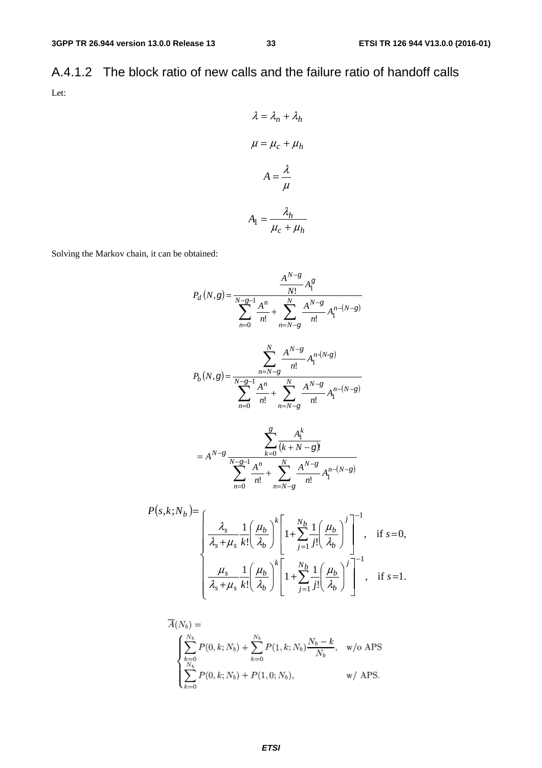### A.4.1.2 The block ratio of new calls and the failure ratio of handoff calls

Let:

$$\lambda = \lambda_n + \lambda_h$$

$$\mu = \mu_c + \mu_h$$

$$A = \frac{\lambda}{\mu}$$

$$A_1 = \frac{\lambda_h}{\mu_c + \mu_h}$$

Solving the Markov chain, it can be obtained:

$$P_d(N,g) = \frac{\frac{A^{N-g}}{N!} A_1^g}{\sum_{n=0}^{N-g-1} \frac{A^n}{n!} + \sum_{n=N-g}^{N} \frac{A^{N-g}}{n!} A_1^{n-(N-g)}}$$

$$P_b(N,g) = \frac{\sum_{n=N-g}^{N} \frac{A^{N-g}}{n!} A_1^{n-(N-g)}}{\sum_{n=0}^{N-g-1} \frac{A^n}{n!} + \sum_{n=N-g}^{N} \frac{A^{N-g}}{n!} A_1^{n-(N-g)}}$$

$$= A^{N-g} \frac{\sum_{k=0}^{g} \frac{A_1^k}{(k+N-g)!}}{\sum_{n=0}^{N-g-1} \frac{A^n}{n!} + \sum_{n=N-g}^{N} \frac{A^{N-g}}{n!} A_1^{n-(N-g)}}$$

$$P(s,k;N_b) = \begin{cases} \dfrac{\lambda_s}{\lambda_s + \mu_s} \dfrac{1}{k!} \left( \dfrac{\mu_b}{\lambda_b} \right)^k \left[ 1 + \sum_{j=1}^{N_b} \dfrac{1}{j!} \left( \dfrac{\mu_b}{\lambda_b} \right)^j \right]^{-1}, & \text{if } s = 0, \\ \dfrac{\mu_s}{\lambda_s + \mu_s} \dfrac{1}{k!} \left( \dfrac{\mu_b}{\lambda_b} \right)^k \left[ 1 + \sum_{j=1}^{N_b} \dfrac{1}{j!} \left( \dfrac{\mu_b}{\lambda_b} \right)^j \right]^{-1}, & \text{if } s = 1. \end{cases}$$

$$\overline{A}(N_b) = \begin{cases} \sum_{k=0}^{N_b} P(0,k;N_b) + \sum_{k=0}^{N_b} P(1,k;N_b) \dfrac{N_b - k}{N_b}, & \text{w/o APS} \\ \sum_{k=0}^{N_b} P(0,k;N_b) + P(1,0;N_b), & \text{w/ APS.} \end{cases}$$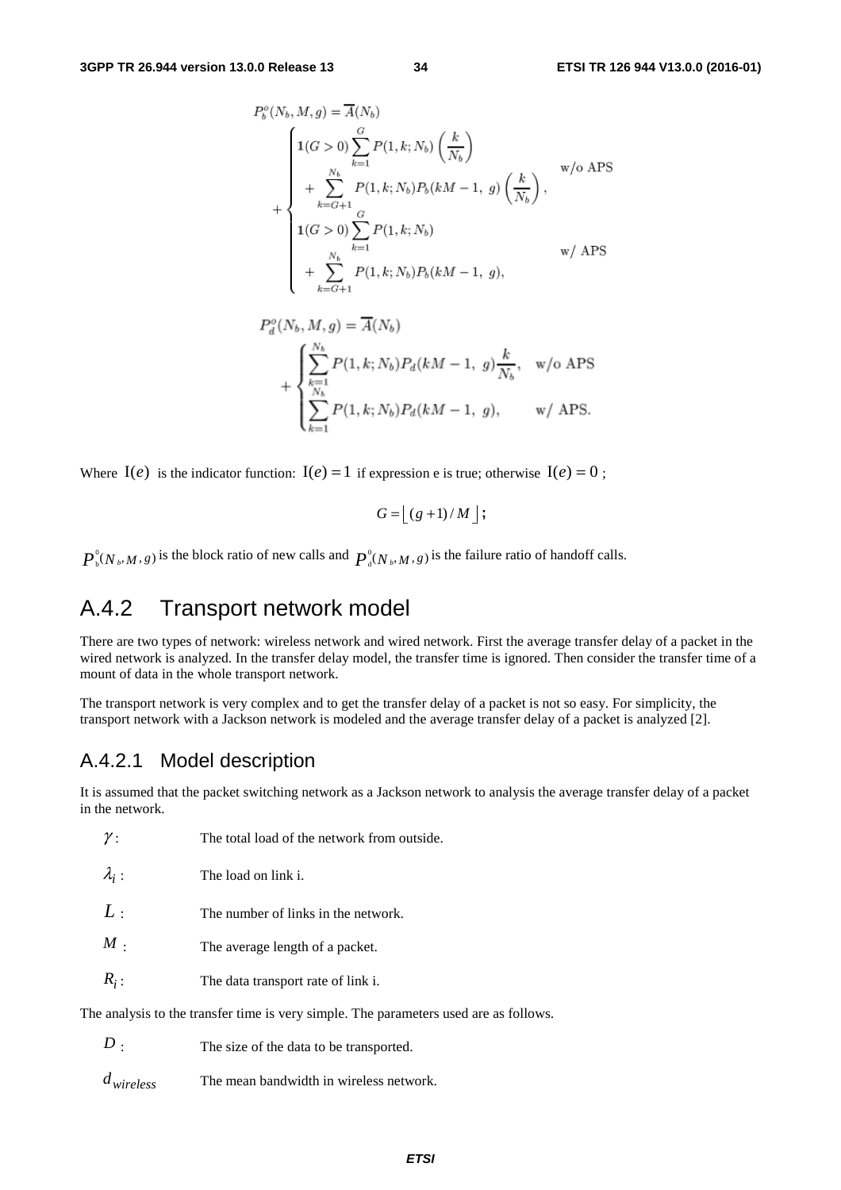$$
P_b^o(N_b, M, g) = \overline{A}(N_b) + \begin{cases} \mathbf{1}(G > 0) \sum_{k=1}^{G} P(1, k; N_b) \left( \frac{k}{N_b} \right) \\ \quad + \sum_{k=G+1}^{N_b} P(1, k; N_b) P_b(kM - 1,\ g) \left( \frac{k}{N_b} \right), & \text{w/o APS} \\ \mathbf{1}(G > 0) \sum_{k=1}^{G} P(1, k; N_b) \\ \quad + \sum_{k=G+1}^{N_b} P(1, k; N_b) P_b(kM - 1,\ g), & \text{w/ APS} \end{cases}
$$

$$
P_d^o(N_b, M, g) = \overline{A}(N_b) + \begin{cases} \sum_{k=1}^{N_b} P(1, k; N_b) P_d(kM - 1,\ g) \frac{k}{N_b}, & \text{w/o APS} \\ \sum_{k=1}^{N_b} P(1, k; N_b) P_d(kM - 1,\ g), & \text{w/ APS.} \end{cases}
$$

Where $\mathrm{I}(e)$ is the indicator function: $\mathrm{I}(e) = 1$ if expression e is true; otherwise $\mathrm{I}(e) = 0$ ;

$$G = \lfloor (g+1)/M \rfloor;$$

$P_b^0(N_b, M, g)$ is the block ratio of new calls and $P_d^0(N_b, M, g)$ is the failure ratio of handoff calls.

## A.4.2 Transport network model

There are two types of network: wireless network and wired network. First the average transfer delay of a packet in the wired network is analyzed. In the transfer delay model, the transfer time is ignored. Then consider the transfer time of a mount of data in the whole transport network.

The transport network is very complex and to get the transfer delay of a packet is not so easy. For simplicity, the transport network with a Jackson network is modeled and the average transfer delay of a packet is analyzed [2].

### A.4.2.1 Model description

It is assumed that the packet switching network as a Jackson network to analysis the average transfer delay of a packet in the network.

$\gamma$ : The total load of the network from outside.

$\lambda_i$ : The load on link i.

$L$ : The number of links in the network.

$M$ : The average length of a packet.

$R_i$ : The data transport rate of link i.

The analysis to the transfer time is very simple. The parameters used are as follows.

$D$ : The size of the data to be transported.

$d_{wireless}$ The mean bandwidth in wireless network.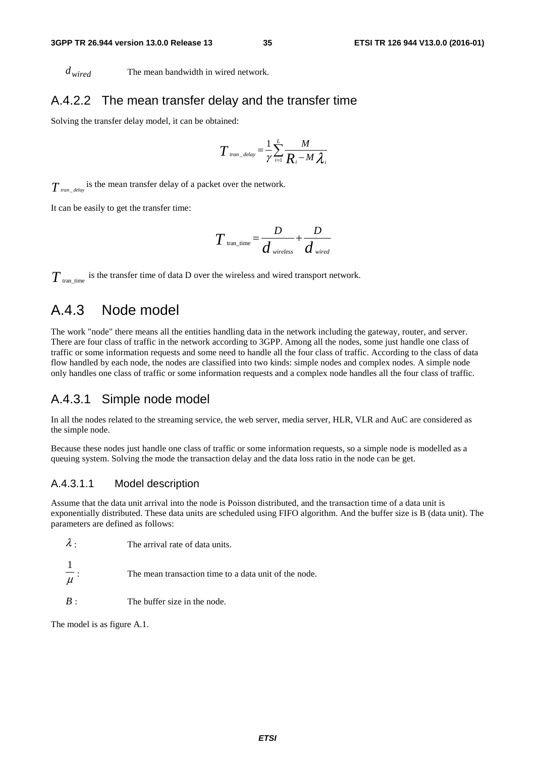$d_{wired}$ The mean bandwidth in wired network.

### A.4.2.2 The mean transfer delay and the transfer time

Solving the transfer delay model, it can be obtained:

$$T_{tran\_delay} = \frac{1}{\gamma}\sum_{i=1}^{L}\frac{M}{R_i - M\lambda_i}$$

$T_{tran\_delay}$ is the mean transfer delay of a packet over the network.

It can be easily to get the transfer time:

$$T_{\text{tran\_time}} = \frac{D}{d_{wireless}} + \frac{D}{d_{wired}}$$

$T_{\text{tran\_time}}$ is the transfer time of data D over the wireless and wired transport network.

## A.4.3 Node model

The work "node" there means all the entities handling data in the network including the gateway, router, and server. There are four class of traffic in the network according to 3GPP. Among all the nodes, some just handle one class of traffic or some information requests and some need to handle all the four class of traffic. According to the class of data flow handled by each node, the nodes are classified into two kinds: simple nodes and complex nodes. A simple node only handles one class of traffic or some information requests and a complex node handles all the four class of traffic.

### A.4.3.1 Simple node model

In all the nodes related to the streaming service, the web server, media server, HLR, VLR and AuC are considered as the simple node.

Because these nodes just handle one class of traffic or some information requests, so a simple node is modelled as a queuing system. Solving the mode the transaction delay and the data loss ratio in the node can be get.

#### A.4.3.1.1 Model description

Assume that the data unit arrival into the node is Poisson distributed, and the transaction time of a data unit is exponentially distributed. These data units are scheduled using FIFO algorithm. And the buffer size is B (data unit). The parameters are defined as follows:

$\lambda$: The arrival rate of data units.

$\frac{1}{\mu}$: The mean transaction time to a data unit of the node.

$B$: The buffer size in the node.

The model is as figure A.1.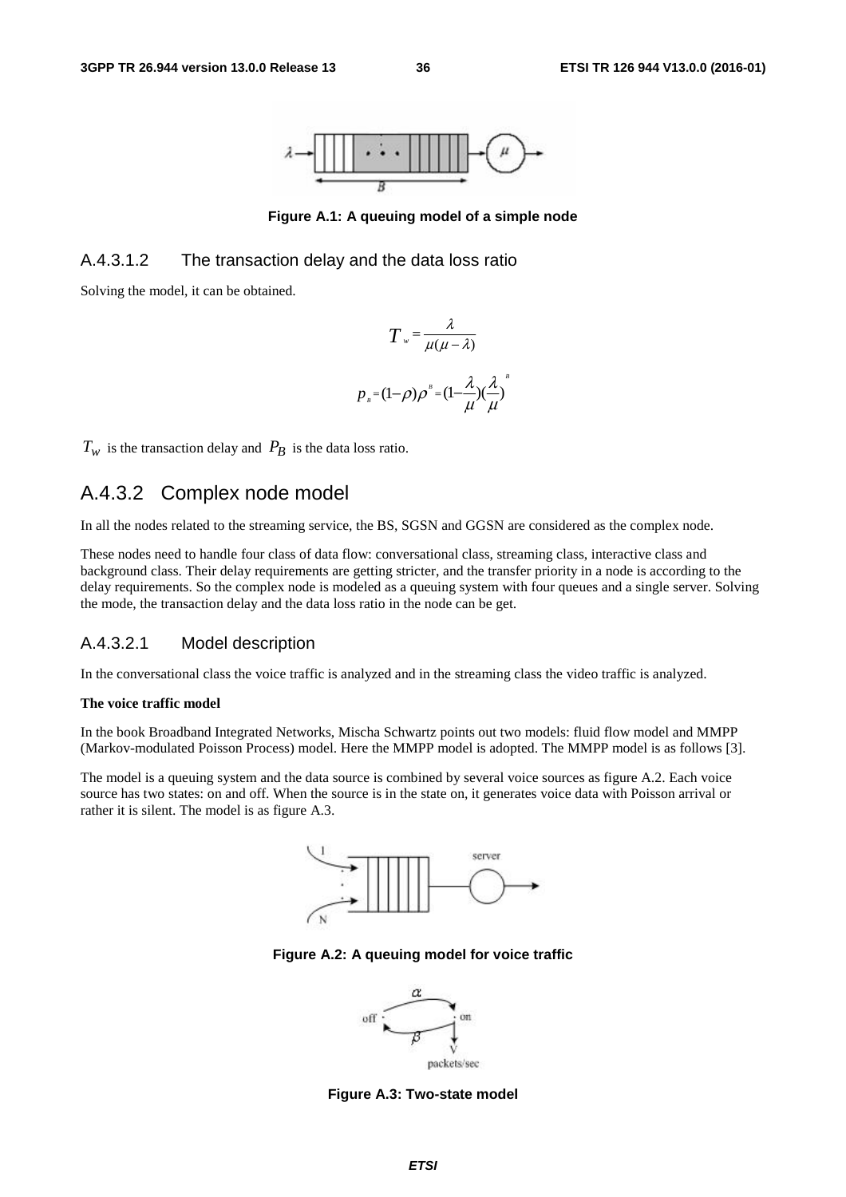Figure A.1: A queuing model of a simple node

### A.4.3.1.2 The transaction delay and the data loss ratio

Solving the model, it can be obtained.

$$T_w = \frac{\lambda}{\mu(\mu - \lambda)}$$

$$p_B = (1-\rho)\rho^B = (1-\frac{\lambda}{\mu})(\frac{\lambda}{\mu})^B$$

$T_w$ is the transaction delay and $P_B$ is the data loss ratio.

## A.4.3.2 Complex node model

In all the nodes related to the streaming service, the BS, SGSN and GGSN are considered as the complex node.

These nodes need to handle four class of data flow: conversational class, streaming class, interactive class and background class. Their delay requirements are getting stricter, and the transfer priority in a node is according to the delay requirements. So the complex node is modeled as a queuing system with four queues and a single server. Solving the mode, the transaction delay and the data loss ratio in the node can be get.

### A.4.3.2.1 Model description

In the conversational class the voice traffic is analyzed and in the streaming class the video traffic is analyzed.

**The voice traffic model**

In the book Broadband Integrated Networks, Mischa Schwartz points out two models: fluid flow model and MMPP (Markov-modulated Poisson Process) model. Here the MMPP model is adopted. The MMPP model is as follows [3].

The model is a queuing system and the data source is combined by several voice sources as figure A.2. Each voice source has two states: on and off. When the source is in the state on, it generates voice data with Poisson arrival or rather it is silent. The model is as figure A.3.

Figure A.2: A queuing model for voice traffic

Figure A.3: Two-state model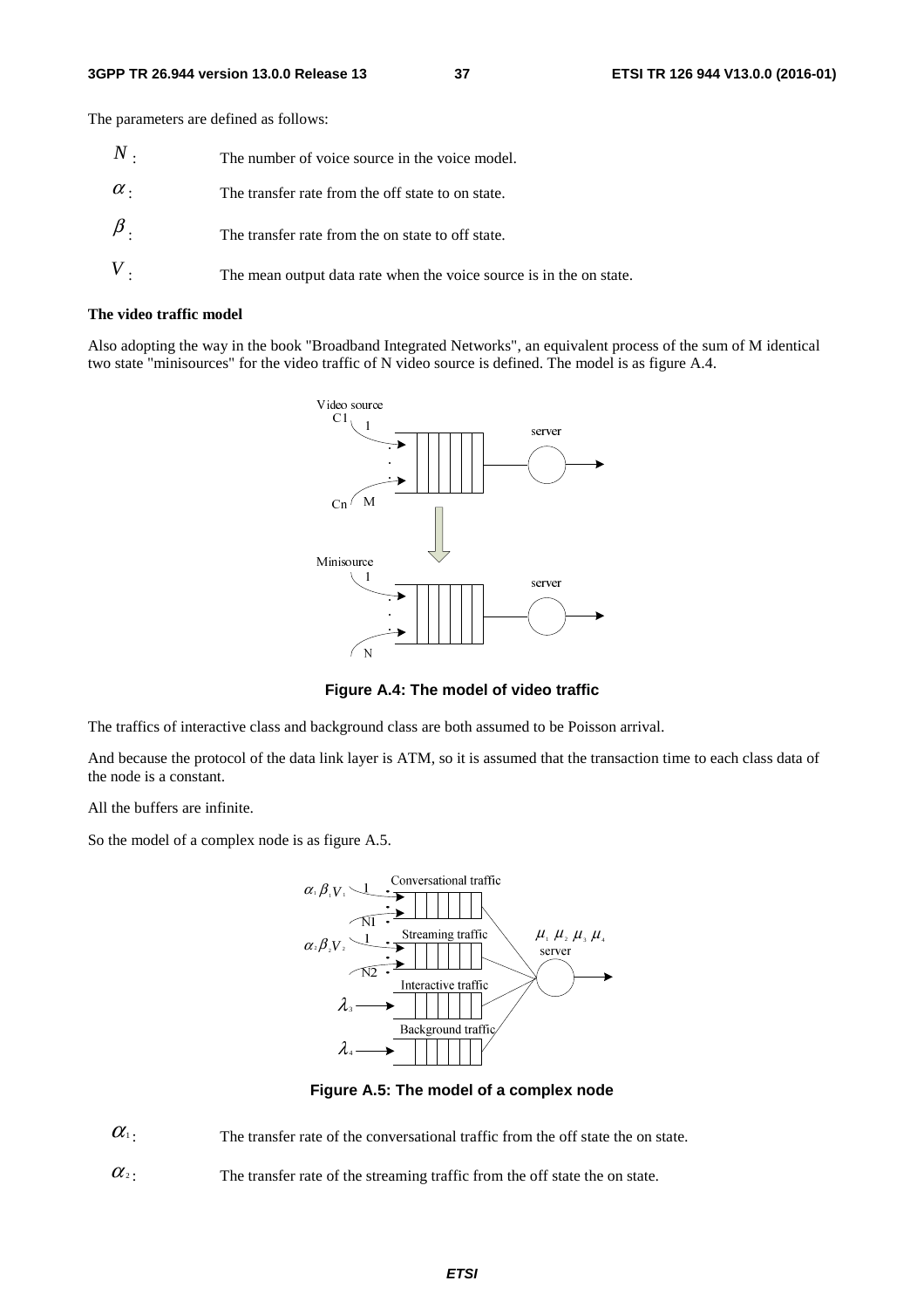The parameters are defined as follows:

$N$ : The number of voice source in the voice model.

$\alpha$ : The transfer rate from the off state to on state.

$\beta$ : The transfer rate from the on state to off state.

$V$ : The mean output data rate when the voice source is in the on state.

**The video traffic model**

Also adopting the way in the book "Broadband Integrated Networks", an equivalent process of the sum of M identical two state "minisources" for the video traffic of N video source is defined. The model is as figure A.4.

Video source
C1
1
server
Cn
M
Minisource
1
server
N

**Figure A.4: The model of video traffic**

The traffics of interactive class and background class are both assumed to be Poisson arrival.

And because the protocol of the data link layer is ATM, so it is assumed that the transaction time to each class data of the node is a constant.

All the buffers are infinite.

So the model of a complex node is as figure A.5.

$\alpha_1\beta_1V_1$
1
N1
Conversational traffic
$\alpha_2\beta_2V_2$
1
N2
Streaming traffic
$\lambda_3$
Interactive traffic
$\lambda_4$
Background traffic
$\mu_1\ \mu_2\ \mu_3\ \mu_4$
server

**Figure A.5: The model of a complex node**

$\alpha_1$ : The transfer rate of the conversational traffic from the off state the on state.

$\alpha_2$ : The transfer rate of the streaming traffic from the off state the on state.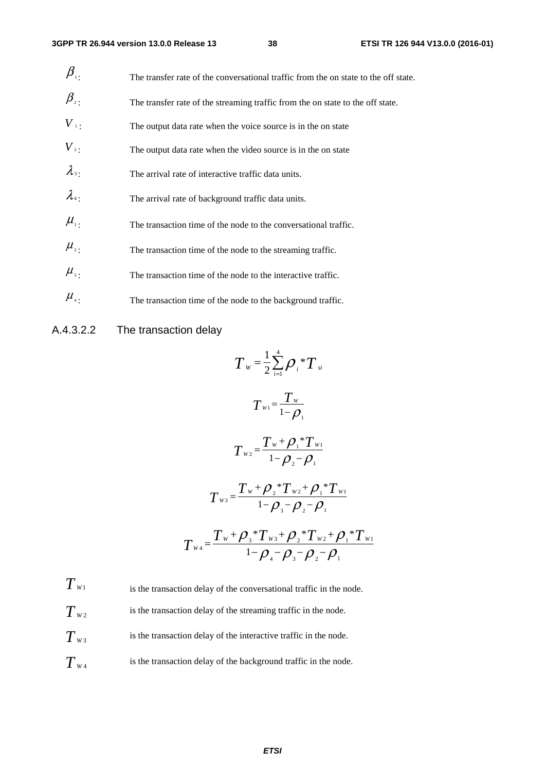$\beta_1$: The transfer rate of the conversational traffic from the on state to the off state.

$\beta_2$: The transfer rate of the streaming traffic from the on state to the off state.

$V_1$: The output data rate when the voice source is in the on state

$V_2$: The output data rate when the video source is in the on state

$\lambda_3$: The arrival rate of interactive traffic data units.

$\lambda_4$: The arrival rate of background traffic data units.

$\mu_1$: The transaction time of the node to the conversational traffic.

$\mu_2$: The transaction time of the node to the streaming traffic.

$\mu_3$: The transaction time of the node to the interactive traffic.

$\mu_4$: The transaction time of the node to the background traffic.

### A.4.3.2.2 The transaction delay

$$T_W = \frac{1}{2}\sum_{i=1}^{4}\rho_i * T_{si}$$

$$T_{W1} = \frac{T_W}{1-\rho_1}$$

$$T_{W2} = \frac{T_W + \rho_1 * T_{W1}}{1-\rho_2-\rho_1}$$

$$T_{W3} = \frac{T_W + \rho_2 * T_{W2} + \rho_1 * T_{W1}}{1-\rho_3-\rho_2-\rho_1}$$

$$T_{W4} = \frac{T_W + \rho_3 * T_{W3} + \rho_2 * T_{W2} + \rho_1 * T_{W1}}{1-\rho_4-\rho_3-\rho_2-\rho_1}$$

$T_{W1}$ is the transaction delay of the conversational traffic in the node.

$T_{W2}$ is the transaction delay of the streaming traffic in the node.

$T_{W3}$ is the transaction delay of the interactive traffic in the node.

$T_{W4}$ is the transaction delay of the background traffic in the node.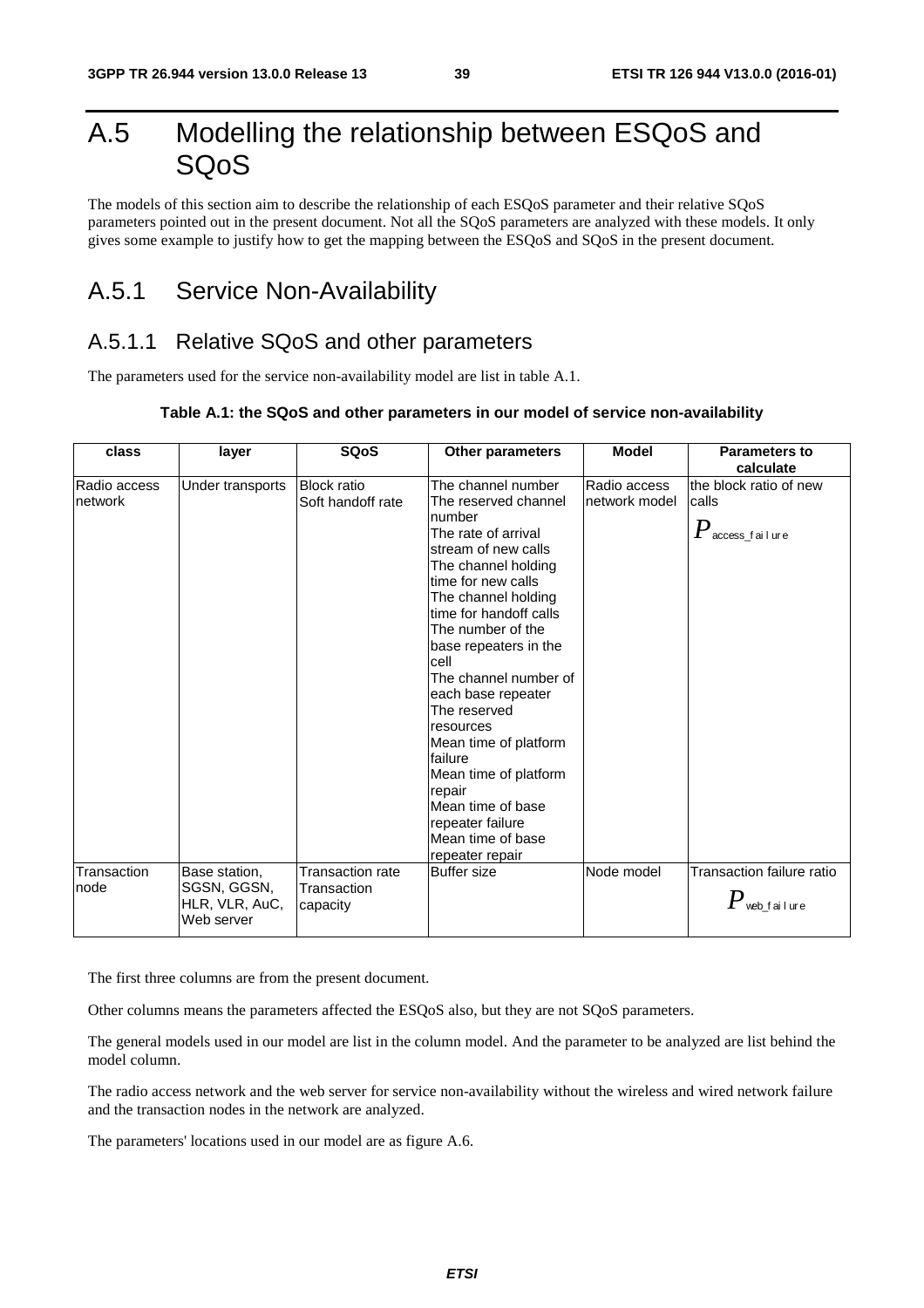# A.5 Modelling the relationship between ESQoS and SQoS

The models of this section aim to describe the relationship of each ESQoS parameter and their relative SQoS parameters pointed out in the present document. Not all the SQoS parameters are analyzed with these models. It only gives some example to justify how to get the mapping between the ESQoS and SQoS in the present document.

## A.5.1 Service Non-Availability

### A.5.1.1 Relative SQoS and other parameters

The parameters used for the service non-availability model are list in table A.1.

**Table A.1: the SQoS and other parameters in our model of service non-availability**

| class | layer | SQoS | Other parameters | Model | Parameters to calculate |
|---|---|---|---|---|---|
| Radio access network | Under transports | Block ratio<br>Soft handoff rate | The channel number<br>The reserved channel number<br>The rate of arrival stream of new calls<br>The channel holding time for new calls<br>The channel holding time for handoff calls<br>The number of the base repeaters in the cell<br>The channel number of each base repeater<br>The reserved resources<br>Mean time of platform failure<br>Mean time of platform repair<br>Mean time of base repeater failure<br>Mean time of base repeater repair | Radio access network model | the block ratio of new calls<br>$P_{access\_failure}$ |
| Transaction node | Base station, SGSN, GGSN, HLR, VLR, AuC, Web server | Transaction rate<br>Transaction capacity | Buffer size | Node model | Transaction failure ratio<br>$P_{web\_failure}$ |

The first three columns are from the present document.

Other columns means the parameters affected the ESQoS also, but they are not SQoS parameters.

The general models used in our model are list in the column model. And the parameter to be analyzed are list behind the model column.

The radio access network and the web server for service non-availability without the wireless and wired network failure and the transaction nodes in the network are analyzed.

The parameters' locations used in our model are as figure A.6.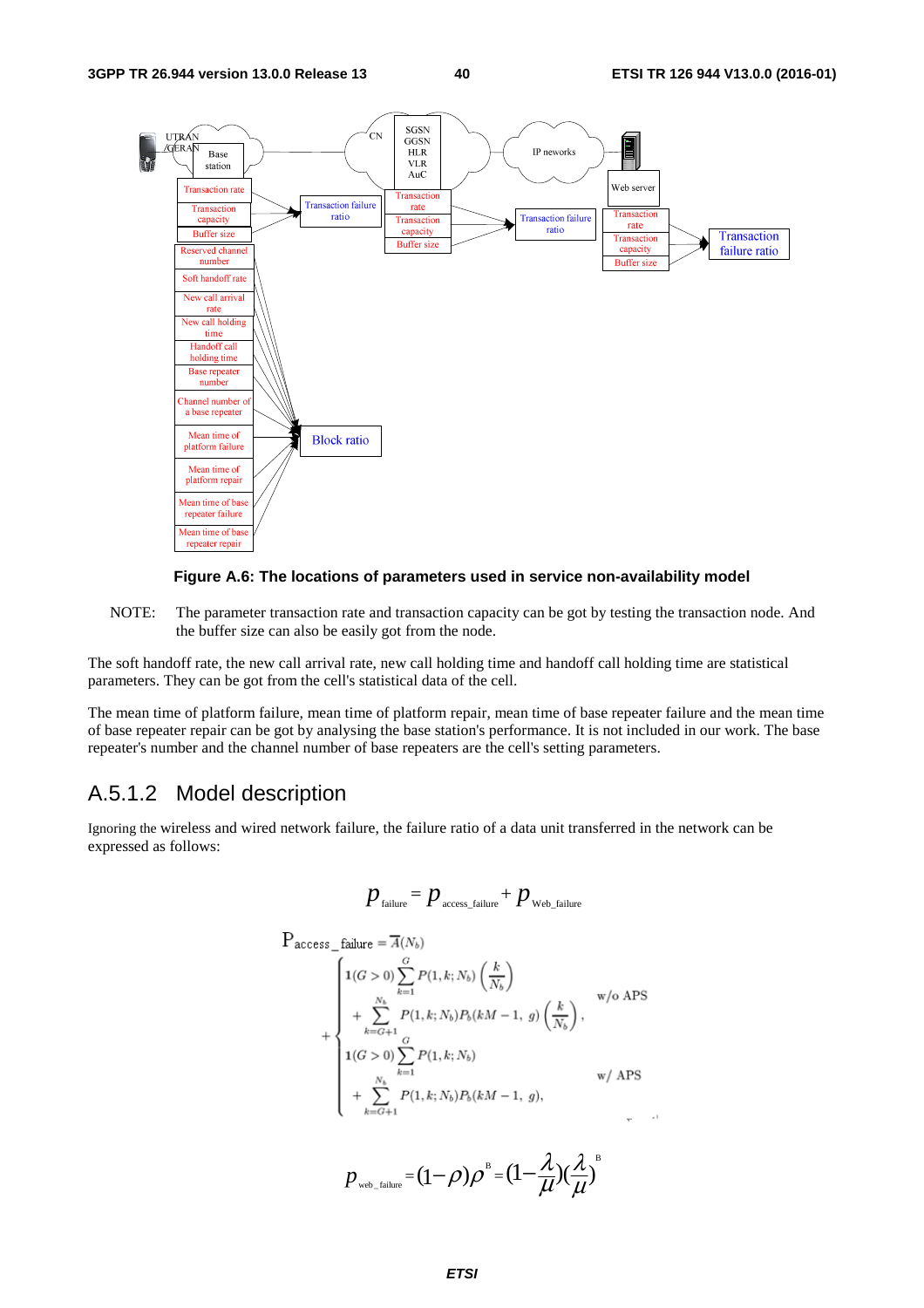UTRAN /GERAN

Base station

CN

SGSN GGSN HLR VLR AuC

IP neworks

Web server

Transaction rate

Transaction capacity

Buffer size

Transaction failure ratio

Transaction rate

Transaction capacity

Buffer size

Transaction failure ratio

Transaction rate

Transaction capacity

Buffer size

Transaction failure ratio

Reserved channel number

Soft handoff rate

New call arrival rate

New call holding time

Handoff call holding time

Base repeater number

Channel number of a base repeater

Mean time of platform failure

Mean time of platform repair

Mean time of base repeater failure

Mean time of base repeater repair

Block ratio

**Figure A.6: The locations of parameters used in service non-availability model**

NOTE: The parameter transaction rate and transaction capacity can be got by testing the transaction node. And the buffer size can also be easily got from the node.

The soft handoff rate, the new call arrival rate, new call holding time and handoff call holding time are statistical parameters. They can be got from the cell's statistical data of the cell.

The mean time of platform failure, mean time of platform repair, mean time of base repeater failure and the mean time of base repeater repair can be got by analysing the base station's performance. It is not included in our work. The base repeater's number and the channel number of base repeaters are the cell's setting parameters.

## A.5.1.2 Model description

Ignoring the wireless and wired network failure, the failure ratio of a data unit transferred in the network can be expressed as follows:

$$p_{\text{failure}} = p_{\text{access\_failure}} + p_{\text{Web\_failure}}$$

$$P_{\text{access\_failure}} = \overline{A}(N_b) + \begin{cases} \mathbf{1}(G>0)\displaystyle\sum_{k=1}^{G} P(1,k;N_b)\left(\frac{k}{N_b}\right) \\ \quad + \displaystyle\sum_{k=G+1}^{N_b} P(1,k;N_b)P_b(kM-1,\ g)\left(\frac{k}{N_b}\right), & \text{w/o APS} \\ \mathbf{1}(G>0)\displaystyle\sum_{k=1}^{G} P(1,k;N_b) \\ \quad + \displaystyle\sum_{k=G+1}^{N_b} P(1,k;N_b)P_b(kM-1,\ g), & \text{w/ APS} \end{cases}$$

$$p_{\text{web\_failure}} = (1-\rho)\rho^{B} = (1-\frac{\lambda}{\mu})(\frac{\lambda}{\mu})^{B}$$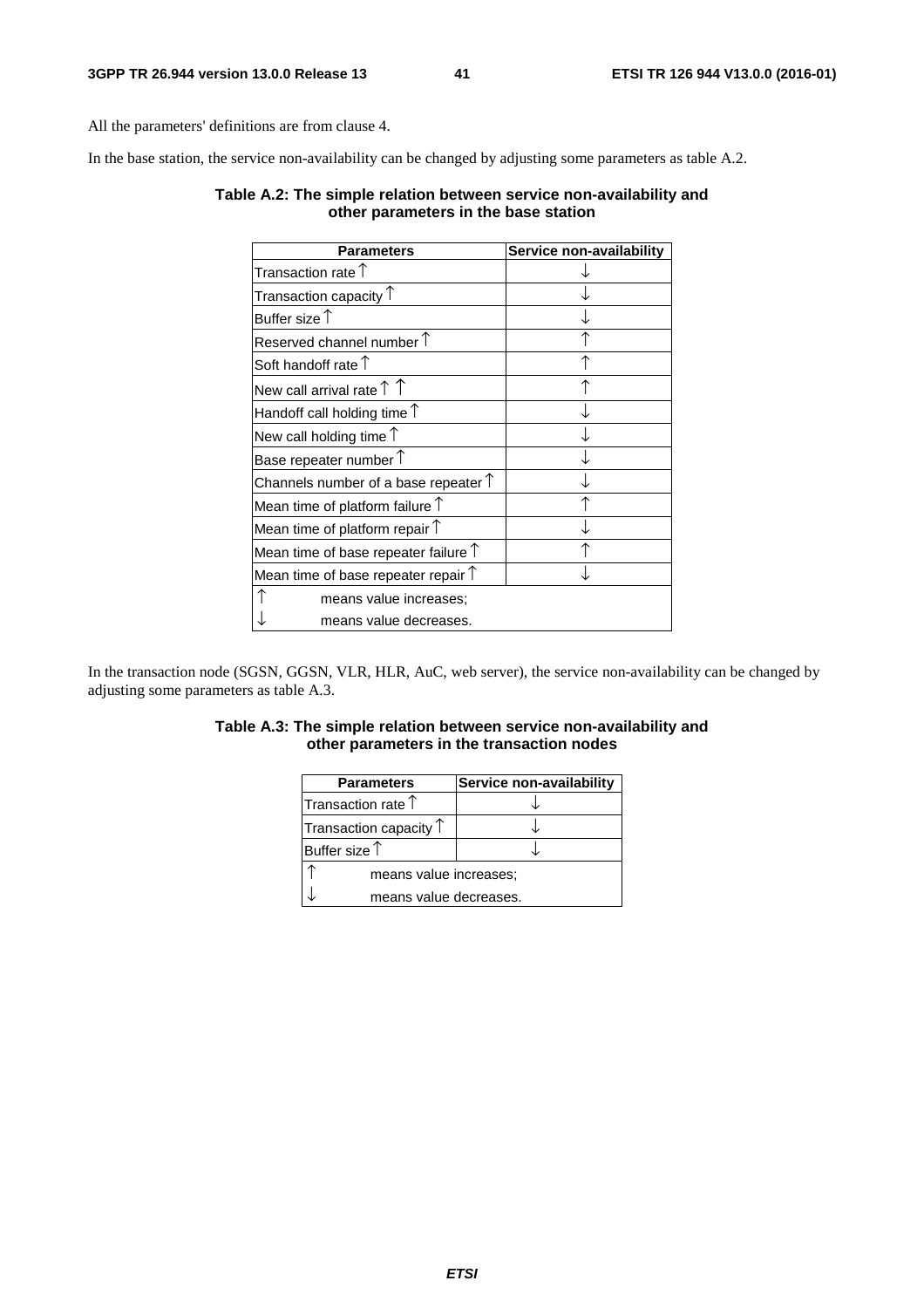All the parameters' definitions are from clause 4.

In the base station, the service non-availability can be changed by adjusting some parameters as table A.2.

**Table A.2: The simple relation between service non-availability and other parameters in the base station**

| Parameters | Service non-availability |
|---|---|
| Transaction rate ↑ | ↓ |
| Transaction capacity ↑ | ↓ |
| Buffer size ↑ | ↓ |
| Reserved channel number ↑ | ↑ |
| Soft handoff rate ↑ | ↑ |
| New call arrival rate ↑ ↑ | ↑ |
| Handoff call holding time ↑ | ↓ |
| New call holding time ↑ | ↓ |
| Base repeater number ↑ | ↓ |
| Channels number of a base repeater ↑ | ↓ |
| Mean time of platform failure ↑ | ↑ |
| Mean time of platform repair ↑ | ↓ |
| Mean time of base repeater failure ↑ | ↑ |
| Mean time of base repeater repair ↑ | ↓ |
| ↑ means value increases; | |
| ↓ means value decreases. | |

In the transaction node (SGSN, GGSN, VLR, HLR, AuC, web server), the service non-availability can be changed by adjusting some parameters as table A.3.

**Table A.3: The simple relation between service non-availability and other parameters in the transaction nodes**

| Parameters | Service non-availability |
|---|---|
| Transaction rate ↑ | ↓ |
| Transaction capacity ↑ | ↓ |
| Buffer size ↑ | ↓ |
| ↑ means value increases; | |
| ↓ means value decreases. | |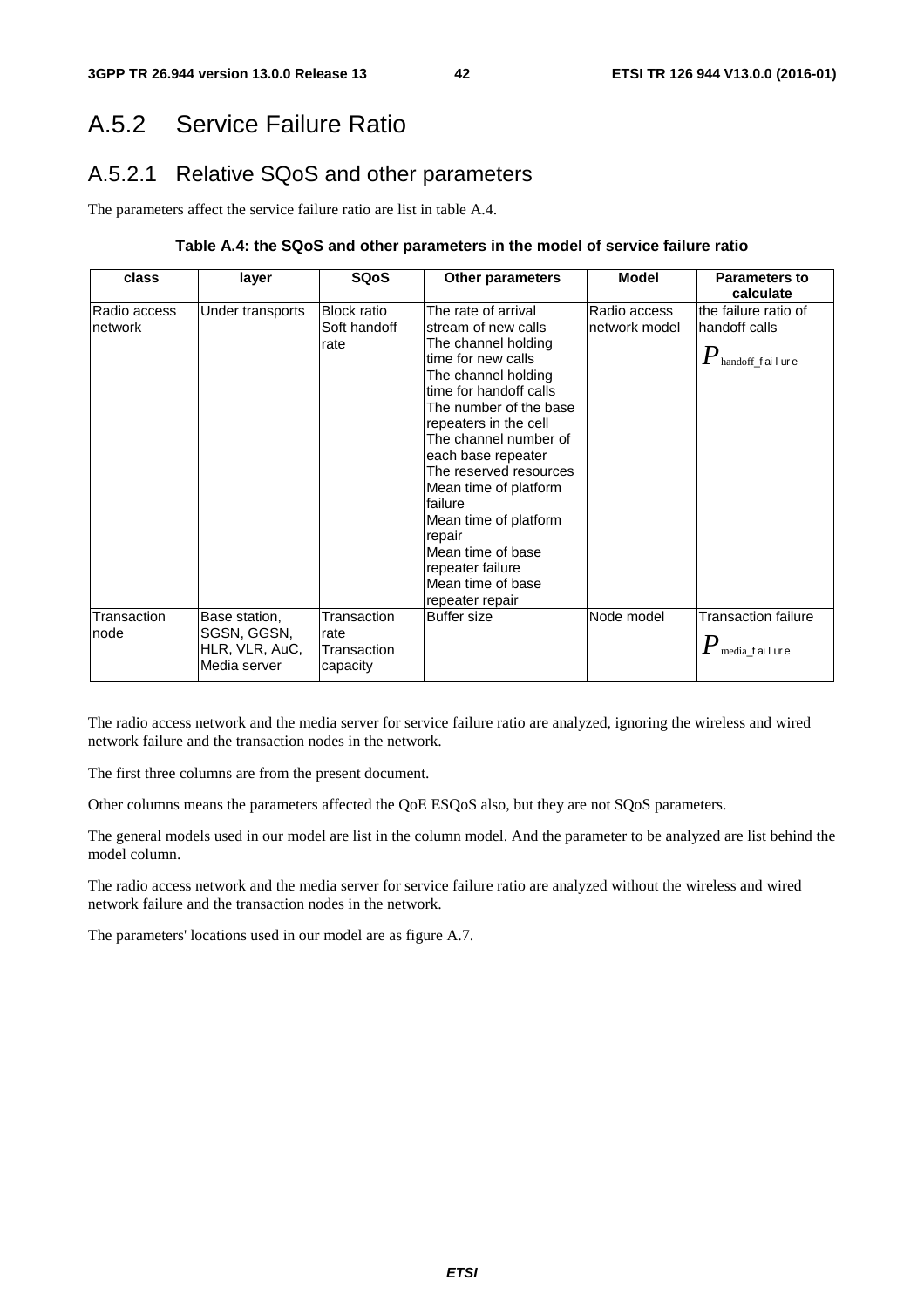## A.5.2 Service Failure Ratio

### A.5.2.1 Relative SQoS and other parameters

The parameters affect the service failure ratio are list in table A.4.

**Table A.4: the SQoS and other parameters in the model of service failure ratio**

| class | layer | SQoS | Other parameters | Model | Parameters to calculate |
|---|---|---|---|---|---|
| Radio access network | Under transports | Block ratio<br>Soft handoff rate | The rate of arrival stream of new calls<br>The channel holding time for new calls<br>The channel holding time for handoff calls<br>The number of the base repeaters in the cell<br>The channel number of each base repeater<br>The reserved resources<br>Mean time of platform failure<br>Mean time of platform repair<br>Mean time of base repeater failure<br>Mean time of base repeater repair | Radio access network model | the failure ratio of handoff calls<br>$P_{handoff\_failure}$ |
| Transaction node | Base station, SGSN, GGSN, HLR, VLR, AuC, Media server | Transaction rate<br>Transaction capacity | Buffer size | Node model | Transaction failure<br>$P_{media\_failure}$ |

The radio access network and the media server for service failure ratio are analyzed, ignoring the wireless and wired network failure and the transaction nodes in the network.

The first three columns are from the present document.

Other columns means the parameters affected the QoE ESQoS also, but they are not SQoS parameters.

The general models used in our model are list in the column model. And the parameter to be analyzed are list behind the model column.

The radio access network and the media server for service failure ratio are analyzed without the wireless and wired network failure and the transaction nodes in the network.

The parameters' locations used in our model are as figure A.7.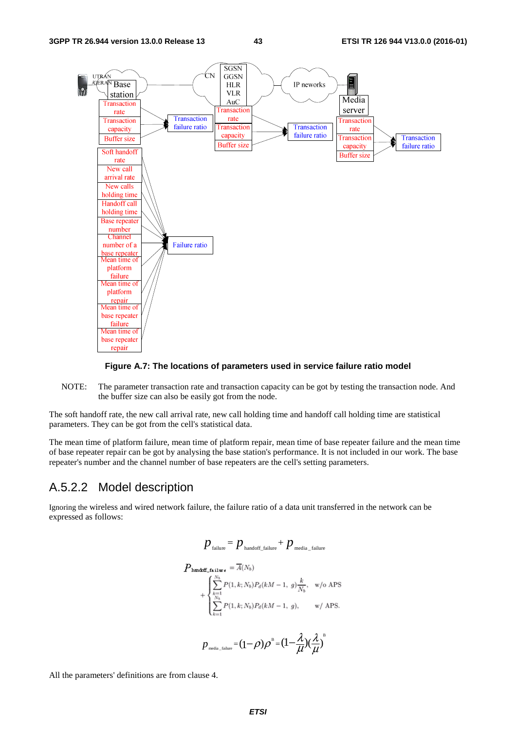UTRAN /GERAN

Base station

CN

SGSN GGSN HLR VLR AuC

IP neworks

Media server

Transaction rate

Transaction capacity

Buffer size

Transaction failure ratio

Transaction rate

Transaction capacity

Buffer size

Transaction failure ratio

Transaction rate

Transaction capacity

Buffer size

Transaction failure ratio

Soft handoff rate

New call arrival rate

New calls holding time

Handoff call holding time

Base repeater number

Channel number of a base repeater

Mean time of platform failure

Mean time of platform repair

Mean time of base repeater failure

Mean time of base repeater repair

Failure ratio

**Figure A.7: The locations of parameters used in service failure ratio model**

NOTE: The parameter transaction rate and transaction capacity can be got by testing the transaction node. And the buffer size can also be easily got from the node.

The soft handoff rate, the new call arrival rate, new call holding time and handoff call holding time are statistical parameters. They can be got from the cell's statistical data.

The mean time of platform failure, mean time of platform repair, mean time of base repeater failure and the mean time of base repeater repair can be got by analysing the base station's performance. It is not included in our work. The base repeater's number and the channel number of base repeaters are the cell's setting parameters.

## A.5.2.2 Model description

Ignoring the wireless and wired network failure, the failure ratio of a data unit transferred in the network can be expressed as follows:

$$P_{\text{failure}} = P_{\text{handoff\_failure}} + P_{\text{media\_failure}}$$

$$P_{\text{handoff\_failure}} = \overline{A}(N_b) + \begin{cases} \sum_{k=1}^{N_b} P(1,k;N_b)P_d(kM-1,\ g)\frac{k}{N_b}, & \text{w/o APS} \\ \sum_{k=1}^{N_b} P(1,k;N_b)P_d(kM-1,\ g), & \text{w/ APS.} \end{cases}$$

$$P_{\text{media\_failure}} = (1-\rho)\rho^{B} = (1-\frac{\lambda}{\mu})(\frac{\lambda}{\mu})^{B}$$

All the parameters' definitions are from clause 4.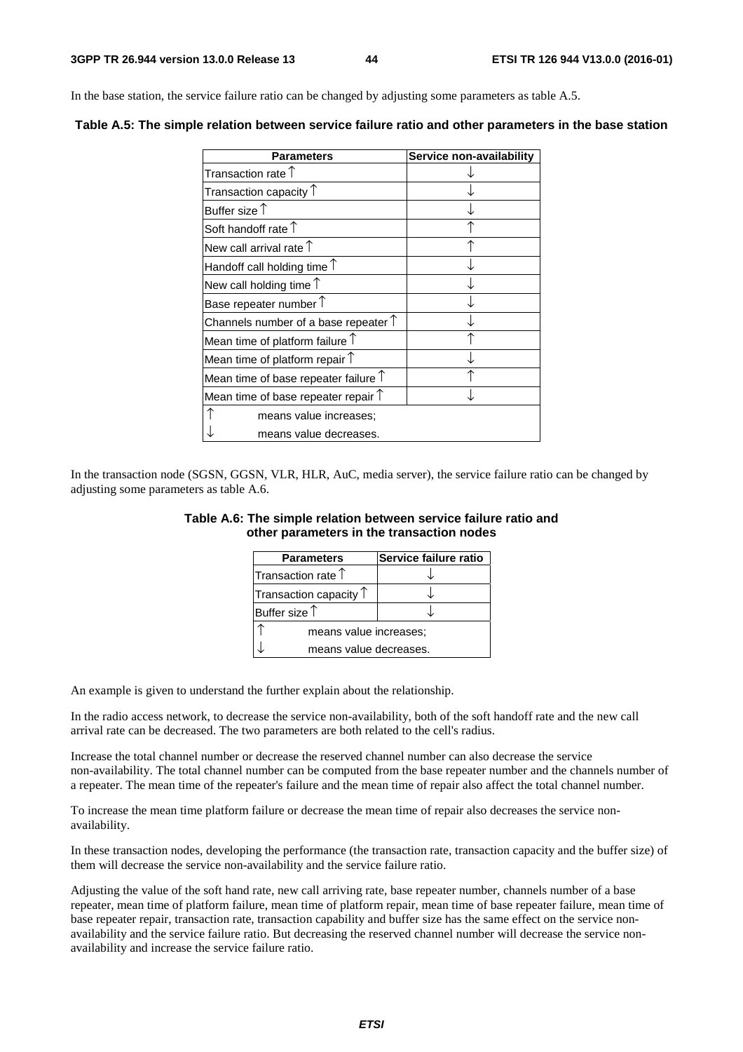In the base station, the service failure ratio can be changed by adjusting some parameters as table A.5.

**Table A.5: The simple relation between service failure ratio and other parameters in the base station**

| Parameters | Service non-availability |
|---|---|
| Transaction rate ↑ | ↓ |
| Transaction capacity ↑ | ↓ |
| Buffer size ↑ | ↓ |
| Soft handoff rate ↑ | ↑ |
| New call arrival rate ↑ | ↑ |
| Handoff call holding time ↑ | ↓ |
| New call holding time ↑ | ↓ |
| Base repeater number ↑ | ↓ |
| Channels number of a base repeater ↑ | ↓ |
| Mean time of platform failure ↑ | ↑ |
| Mean time of platform repair ↑ | ↓ |
| Mean time of base repeater failure ↑ | ↑ |
| Mean time of base repeater repair ↑ | ↓ |
| ↑ means value increases; ↓ means value decreases. | |

In the transaction node (SGSN, GGSN, VLR, HLR, AuC, media server), the service failure ratio can be changed by adjusting some parameters as table A.6.

**Table A.6: The simple relation between service failure ratio and other parameters in the transaction nodes**

| Parameters | Service failure ratio |
|---|---|
| Transaction rate ↑ | ↓ |
| Transaction capacity ↑ | ↓ |
| Buffer size ↑ | ↓ |
| ↑ means value increases; ↓ means value decreases. | |

An example is given to understand the further explain about the relationship.

In the radio access network, to decrease the service non-availability, both of the soft handoff rate and the new call arrival rate can be decreased. The two parameters are both related to the cell's radius.

Increase the total channel number or decrease the reserved channel number can also decrease the service non-availability. The total channel number can be computed from the base repeater number and the channels number of a repeater. The mean time of the repeater's failure and the mean time of repair also affect the total channel number.

To increase the mean time platform failure or decrease the mean time of repair also decreases the service non-availability.

In these transaction nodes, developing the performance (the transaction rate, transaction capacity and the buffer size) of them will decrease the service non-availability and the service failure ratio.

Adjusting the value of the soft hand rate, new call arriving rate, base repeater number, channels number of a base repeater, mean time of platform failure, mean time of platform repair, mean time of base repeater failure, mean time of base repeater repair, transaction rate, transaction capability and buffer size has the same effect on the service non-availability and the service failure ratio. But decreasing the reserved channel number will decrease the service non-availability and increase the service failure ratio.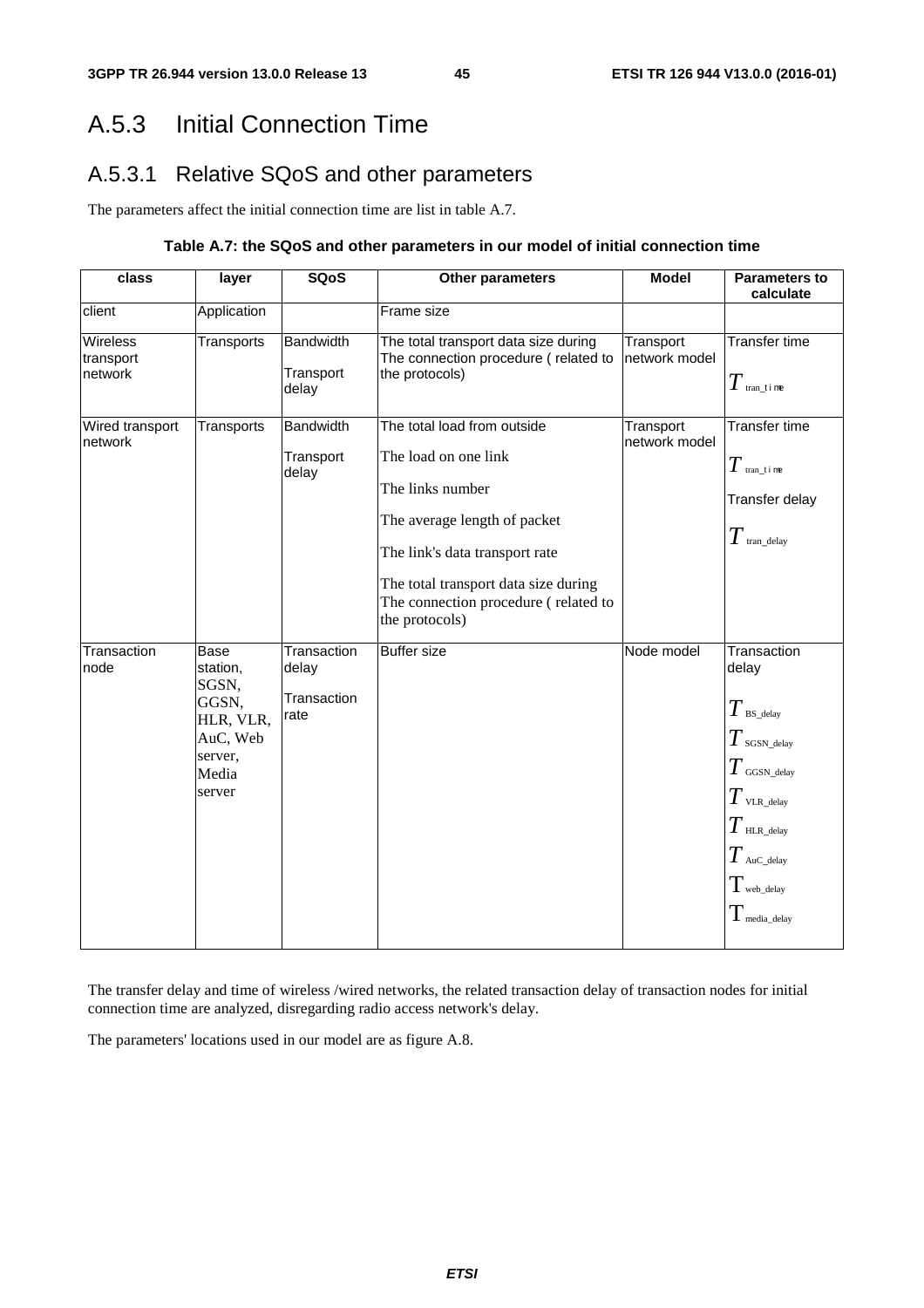# A.5.3 Initial Connection Time

## A.5.3.1 Relative SQoS and other parameters

The parameters affect the initial connection time are list in table A.7.

**Table A.7: the SQoS and other parameters in our model of initial connection time**

| class | layer | SQoS | Other parameters | Model | Parameters to calculate |
|---|---|---|---|---|---|
| client | Application | | Frame size | | |
| Wireless transport network | Transports | Bandwidth<br><br>Transport delay | The total transport data size during The connection procedure ( related to the protocols) | Transport network model | Transfer time<br><br>$T_{tran\_time}$ |
| Wired transport network | Transports | Bandwidth<br><br>Transport delay | The total load from outside<br><br>The load on one link<br><br>The links number<br><br>The average length of packet<br><br>The link's data transport rate<br><br>The total transport data size during The connection procedure ( related to the protocols) | Transport network model | Transfer time<br><br>$T_{tran\_time}$<br><br>Transfer delay<br><br>$T_{tran\_delay}$ |
| Transaction node | Base station, SGSN, GGSN, HLR, VLR, AuC, Web server, Media server | Transaction delay<br><br>Transaction rate | Buffer size | Node model | Transaction delay<br><br>$T_{BS\_delay}$<br>$T_{SGSN\_delay}$<br>$T_{GGSN\_delay}$<br>$T_{VLR\_delay}$<br>$T_{HLR\_delay}$<br>$T_{AuC\_delay}$<br>$T_{web\_delay}$<br>$T_{media\_delay}$ |

The transfer delay and time of wireless /wired networks, the related transaction delay of transaction nodes for initial connection time are analyzed, disregarding radio access network's delay.

The parameters' locations used in our model are as figure A.8.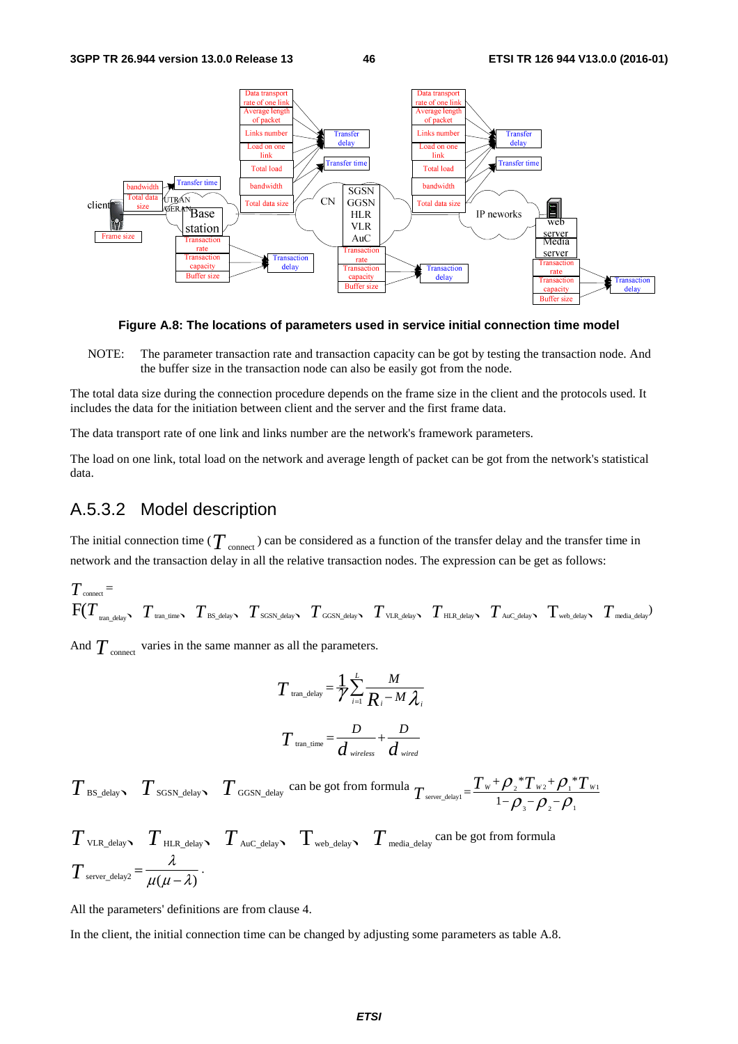Data transport rate of one link
Average length of packet
Links number
Load on one link
Total load
bandwidth
Total data size
Transfer delay
Transfer time
Data transport rate of one link
Average length of packet
Links number
Load on one link
Total load
bandwidth
Total data size
Transfer delay
Transfer time
bandwidth
Total data size
Transfer time
client
Frame size
UTRAN
GERAN
Base station
Transaction rate
Transaction capacity
Buffer size
Transaction delay
CN
SGSN
GGSN
HLR
VLR
AuC
Transaction rate
Transaction capacity
Buffer size
Transaction delay
IP networks
web server
Media server
Transaction rate
Transaction capacity
Buffer size
Transaction delay

**Figure A.8: The locations of parameters used in service initial connection time model**

NOTE: The parameter transaction rate and transaction capacity can be got by testing the transaction node. And the buffer size in the transaction node can also be easily got from the node.

The total data size during the connection procedure depends on the frame size in the client and the protocols used. It includes the data for the initiation between client and the server and the first frame data.

The data transport rate of one link and links number are the network's framework parameters.

The load on one link, total load on the network and average length of packet can be got from the network's statistical data.

## A.5.3.2 Model description

The initial connection time ($T_{\text{connect}}$) can be considered as a function of the transfer delay and the transfer time in network and the transaction delay in all the relative transaction nodes. The expression can be get as follows:

$$T_{\text{connect}} = F(T_{\text{tran\_delay}}, T_{\text{tran\_time}}, T_{\text{BS\_delay}}, T_{\text{SGSN\_delay}}, T_{\text{GGSN\_delay}}, T_{\text{VLR\_delay}}, T_{\text{HLR\_delay}}, T_{\text{AuC\_delay}}, T_{\text{web\_delay}}, T_{\text{media\_delay}})$$

And $T_{\text{connect}}$ varies in the same manner as all the parameters.

$$T_{\text{tran\_delay}} = \frac{1}{\gamma}\sum_{i=1}^{L}\frac{M}{R_i - M\lambda_i}$$

$$T_{\text{tran\_time}} = \frac{D}{d_{wireless}} + \frac{D}{d_{wired}}$$

$T_{\text{BS\_delay}}$, $T_{\text{SGSN\_delay}}$, $T_{\text{GGSN\_delay}}$ can be got from formula $T_{\text{server\_delay1}} = \dfrac{T_w + \rho_2 {}^* T_{w2} + \rho_1 {}^* T_{w1}}{1 - \rho_3 - \rho_2 - \rho_1}$

$T_{\text{VLR\_delay}}$, $T_{\text{HLR\_delay}}$, $T_{\text{AuC\_delay}}$, $T_{\text{web\_delay}}$, $T_{\text{media\_delay}}$ can be got from formula $T_{\text{server\_delay2}} = \dfrac{\lambda}{\mu(\mu - \lambda)}$.

All the parameters' definitions are from clause 4.

In the client, the initial connection time can be changed by adjusting some parameters as table A.8.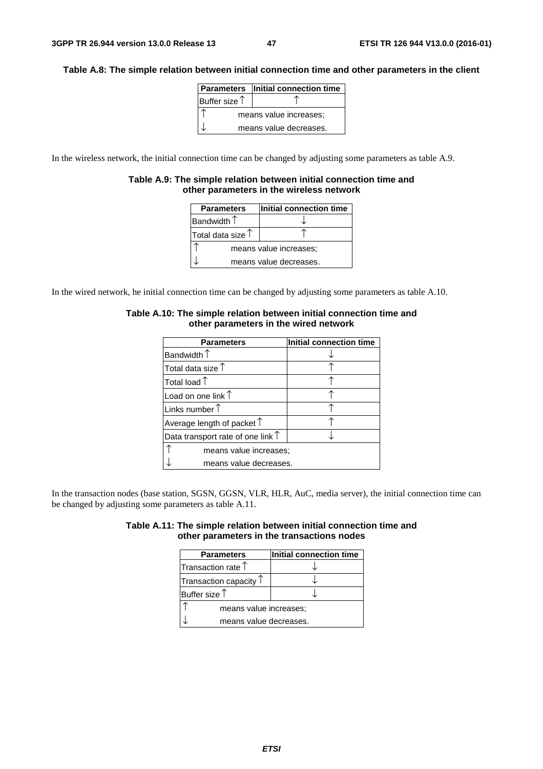**Table A.8: The simple relation between initial connection time and other parameters in the client**

| Parameters | Initial connection time |
| --- | --- |
| Buffer size ↑ | ↑ |
| ↑ means value increases; | |
| ↓ means value decreases. | |

In the wireless network, the initial connection time can be changed by adjusting some parameters as table A.9.

**Table A.9: The simple relation between initial connection time and other parameters in the wireless network**

| Parameters | Initial connection time |
| --- | --- |
| Bandwidth ↑ | ↓ |
| Total data size ↑ | ↑ |
| ↑ means value increases; | |
| ↓ means value decreases. | |

In the wired network, he initial connection time can be changed by adjusting some parameters as table A.10.

**Table A.10: The simple relation between initial connection time and other parameters in the wired network**

| Parameters | Initial connection time |
| --- | --- |
| Bandwidth ↑ | ↓ |
| Total data size ↑ | ↑ |
| Total load ↑ | ↑ |
| Load on one link ↑ | ↑ |
| Links number ↑ | ↑ |
| Average length of packet ↑ | ↑ |
| Data transport rate of one link ↑ | ↓ |
| ↑ means value increases; | |
| ↓ means value decreases. | |

In the transaction nodes (base station, SGSN, GGSN, VLR, HLR, AuC, media server), the initial connection time can be changed by adjusting some parameters as table A.11.

**Table A.11: The simple relation between initial connection time and other parameters in the transactions nodes**

| Parameters | Initial connection time |
| --- | --- |
| Transaction rate ↑ | ↓ |
| Transaction capacity ↑ | ↓ |
| Buffer size ↑ | ↓ |
| ↑ means value increases; | |
| ↓ means value decreases. | |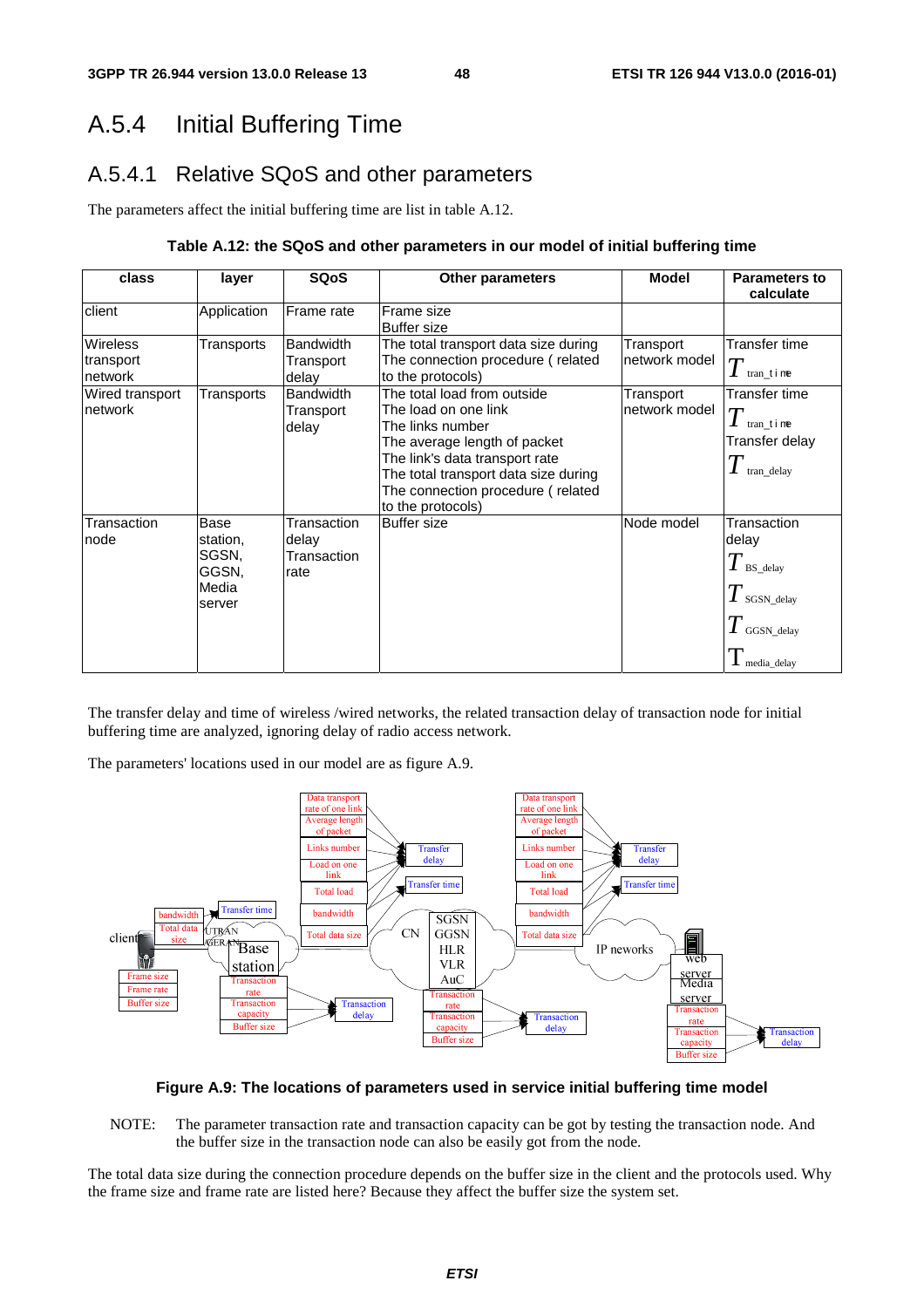## A.5.4 Initial Buffering Time

### A.5.4.1 Relative SQoS and other parameters

The parameters affect the initial buffering time are list in table A.12.

**Table A.12: the SQoS and other parameters in our model of initial buffering time**

| class | layer | SQoS | Other parameters | Model | Parameters to calculate |
|---|---|---|---|---|---|
| client | Application | Frame rate | Frame size<br>Buffer size | | |
| Wireless transport network | Transports | Bandwidth<br>Transport delay | The total transport data size during The connection procedure ( related to the protocols) | Transport network model | Transfer time<br>$T_{tran\_time}$ |
| Wired transport network | Transports | Bandwidth<br>Transport delay | The total load from outside<br>The load on one link<br>The links number<br>The average length of packet<br>The link's data transport rate<br>The total transport data size during The connection procedure ( related to the protocols) | Transport network model | Transfer time<br>$T_{tran\_time}$<br>Transfer delay<br>$T_{tran\_delay}$ |
| Transaction node | Base station, SGSN, GGSN, Media server | Transaction delay<br>Transaction rate | Buffer size | Node model | Transaction delay<br>$T_{BS\_delay}$<br>$T_{SGSN\_delay}$<br>$T_{GGSN\_delay}$<br>$T_{media\_delay}$ |

The transfer delay and time of wireless /wired networks, the related transaction delay of transaction node for initial buffering time are analyzed, ignoring delay of radio access network.

The parameters' locations used in our model are as figure A.9.

client
bandwidth
Total data size
Transfer time
Frame size
Frame rate
Buffer size
UTRAN
GERAN
Base station
Transaction rate
Transaction capacity
Buffer size
Transaction delay
Data transport rate of one link
Average length of packet
Links number
Load on one link
Total load
bandwidth
Total data size
Transfer delay
Transfer time
CN
SGSN
GGSN
HLR
VLR
AuC
Transaction rate
Transaction capacity
Buffer size
Transaction delay
Data transport rate of one link
Average length of packet
Links number
Load on one link
Total load
bandwidth
Total data size
Transfer delay
Transfer time
IP neworks
web server
Media server
Transaction rate
Transaction capacity
Buffer size
Transaction delay

**Figure A.9: The locations of parameters used in service initial buffering time model**

NOTE: The parameter transaction rate and transaction capacity can be got by testing the transaction node. And the buffer size in the transaction node can also be easily got from the node.

The total data size during the connection procedure depends on the buffer size in the client and the protocols used. Why the frame size and frame rate are listed here? Because they affect the buffer size the system set.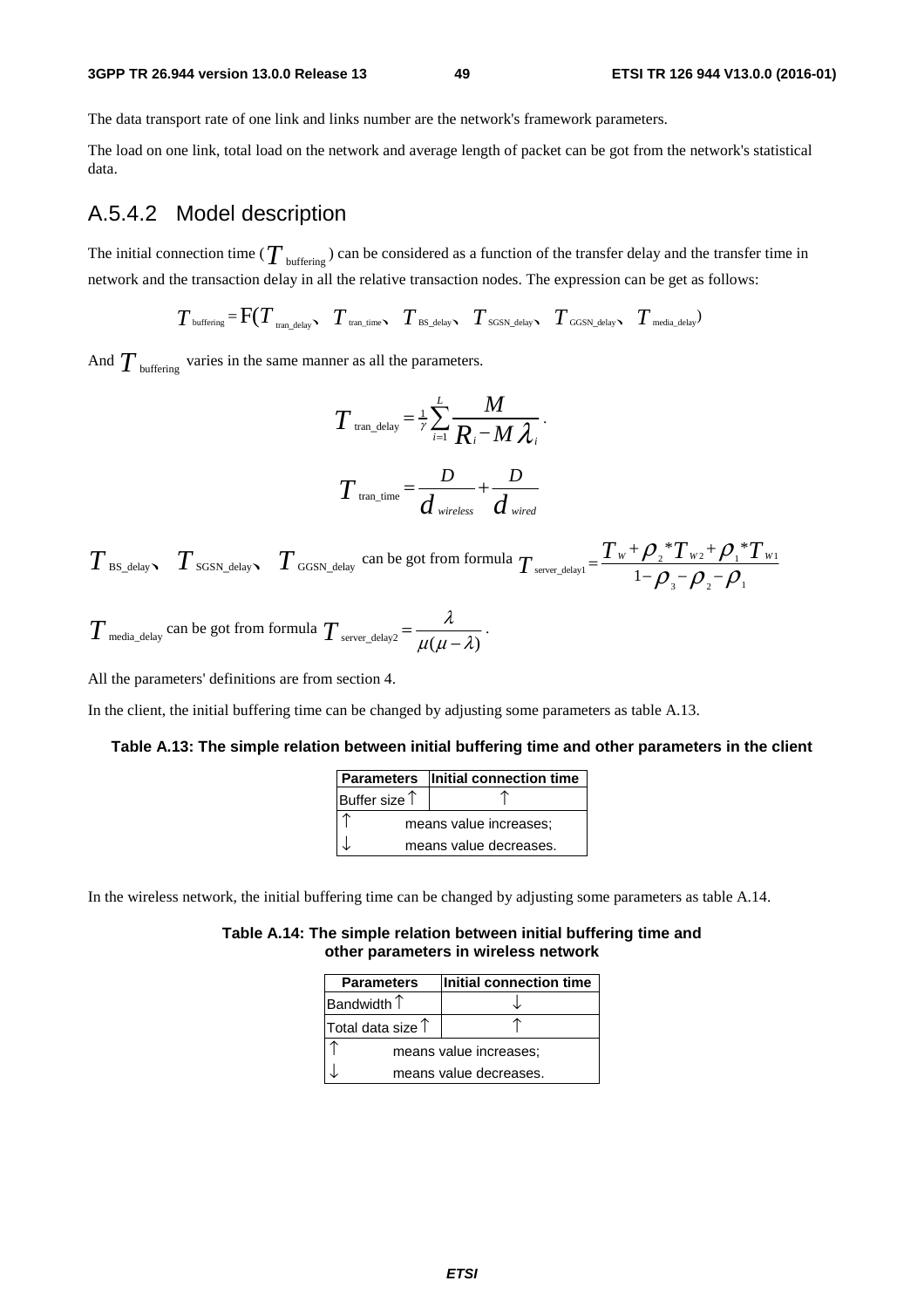The data transport rate of one link and links number are the network's framework parameters.

The load on one link, total load on the network and average length of packet can be got from the network's statistical data.

## A.5.4.2 Model description

The initial connection time ($T_{\text{buffering}}$) can be considered as a function of the transfer delay and the transfer time in network and the transaction delay in all the relative transaction nodes. The expression can be get as follows:

$$T_{\text{buffering}} = F(T_{\text{tran\_delay}}、 T_{\text{tran\_time}}、 T_{\text{BS\_delay}}、 T_{\text{SGSN\_delay}}、 T_{\text{GGSN\_delay}}、 T_{\text{media\_delay}})$$

And $T_{\text{buffering}}$ varies in the same manner as all the parameters.

$$T_{\text{tran\_delay}} = \frac{1}{\gamma}\sum_{i=1}^{L}\frac{M}{R_i - M\lambda_i}.$$

$$T_{\text{tran\_time}} = \frac{D}{d_{wireless}} + \frac{D}{d_{wired}}$$

$T_{\text{BS\_delay}}$、 $T_{\text{SGSN\_delay}}$、 $T_{\text{GGSN\_delay}}$ can be got from formula $T_{\text{server\_delay1}} = \dfrac{T_W + \rho_2 * T_{W2} + \rho_1 * T_{W1}}{1 - \rho_3 - \rho_2 - \rho_1}$

$T_{\text{media\_delay}}$ can be got from formula $T_{\text{server\_delay2}} = \dfrac{\lambda}{\mu(\mu - \lambda)}$.

All the parameters' definitions are from section 4.

In the client, the initial buffering time can be changed by adjusting some parameters as table A.13.

**Table A.13: The simple relation between initial buffering time and other parameters in the client**

| Parameters | Initial connection time |
|---|---|
| Buffer size ↑ | ↑ |
| ↑ | means value increases; |
| ↓ | means value decreases. |

In the wireless network, the initial buffering time can be changed by adjusting some parameters as table A.14.

**Table A.14: The simple relation between initial buffering time and other parameters in wireless network**

| Parameters | Initial connection time |
|---|---|
| Bandwidth ↑ | ↓ |
| Total data size ↑ | ↑ |
| ↑ | means value increases; |
| ↓ | means value decreases. |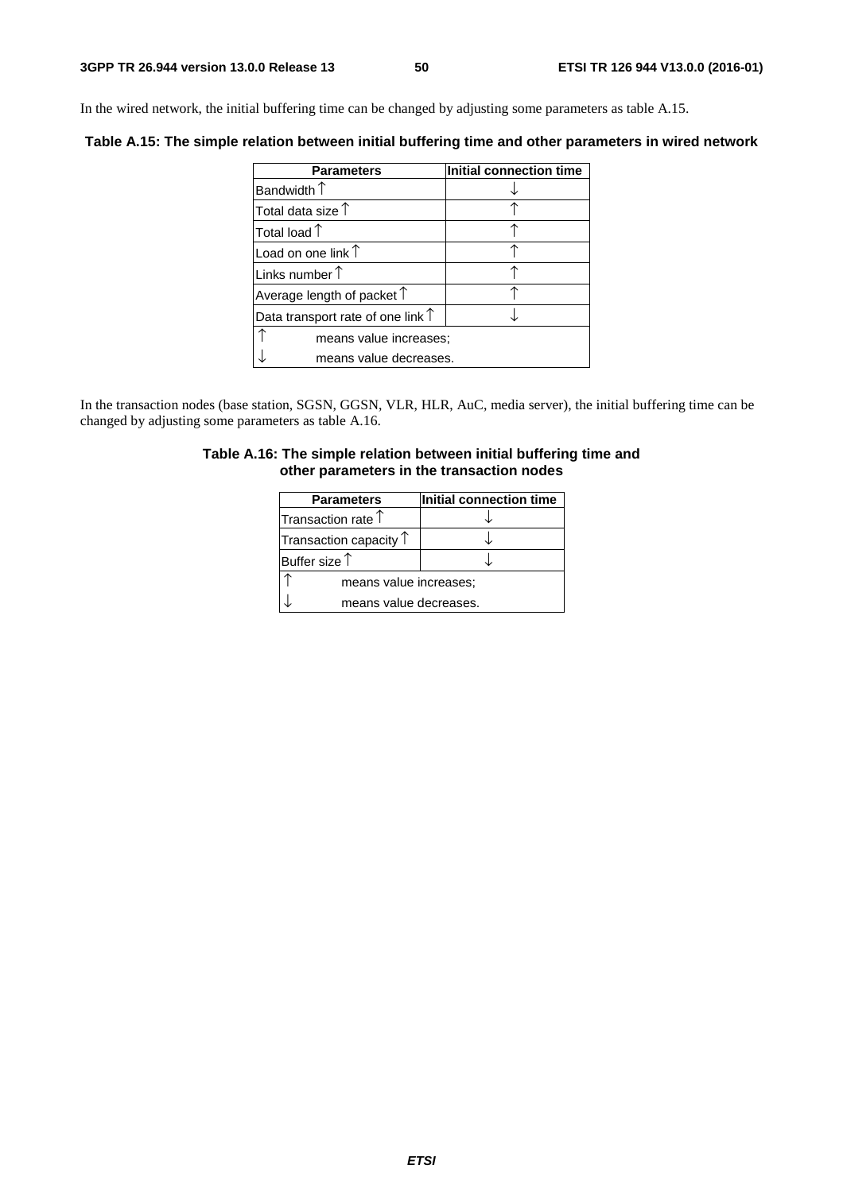In the wired network, the initial buffering time can be changed by adjusting some parameters as table A.15.

**Table A.15: The simple relation between initial buffering time and other parameters in wired network**

| Parameters | Initial connection time |
|---|---|
| Bandwidth ↑ | ↓ |
| Total data size ↑ | ↑ |
| Total load ↑ | ↑ |
| Load on one link ↑ | ↑ |
| Links number ↑ | ↑ |
| Average length of packet ↑ | ↑ |
| Data transport rate of one link ↑ | ↓ |
| ↑ means value increases; | |
| ↓ means value decreases. | |

In the transaction nodes (base station, SGSN, GGSN, VLR, HLR, AuC, media server), the initial buffering time can be changed by adjusting some parameters as table A.16.

**Table A.16: The simple relation between initial buffering time and other parameters in the transaction nodes**

| Parameters | Initial connection time |
|---|---|
| Transaction rate ↑ | ↓ |
| Transaction capacity ↑ | ↓ |
| Buffer size ↑ | ↓ |
| ↑ means value increases; | |
| ↓ means value decreases. | |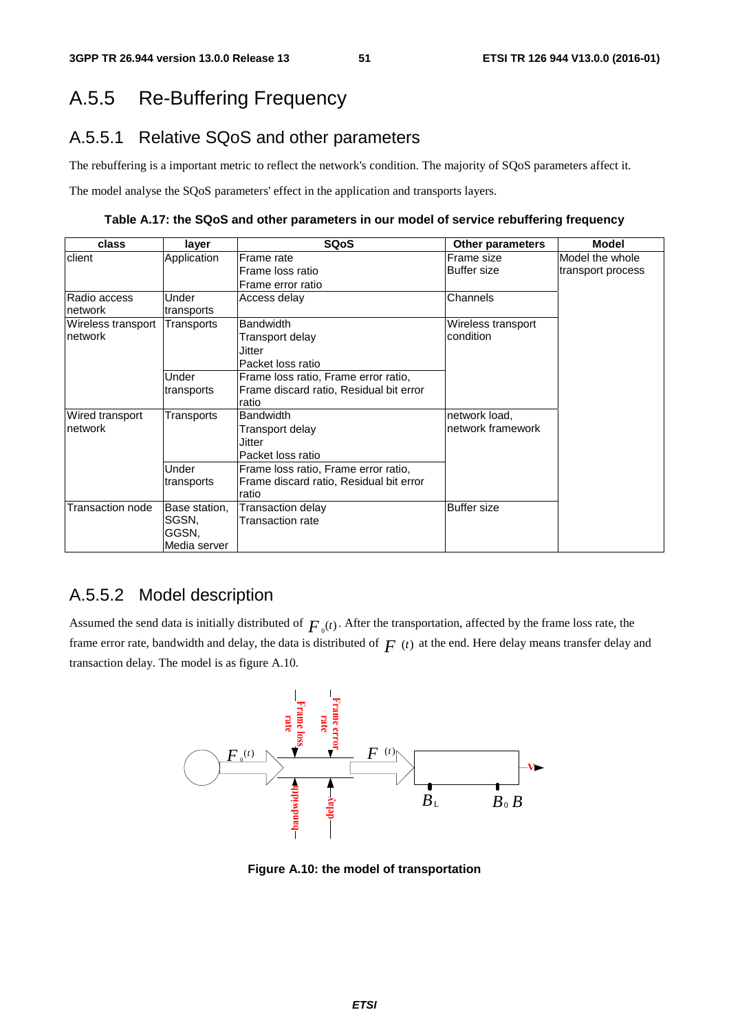## A.5.5 Re-Buffering Frequency

### A.5.5.1 Relative SQoS and other parameters

The rebuffering is a important metric to reflect the network's condition. The majority of SQoS parameters affect it.

The model analyse the SQoS parameters' effect in the application and transports layers.

**Table A.17: the SQoS and other parameters in our model of service rebuffering frequency**

| class | layer | SQoS | Other parameters | Model |
|---|---|---|---|---|
| client | Application | Frame rate<br>Frame loss ratio<br>Frame error ratio | Frame size<br>Buffer size | Model the whole transport process |
| Radio access network | Under transports | Access delay | Channels | |
| Wireless transport network | Transports | Bandwidth<br>Transport delay<br>Jitter<br>Packet loss ratio | Wireless transport condition | |
| | Under transports | Frame loss ratio, Frame error ratio, Frame discard ratio, Residual bit error ratio | | |
| Wired transport network | Transports | Bandwidth<br>Transport delay<br>Jitter<br>Packet loss ratio | network load, network framework | |
| | Under transports | Frame loss ratio, Frame error ratio, Frame discard ratio, Residual bit error ratio | | |
| Transaction node | Base station, SGSN, GGSN, Media server | Transaction delay<br>Transaction rate | Buffer size | |

### A.5.5.2 Model description

Assumed the send data is initially distributed of $F_0(t)$. After the transportation, affected by the frame loss rate, the frame error rate, bandwidth and delay, the data is distributed of $F(t)$ at the end. Here delay means transfer delay and transaction delay. The model is as figure A.10.

Frame loss rate
Frame error rate
$F_0(t)$
$F(t)$
v
bandwidth
delay
$B_L$
$B_0$ $B$

**Figure A.10: the model of transportation**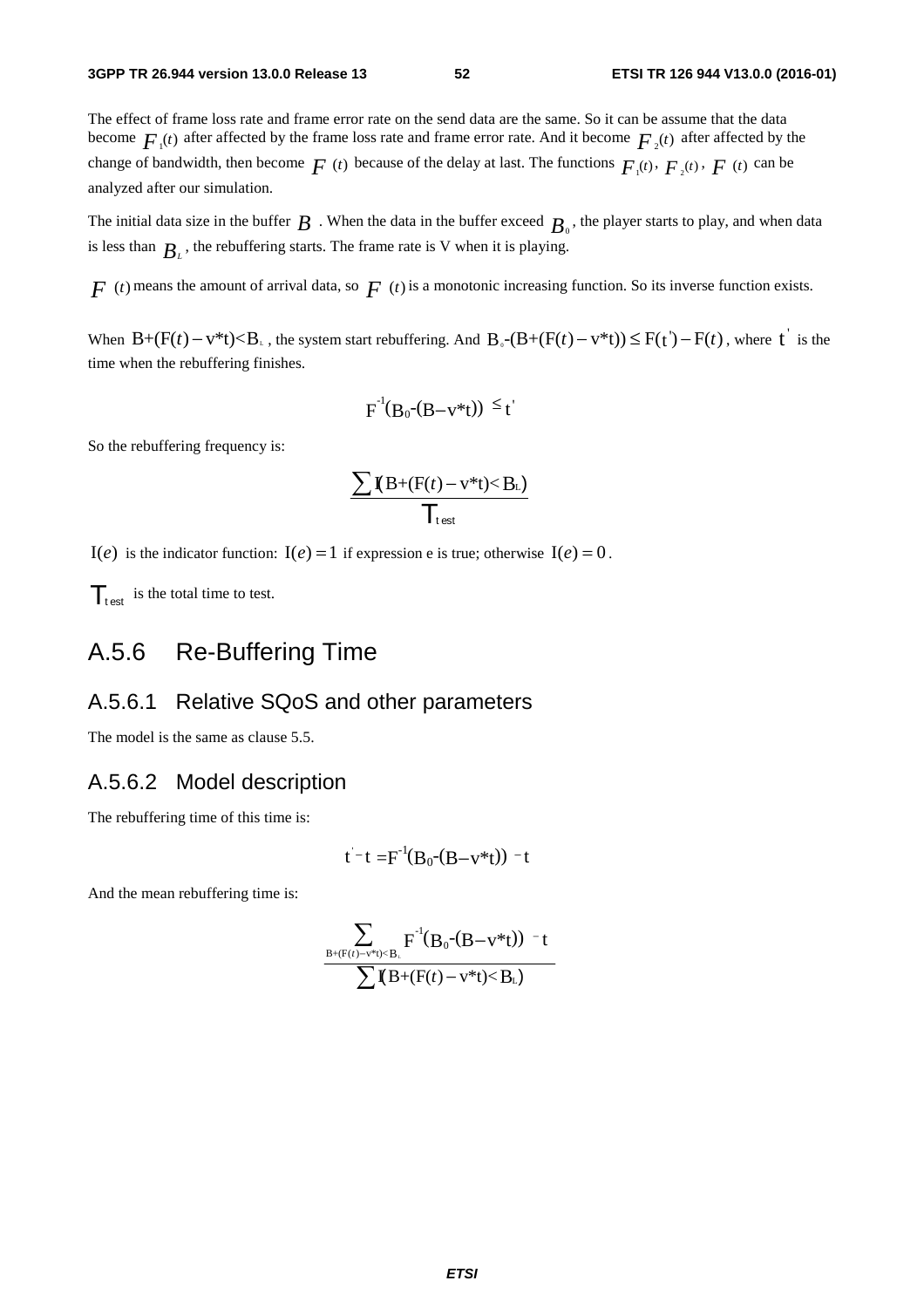The effect of frame loss rate and frame error rate on the send data are the same. So it can be assume that the data become $F_1(t)$ after affected by the frame loss rate and frame error rate. And it become $F_2(t)$ after affected by the change of bandwidth, then become $F(t)$ because of the delay at last. The functions $F_1(t)$, $F_2(t)$, $F(t)$ can be analyzed after our simulation.

The initial data size in the buffer $B$. When the data in the buffer exceed $B_0$, the player starts to play, and when data is less than $B_L$, the rebuffering starts. The frame rate is V when it is playing.

$F(t)$ means the amount of arrival data, so $F(t)$ is a monotonic increasing function. So its inverse function exists.

When $B+(F(t)-v*t)<B_L$, the system start rebuffering. And $B_0-(B+(F(t)-v*t)) \le F(t')-F(t)$, where $t'$ is the time when the rebuffering finishes.

$$F^{-1}(B_0-(B-v*t)) \le t'$$

So the rebuffering frequency is:

$$\frac{\sum I(B+(F(t)-v*t)<B_L)}{T_{test}}$$

$I(e)$ is the indicator function: $I(e)=1$ if expression e is true; otherwise $I(e)=0$.

$T_{test}$ is the total time to test.

## A.5.6 Re-Buffering Time

### A.5.6.1 Relative SQoS and other parameters

The model is the same as clause 5.5.

### A.5.6.2 Model description

The rebuffering time of this time is:

$$t'-t = F^{-1}(B_0-(B-v*t)) - t$$

And the mean rebuffering time is:

$$\frac{\sum_{B+(F(t)-v*t)<B_L} F^{-1}(B_0-(B-v*t)) - t}{\sum I(B+(F(t)-v*t)<B_L)}$$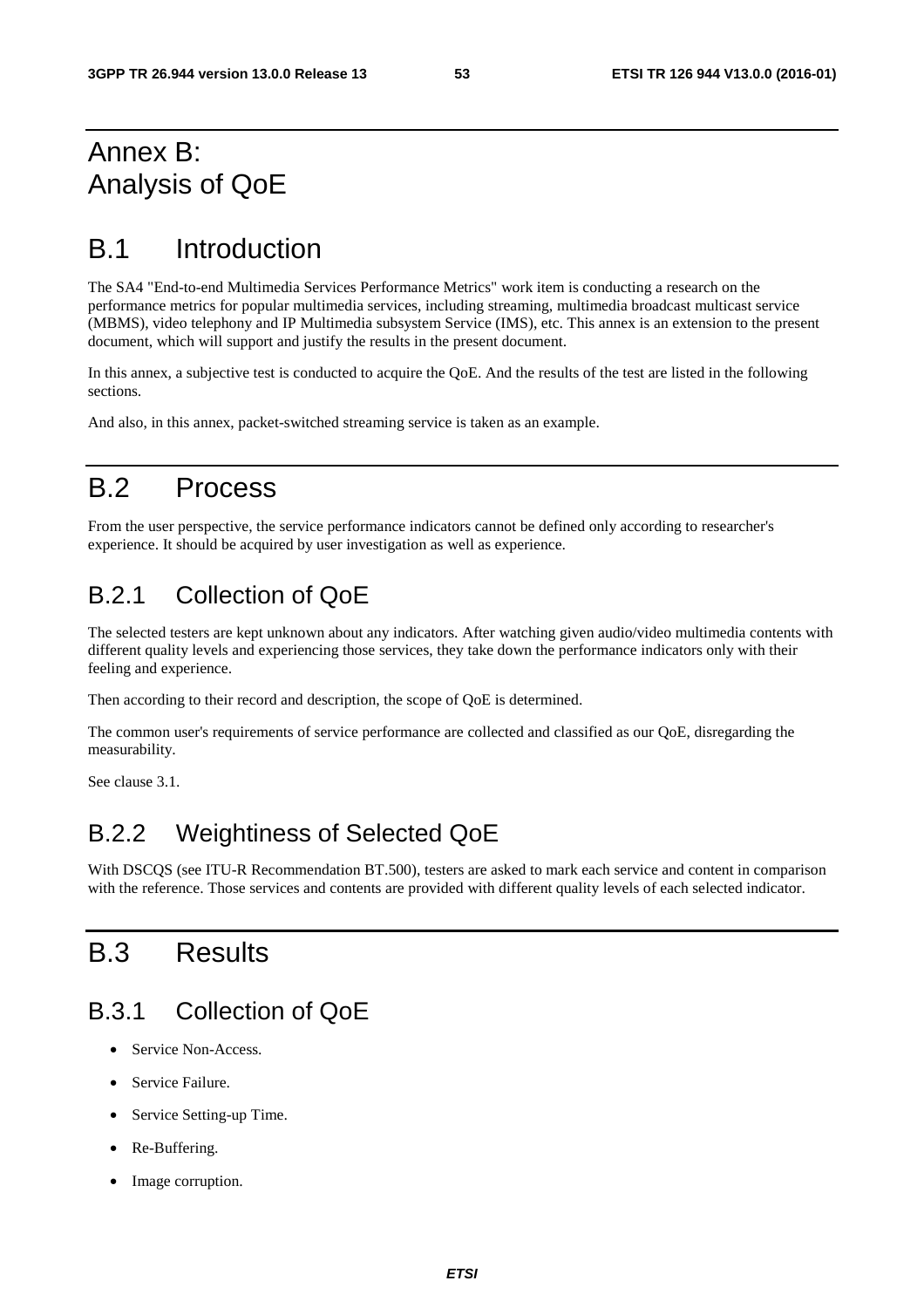# Annex B: Analysis of QoE

## B.1 Introduction

The SA4 "End-to-end Multimedia Services Performance Metrics" work item is conducting a research on the performance metrics for popular multimedia services, including streaming, multimedia broadcast multicast service (MBMS), video telephony and IP Multimedia subsystem Service (IMS), etc. This annex is an extension to the present document, which will support and justify the results in the present document.

In this annex, a subjective test is conducted to acquire the QoE. And the results of the test are listed in the following sections.

And also, in this annex, packet-switched streaming service is taken as an example.

## B.2 Process

From the user perspective, the service performance indicators cannot be defined only according to researcher's experience. It should be acquired by user investigation as well as experience.

### B.2.1 Collection of QoE

The selected testers are kept unknown about any indicators. After watching given audio/video multimedia contents with different quality levels and experiencing those services, they take down the performance indicators only with their feeling and experience.

Then according to their record and description, the scope of QoE is determined.

The common user's requirements of service performance are collected and classified as our QoE, disregarding the measurability.

See clause 3.1.

### B.2.2 Weightiness of Selected QoE

With DSCQS (see ITU-R Recommendation BT.500), testers are asked to mark each service and content in comparison with the reference. Those services and contents are provided with different quality levels of each selected indicator.

## B.3 Results

### B.3.1 Collection of QoE

- Service Non-Access.
- Service Failure.
- Service Setting-up Time.
- Re-Buffering.
- Image corruption.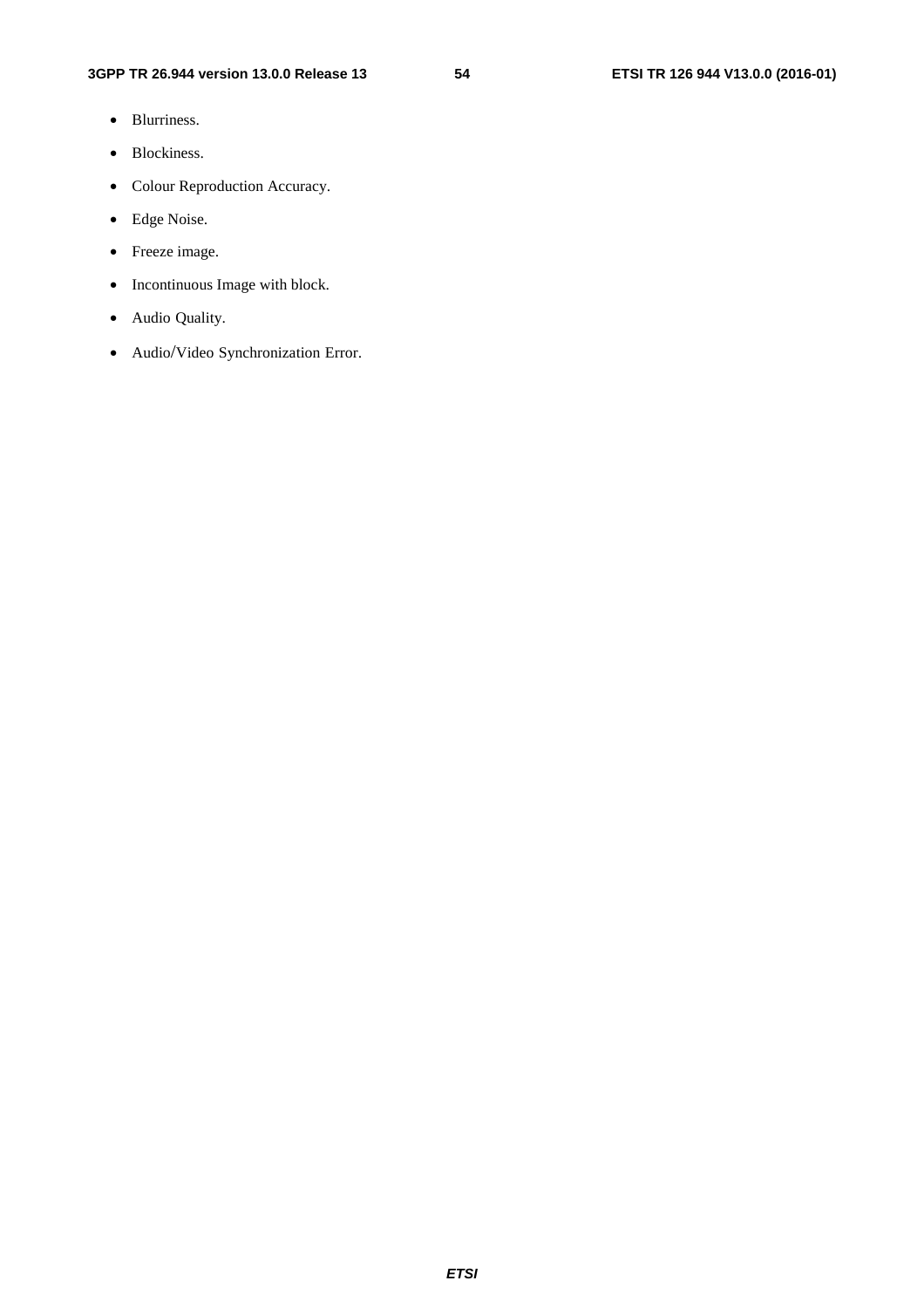- Blurriness.
- Blockiness.
- Colour Reproduction Accuracy.
- Edge Noise.
- Freeze image.
- Incontinuous Image with block.
- Audio Quality.
- Audio/Video Synchronization Error.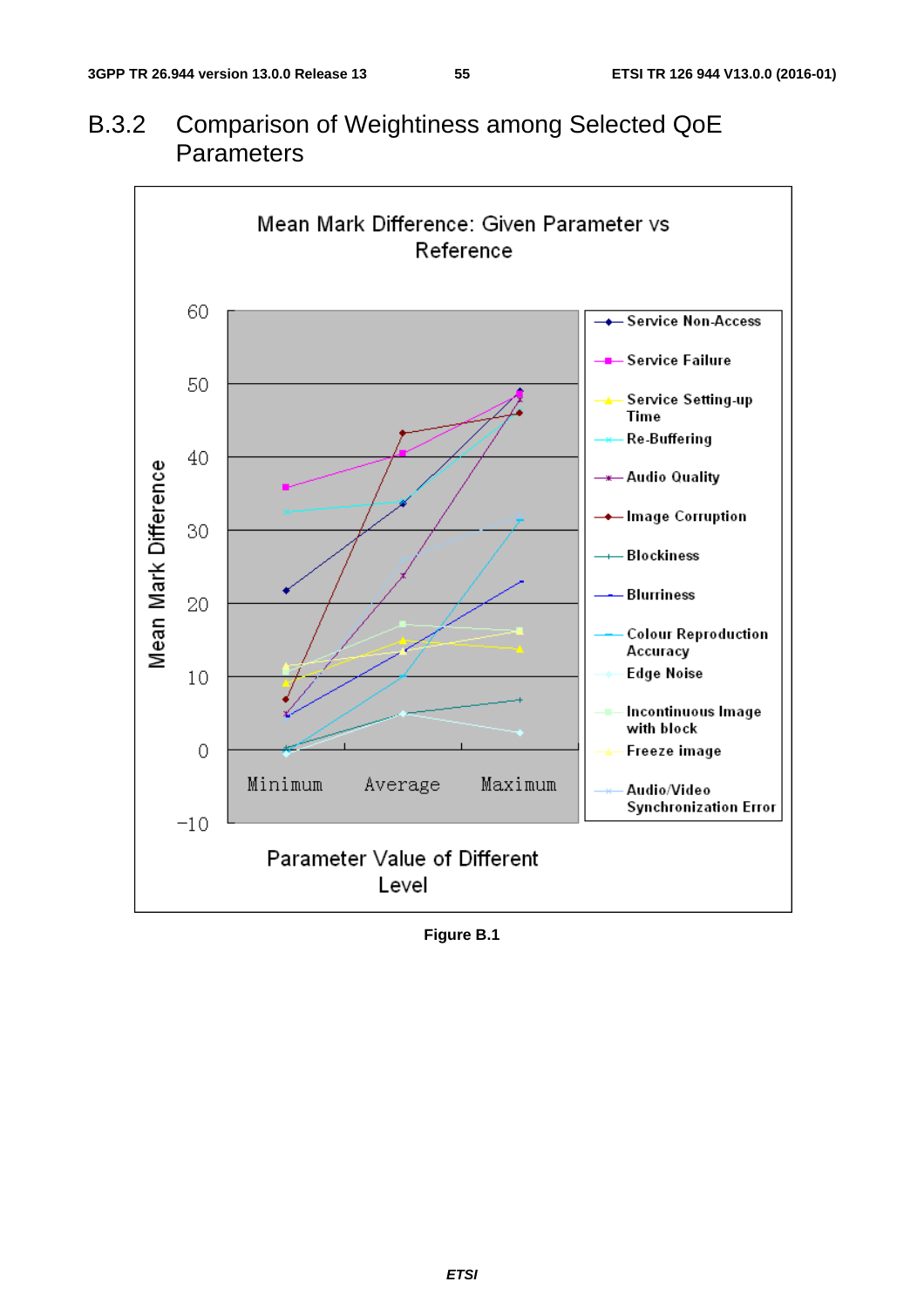### B.3.2 Comparison of Weightiness among Selected QoE Parameters

Mean Mark Difference: Given Parameter vs Reference

Mean Mark Difference

60
50
40
30
20
10
0
-10

Minimum
Average
Maximum

Parameter Value of Different Level

Service Non-Access
Service Failure
Service Setting-up Time
Re-Buffering
Audio Quality
Image Corruption
Blockiness
Blurriness
Colour Reproduction Accuracy
Edge Noise
Incontinuous Image with block
Freeze image
Audio/Video Synchronization Error

**Figure B.1**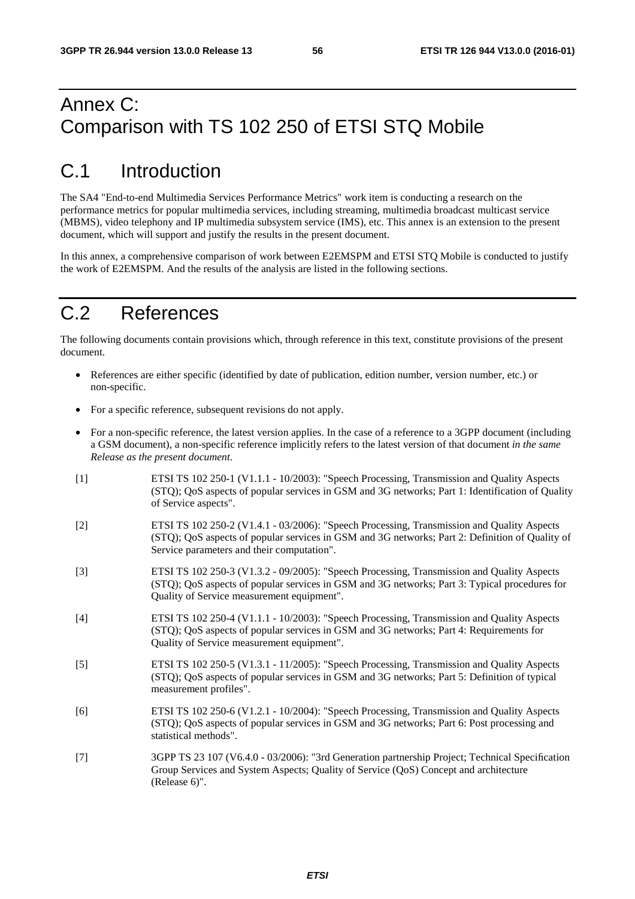# Annex C: Comparison with TS 102 250 of ETSI STQ Mobile

# C.1 Introduction

The SA4 "End-to-end Multimedia Services Performance Metrics" work item is conducting a research on the performance metrics for popular multimedia services, including streaming, multimedia broadcast multicast service (MBMS), video telephony and IP multimedia subsystem service (IMS), etc. This annex is an extension to the present document, which will support and justify the results in the present document.

In this annex, a comprehensive comparison of work between E2EMSPM and ETSI STQ Mobile is conducted to justify the work of E2EMSPM. And the results of the analysis are listed in the following sections.

# C.2 References

The following documents contain provisions which, through reference in this text, constitute provisions of the present document.

- References are either specific (identified by date of publication, edition number, version number, etc.) or non-specific.
- For a specific reference, subsequent revisions do not apply.
- For a non-specific reference, the latest version applies. In the case of a reference to a 3GPP document (including a GSM document), a non-specific reference implicitly refers to the latest version of that document *in the same Release as the present document*.

[1] ETSI TS 102 250-1 (V1.1.1 - 10/2003): "Speech Processing, Transmission and Quality Aspects (STQ); QoS aspects of popular services in GSM and 3G networks; Part 1: Identification of Quality of Service aspects".

[2] ETSI TS 102 250-2 (V1.4.1 - 03/2006): "Speech Processing, Transmission and Quality Aspects (STQ); QoS aspects of popular services in GSM and 3G networks; Part 2: Definition of Quality of Service parameters and their computation".

[3] ETSI TS 102 250-3 (V1.3.2 - 09/2005): "Speech Processing, Transmission and Quality Aspects (STQ); QoS aspects of popular services in GSM and 3G networks; Part 3: Typical procedures for Quality of Service measurement equipment".

[4] ETSI TS 102 250-4 (V1.1.1 - 10/2003): "Speech Processing, Transmission and Quality Aspects (STQ); QoS aspects of popular services in GSM and 3G networks; Part 4: Requirements for Quality of Service measurement equipment".

[5] ETSI TS 102 250-5 (V1.3.1 - 11/2005): "Speech Processing, Transmission and Quality Aspects (STQ); QoS aspects of popular services in GSM and 3G networks; Part 5: Definition of typical measurement profiles".

[6] ETSI TS 102 250-6 (V1.2.1 - 10/2004): "Speech Processing, Transmission and Quality Aspects (STQ); QoS aspects of popular services in GSM and 3G networks; Part 6: Post processing and statistical methods".

[7] 3GPP TS 23 107 (V6.4.0 - 03/2006): "3rd Generation partnership Project; Technical Specification Group Services and System Aspects; Quality of Service (QoS) Concept and architecture (Release 6)".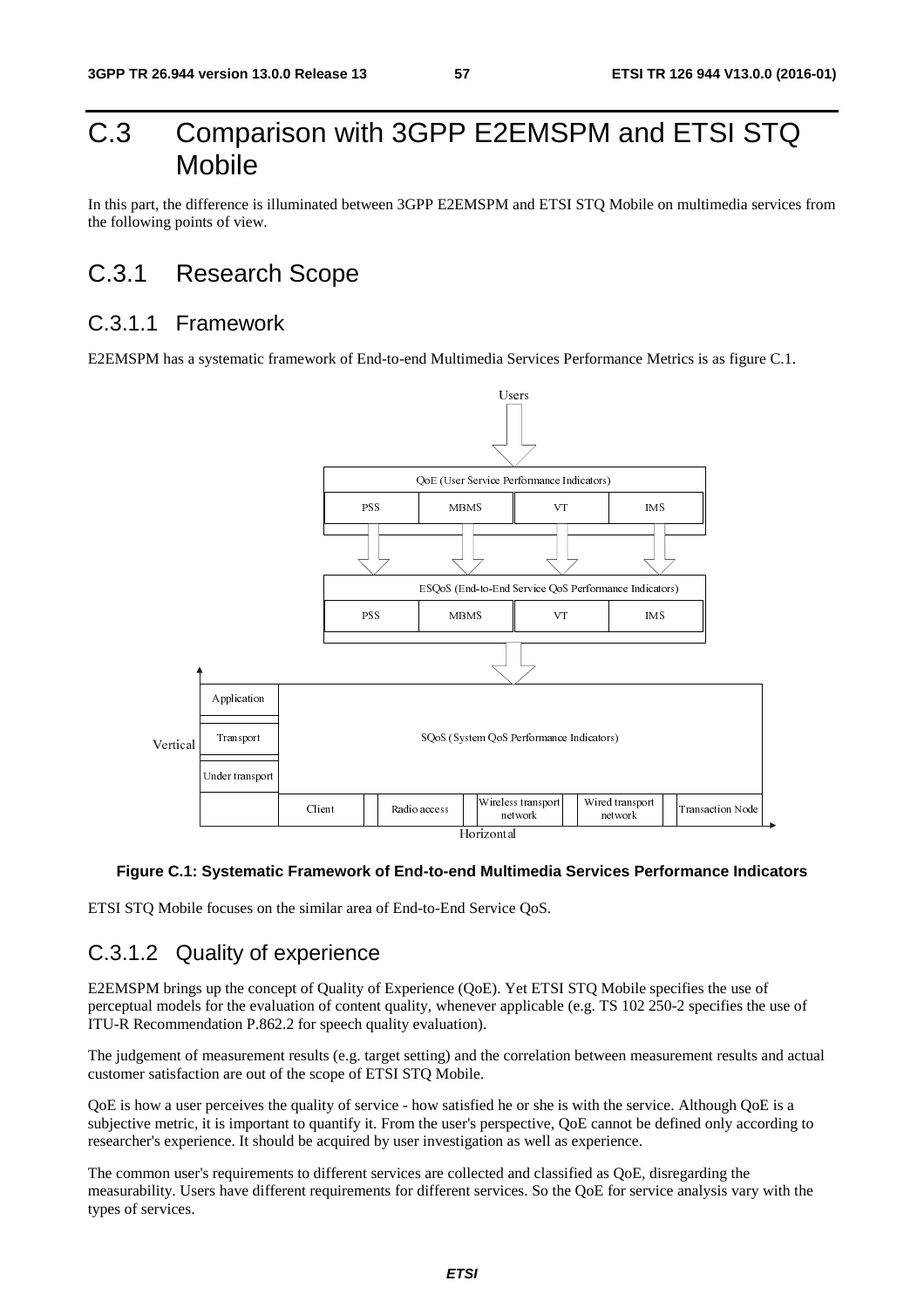# C.3 Comparison with 3GPP E2EMSPM and ETSI STQ Mobile

In this part, the difference is illuminated between 3GPP E2EMSPM and ETSI STQ Mobile on multimedia services from the following points of view.

## C.3.1 Research Scope

### C.3.1.1 Framework

E2EMSPM has a systematic framework of End-to-end Multimedia Services Performance Metrics is as figure C.1.

Users

QoE (User Service Performance Indicators)

PSS | MBMS | VT | IMS

ESQoS (End-to-End Service QoS Performance Indicators)

PSS | MBMS | VT | IMS

Vertical

Application

Transport

Under transport

SQoS (System QoS Performance Indicators)

Client | Radio access | Wireless transport network | Wired transport network | Transaction Node

Horizontal

**Figure C.1: Systematic Framework of End-to-end Multimedia Services Performance Indicators**

ETSI STQ Mobile focuses on the similar area of End-to-End Service QoS.

### C.3.1.2 Quality of experience

E2EMSPM brings up the concept of Quality of Experience (QoE). Yet ETSI STQ Mobile specifies the use of perceptual models for the evaluation of content quality, whenever applicable (e.g. TS 102 250-2 specifies the use of ITU-R Recommendation P.862.2 for speech quality evaluation).

The judgement of measurement results (e.g. target setting) and the correlation between measurement results and actual customer satisfaction are out of the scope of ETSI STQ Mobile.

QoE is how a user perceives the quality of service - how satisfied he or she is with the service. Although QoE is a subjective metric, it is important to quantify it. From the user's perspective, QoE cannot be defined only according to researcher's experience. It should be acquired by user investigation as well as experience.

The common user's requirements to different services are collected and classified as QoE, disregarding the measurability. Users have different requirements for different services. So the QoE for service analysis vary with the types of services.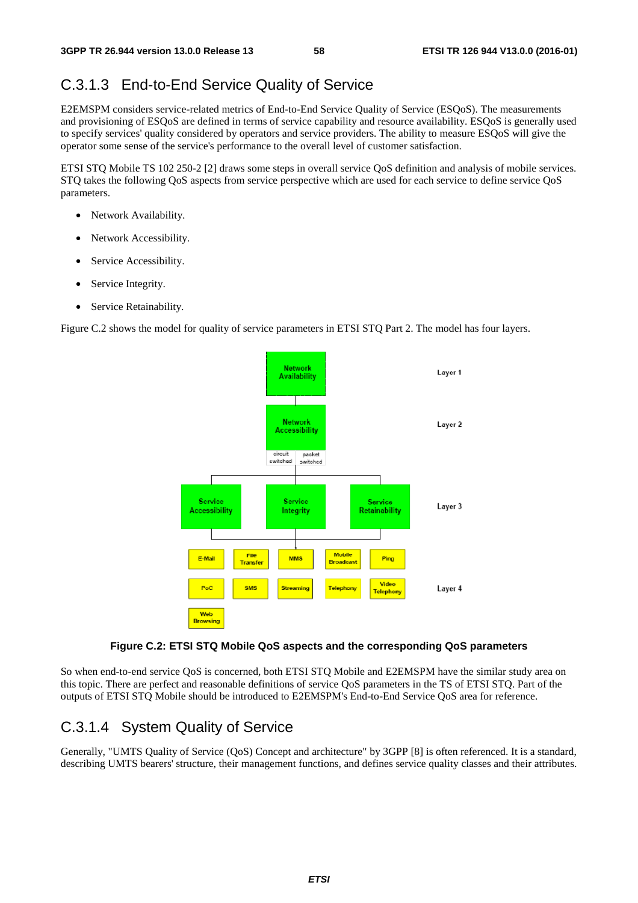## C.3.1.3 End-to-End Service Quality of Service

E2EMSPM considers service-related metrics of End-to-End Service Quality of Service (ESQoS). The measurements and provisioning of ESQoS are defined in terms of service capability and resource availability. ESQoS is generally used to specify services' quality considered by operators and service providers. The ability to measure ESQoS will give the operator some sense of the service's performance to the overall level of customer satisfaction.

ETSI STQ Mobile TS 102 250-2 [2] draws some steps in overall service QoS definition and analysis of mobile services. STQ takes the following QoS aspects from service perspective which are used for each service to define service QoS parameters.

- Network Availability.
- Network Accessibility.
- Service Accessibility.
- Service Integrity.
- Service Retainability.

Figure C.2 shows the model for quality of service parameters in ETSI STQ Part 2. The model has four layers.

Network Availability
Layer 1
Network Accessibility
Layer 2
circuit switched
packet switched
Service Accessibility
Service Integrity
Service Retainability
Layer 3
E-Mail
File Transfer
MMS
Mobile Broadcast
Ping
PoC
SMS
Streaming
Telephony
Video Telephony
Web Browsing
Layer 4

**Figure C.2: ETSI STQ Mobile QoS aspects and the corresponding QoS parameters**

So when end-to-end service QoS is concerned, both ETSI STQ Mobile and E2EMSPM have the similar study area on this topic. There are perfect and reasonable definitions of service QoS parameters in the TS of ETSI STQ. Part of the outputs of ETSI STQ Mobile should be introduced to E2EMSPM's End-to-End Service QoS area for reference.

## C.3.1.4 System Quality of Service

Generally, "UMTS Quality of Service (QoS) Concept and architecture" by 3GPP [8] is often referenced. It is a standard, describing UMTS bearers' structure, their management functions, and defines service quality classes and their attributes.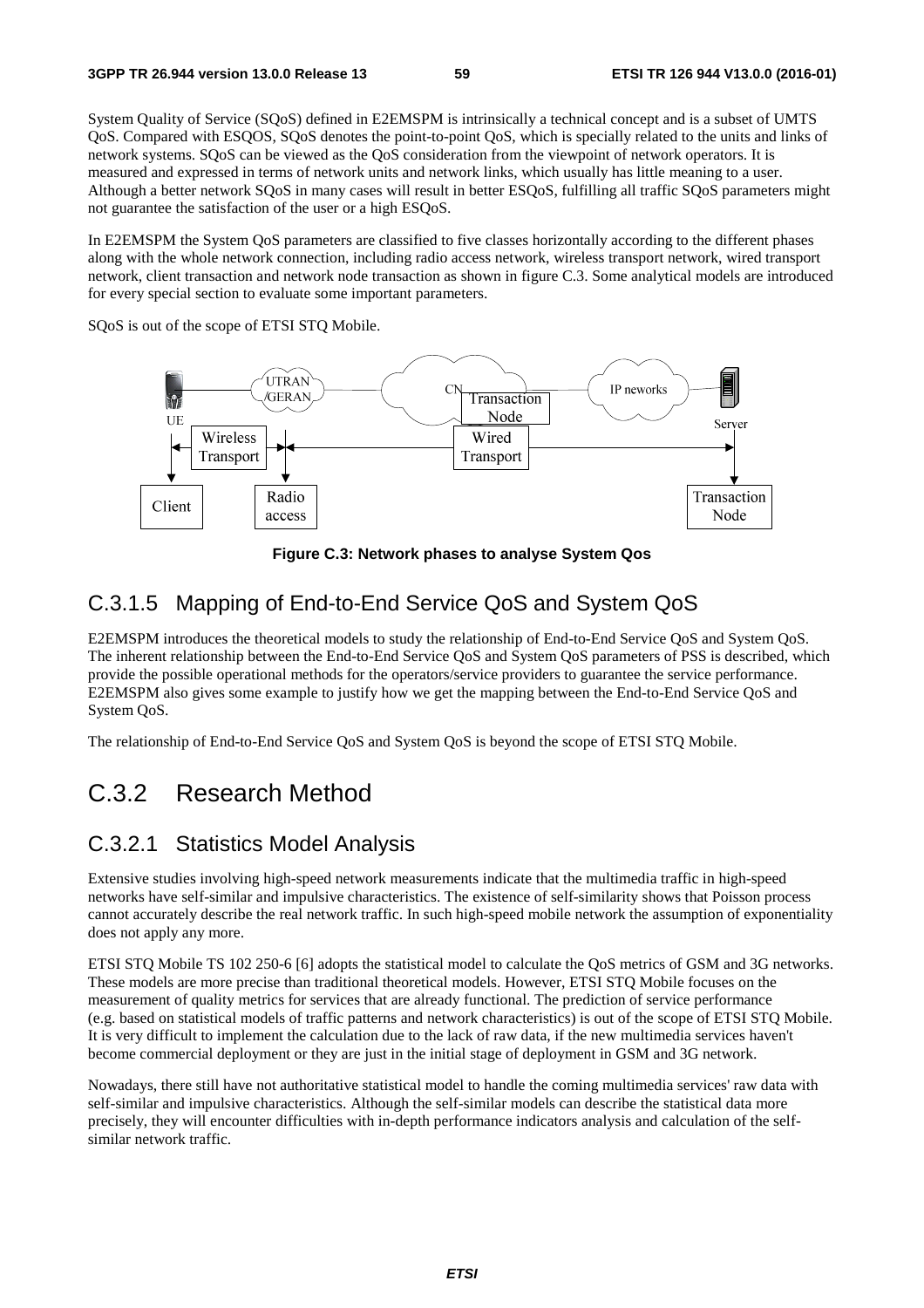System Quality of Service (SQoS) defined in E2EMSPM is intrinsically a technical concept and is a subset of UMTS QoS. Compared with ESQOS, SQoS denotes the point-to-point QoS, which is specially related to the units and links of network systems. SQoS can be viewed as the QoS consideration from the viewpoint of network operators. It is measured and expressed in terms of network units and network links, which usually has little meaning to a user. Although a better network SQoS in many cases will result in better ESQoS, fulfilling all traffic SQoS parameters might not guarantee the satisfaction of the user or a high ESQoS.

In E2EMSPM the System QoS parameters are classified to five classes horizontally according to the different phases along with the whole network connection, including radio access network, wireless transport network, wired transport network, client transaction and network node transaction as shown in figure C.3. Some analytical models are introduced for every special section to evaluate some important parameters.

SQoS is out of the scope of ETSI STQ Mobile.

UTRAN /GERAN
CN
Transaction Node
IP neworks
UE
Server
Wireless Transport
Wired Transport
Client
Radio access
Transaction Node

**Figure C.3: Network phases to analyse System Qos**

### C.3.1.5 Mapping of End-to-End Service QoS and System QoS

E2EMSPM introduces the theoretical models to study the relationship of End-to-End Service QoS and System QoS. The inherent relationship between the End-to-End Service QoS and System QoS parameters of PSS is described, which provide the possible operational methods for the operators/service providers to guarantee the service performance. E2EMSPM also gives some example to justify how we get the mapping between the End-to-End Service QoS and System QoS.

The relationship of End-to-End Service QoS and System QoS is beyond the scope of ETSI STQ Mobile.

## C.3.2 Research Method

### C.3.2.1 Statistics Model Analysis

Extensive studies involving high-speed network measurements indicate that the multimedia traffic in high-speed networks have self-similar and impulsive characteristics. The existence of self-similarity shows that Poisson process cannot accurately describe the real network traffic. In such high-speed mobile network the assumption of exponentiality does not apply any more.

ETSI STQ Mobile TS 102 250-6 [6] adopts the statistical model to calculate the QoS metrics of GSM and 3G networks. These models are more precise than traditional theoretical models. However, ETSI STQ Mobile focuses on the measurement of quality metrics for services that are already functional. The prediction of service performance (e.g. based on statistical models of traffic patterns and network characteristics) is out of the scope of ETSI STQ Mobile. It is very difficult to implement the calculation due to the lack of raw data, if the new multimedia services haven't become commercial deployment or they are just in the initial stage of deployment in GSM and 3G network.

Nowadays, there still have not authoritative statistical model to handle the coming multimedia services' raw data with self-similar and impulsive characteristics. Although the self-similar models can describe the statistical data more precisely, they will encounter difficulties with in-depth performance indicators analysis and calculation of the self-similar network traffic.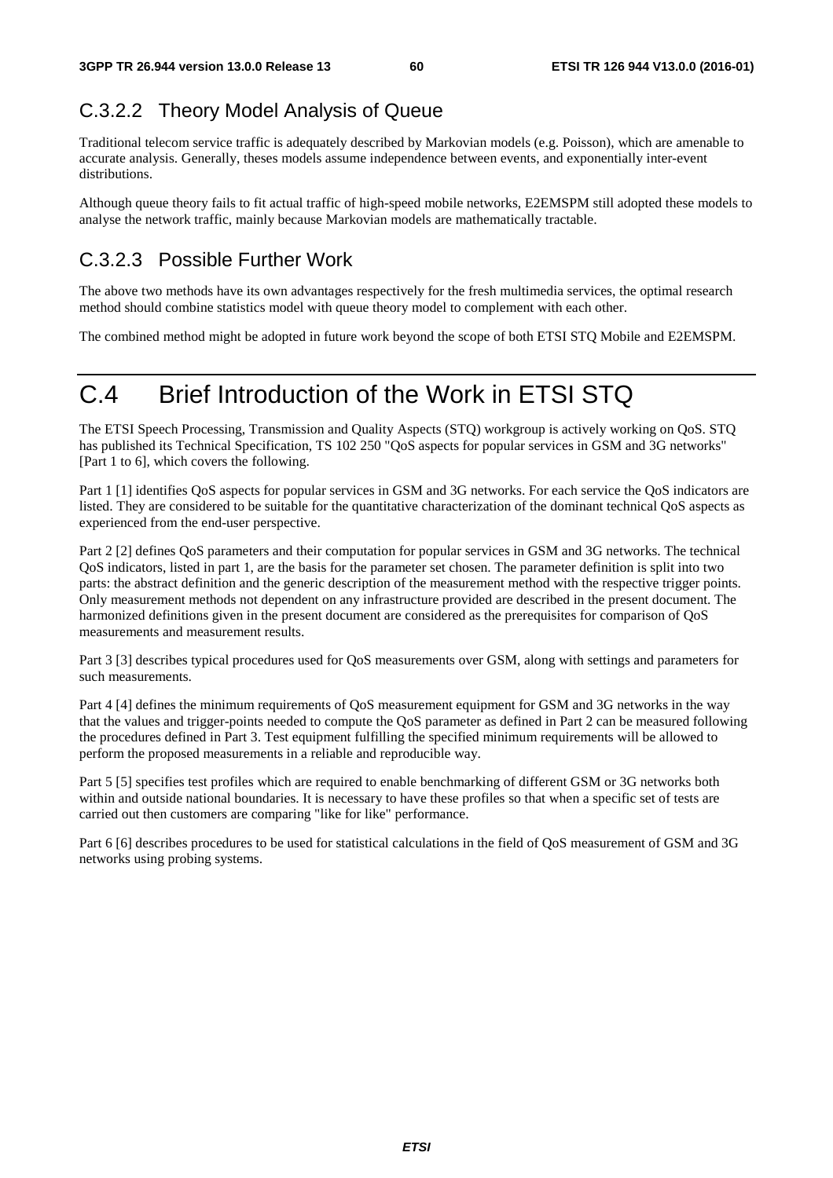### C.3.2.2 Theory Model Analysis of Queue

Traditional telecom service traffic is adequately described by Markovian models (e.g. Poisson), which are amenable to accurate analysis. Generally, theses models assume independence between events, and exponentially inter-event distributions.

Although queue theory fails to fit actual traffic of high-speed mobile networks, E2EMSPM still adopted these models to analyse the network traffic, mainly because Markovian models are mathematically tractable.

### C.3.2.3 Possible Further Work

The above two methods have its own advantages respectively for the fresh multimedia services, the optimal research method should combine statistics model with queue theory model to complement with each other.

The combined method might be adopted in future work beyond the scope of both ETSI STQ Mobile and E2EMSPM.

# C.4 Brief Introduction of the Work in ETSI STQ

The ETSI Speech Processing, Transmission and Quality Aspects (STQ) workgroup is actively working on QoS. STQ has published its Technical Specification, TS 102 250 "QoS aspects for popular services in GSM and 3G networks" [Part 1 to 6], which covers the following.

Part 1 [1] identifies QoS aspects for popular services in GSM and 3G networks. For each service the QoS indicators are listed. They are considered to be suitable for the quantitative characterization of the dominant technical QoS aspects as experienced from the end-user perspective.

Part 2 [2] defines QoS parameters and their computation for popular services in GSM and 3G networks. The technical QoS indicators, listed in part 1, are the basis for the parameter set chosen. The parameter definition is split into two parts: the abstract definition and the generic description of the measurement method with the respective trigger points. Only measurement methods not dependent on any infrastructure provided are described in the present document. The harmonized definitions given in the present document are considered as the prerequisites for comparison of QoS measurements and measurement results.

Part 3 [3] describes typical procedures used for QoS measurements over GSM, along with settings and parameters for such measurements.

Part 4 [4] defines the minimum requirements of QoS measurement equipment for GSM and 3G networks in the way that the values and trigger-points needed to compute the QoS parameter as defined in Part 2 can be measured following the procedures defined in Part 3. Test equipment fulfilling the specified minimum requirements will be allowed to perform the proposed measurements in a reliable and reproducible way.

Part 5 [5] specifies test profiles which are required to enable benchmarking of different GSM or 3G networks both within and outside national boundaries. It is necessary to have these profiles so that when a specific set of tests are carried out then customers are comparing "like for like" performance.

Part 6 [6] describes procedures to be used for statistical calculations in the field of QoS measurement of GSM and 3G networks using probing systems.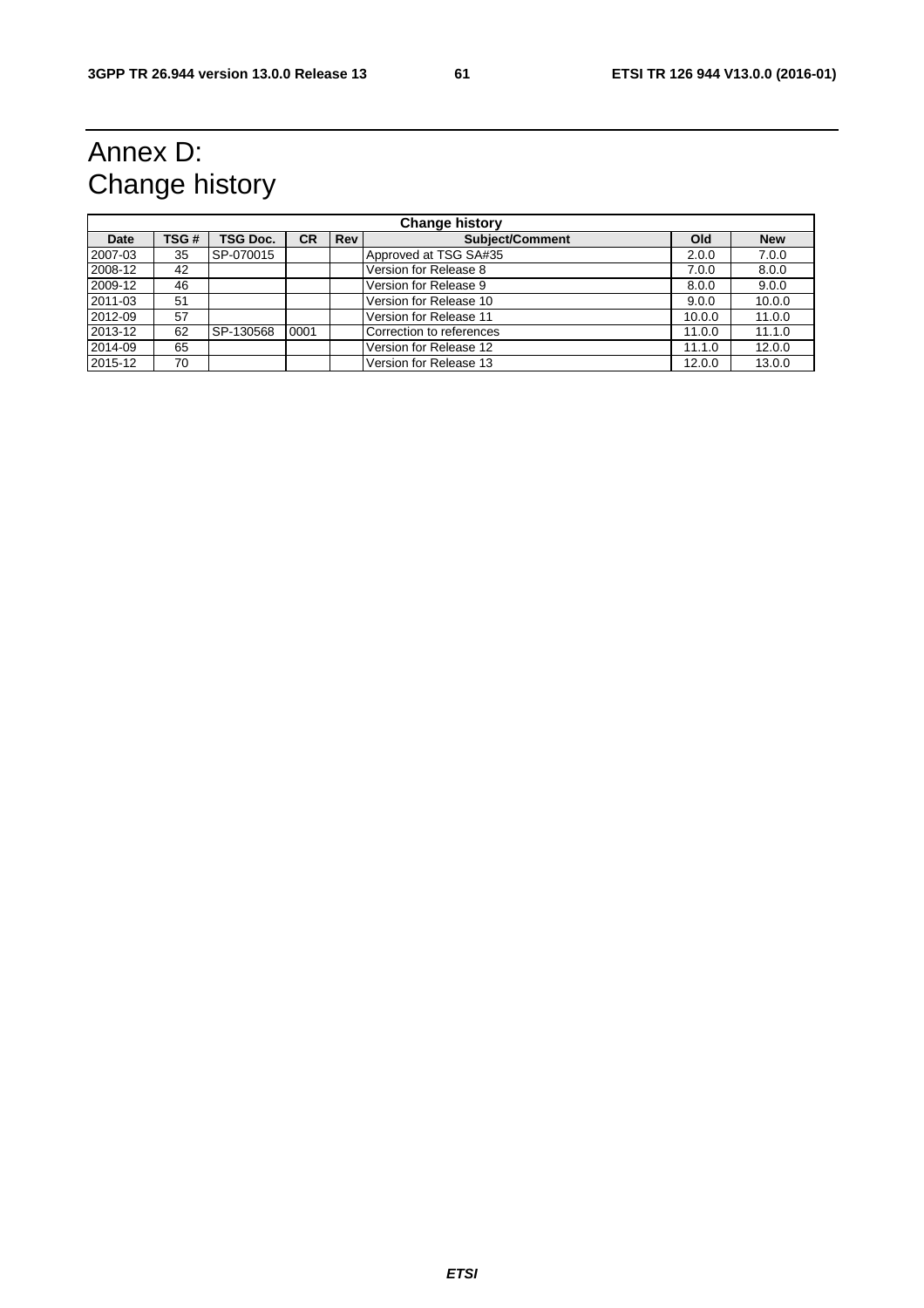# Annex D: Change history

| Change history | | | | | | | |
|---|---|---|---|---|---|---|---|
| **Date** | **TSG #** | **TSG Doc.** | **CR** | **Rev** | **Subject/Comment** | **Old** | **New** |
| 2007-03 | 35 | SP-070015 | | | Approved at TSG SA#35 | 2.0.0 | 7.0.0 |
| 2008-12 | 42 | | | | Version for Release 8 | 7.0.0 | 8.0.0 |
| 2009-12 | 46 | | | | Version for Release 9 | 8.0.0 | 9.0.0 |
| 2011-03 | 51 | | | | Version for Release 10 | 9.0.0 | 10.0.0 |
| 2012-09 | 57 | | | | Version for Release 11 | 10.0.0 | 11.0.0 |
| 2013-12 | 62 | SP-130568 | 0001 | | Correction to references | 11.0.0 | 11.1.0 |
| 2014-09 | 65 | | | | Version for Release 12 | 11.1.0 | 12.0.0 |
| 2015-12 | 70 | | | | Version for Release 13 | 12.0.0 | 13.0.0 |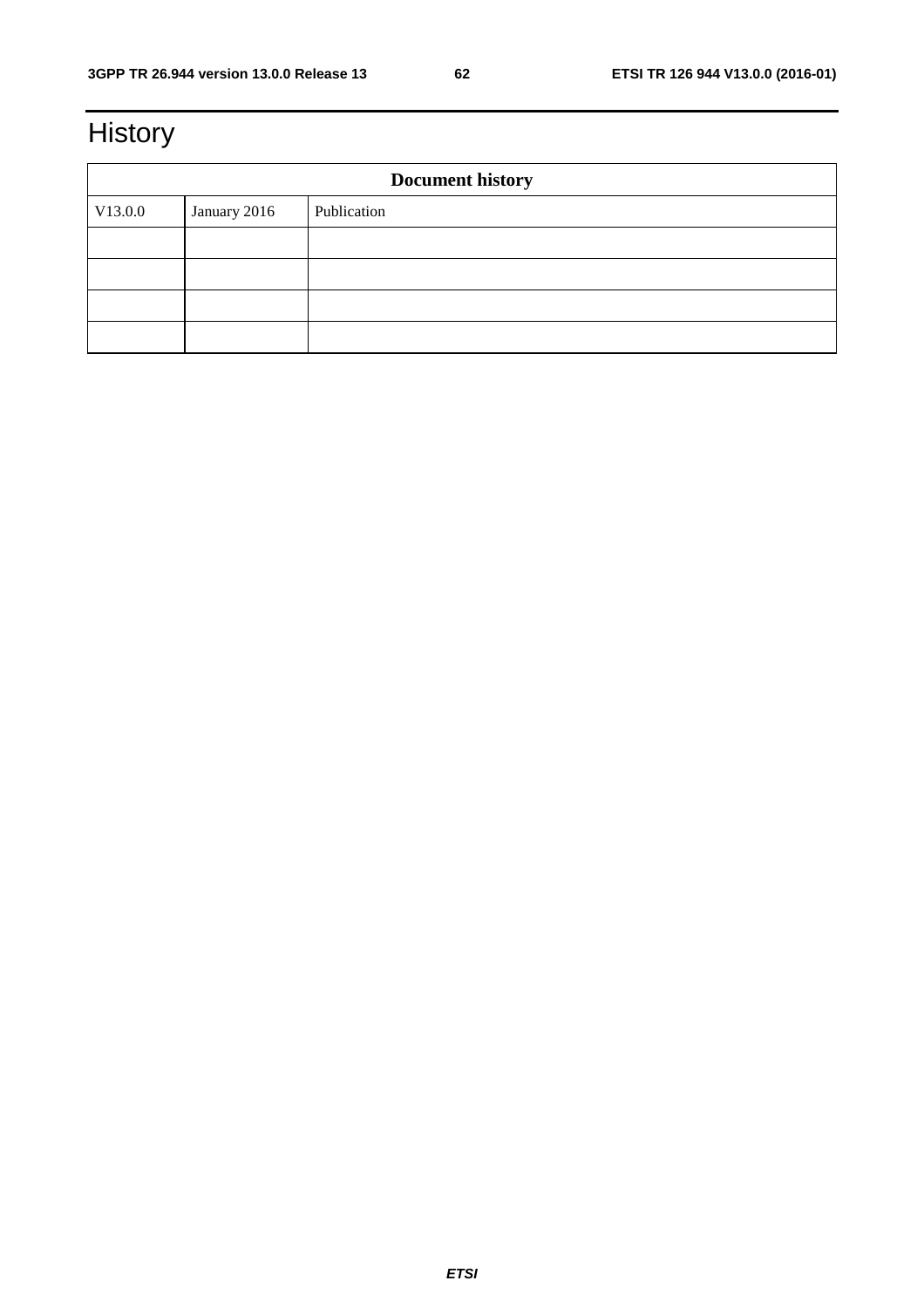# History

| Document history | | |
|---|---|---|
| V13.0.0 | January 2016 | Publication |
| | | |
| | | |
| | | |
| | | |